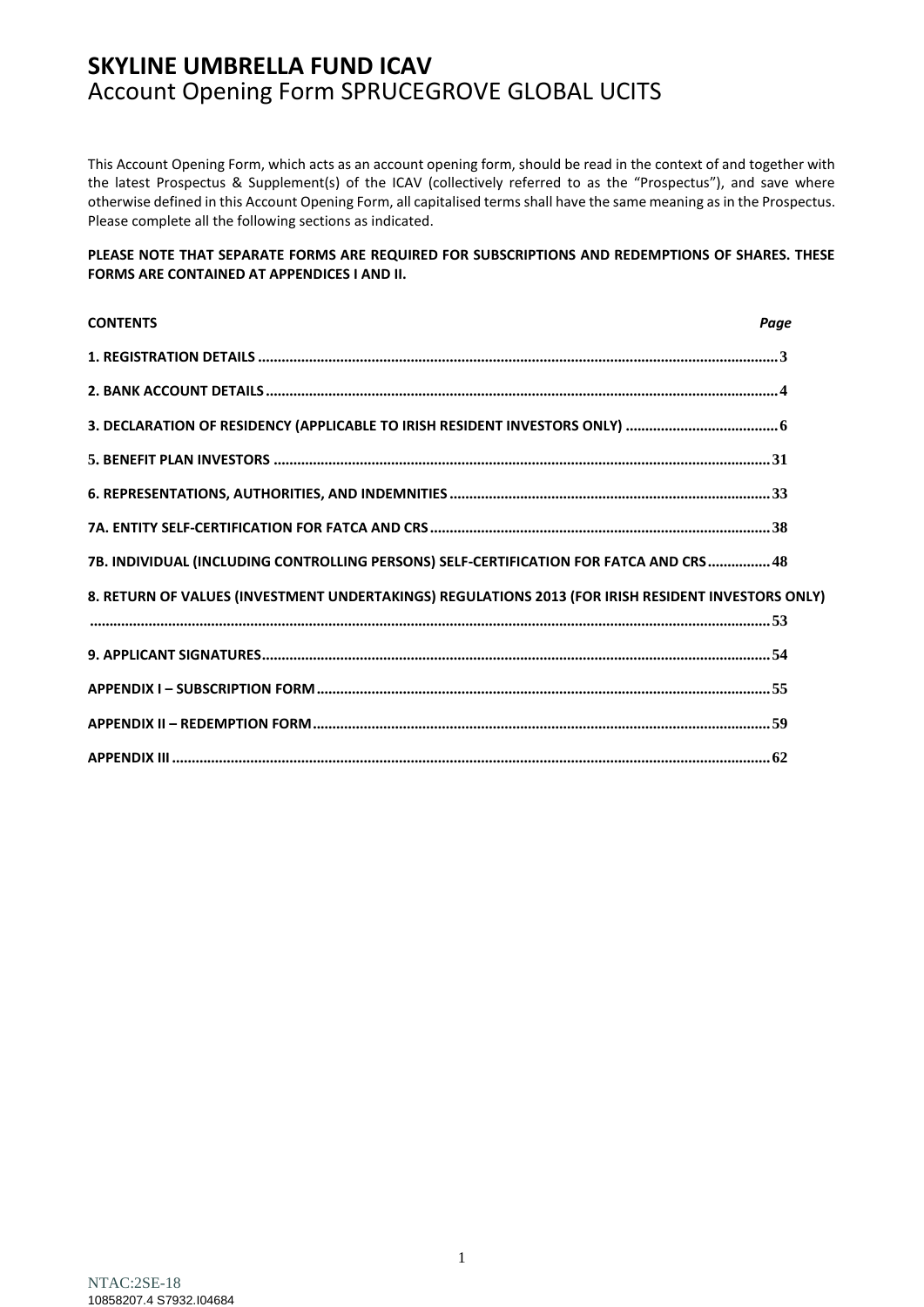# SKYLINE UMBRELLA FUND ICAV

## Account Opening Form SPRUCEGROVE GLOBAL UCITS

This Account Opening Form, which acts as an account opening form, should be read in the context of and together with the latest Prospectus & Supplement(s) of the ICAV (collectively referred to as the "Prospectus"), and save where otherwise defined in this Account Opening Form, all capitalised terms shall have the same meaning as in the Prospectus. Please complete all the following sections as indicated.

**PLEASE NOTE THAT SEPARATE FORMS ARE REQUIRED FOR SUBSCRIPTIONS AND REDEMPTIONS OF SHARES. THESE FORMS ARE CONTAINED AT APPENDICES I AND II.**

| **CONTENTS** | ***Page*** |
|---|---|
| **1. REGISTRATION DETAILS** | **3** |
| **2. BANK ACCOUNT DETAILS** | **4** |
| **3. DECLARATION OF RESIDENCY (APPLICABLE TO IRISH RESIDENT INVESTORS ONLY)** | **6** |
| **5. BENEFIT PLAN INVESTORS** | **31** |
| **6. REPRESENTATIONS, AUTHORITIES, AND INDEMNITIES** | **33** |
| **7A. ENTITY SELF-CERTIFICATION FOR FATCA AND CRS** | **38** |
| **7B. INDIVIDUAL (INCLUDING CONTROLLING PERSONS) SELF-CERTIFICATION FOR FATCA AND CRS** | **48** |
| **8. RETURN OF VALUES (INVESTMENT UNDERTAKINGS) REGULATIONS 2013 (FOR IRISH RESIDENT INVESTORS ONLY)** | **53** |
| **9. APPLICANT SIGNATURES** | **54** |
| **APPENDIX I – SUBSCRIPTION FORM** | **55** |
| **APPENDIX II – REDEMPTION FORM** | **59** |
| **APPENDIX III** | **62** |

NTAC:2SE-18
10858207.4 S7932.I04684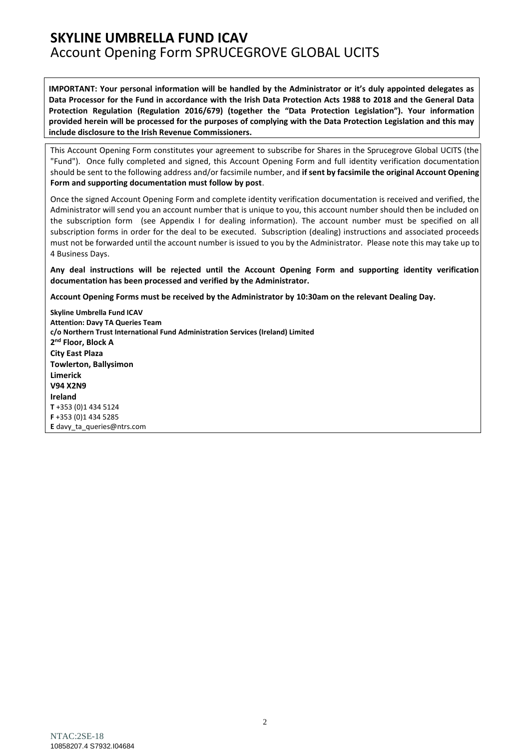# SKYLINE UMBRELLA FUND ICAV

## Account Opening Form SPRUCEGROVE GLOBAL UCITS

**IMPORTANT: Your personal information will be handled by the Administrator or it's duly appointed delegates as Data Processor for the Fund in accordance with the Irish Data Protection Acts 1988 to 2018 and the General Data Protection Regulation (Regulation 2016/679) (together the "Data Protection Legislation"). Your information provided herein will be processed for the purposes of complying with the Data Protection Legislation and this may include disclosure to the Irish Revenue Commissioners.**

This Account Opening Form constitutes your agreement to subscribe for Shares in the Sprucegrove Global UCITS (the "Fund"). Once fully completed and signed, this Account Opening Form and full identity verification documentation should be sent to the following address and/or facsimile number, and **if sent by facsimile the original Account Opening Form and supporting documentation must follow by post**.

Once the signed Account Opening Form and complete identity verification documentation is received and verified, the Administrator will send you an account number that is unique to you, this account number should then be included on the subscription form (see Appendix I for dealing information). The account number must be specified on all subscription forms in order for the deal to be executed. Subscription (dealing) instructions and associated proceeds must not be forwarded until the account number is issued to you by the Administrator. Please note this may take up to 4 Business Days.

**Any deal instructions will be rejected until the Account Opening Form and supporting identity verification documentation has been processed and verified by the Administrator.**

**Account Opening Forms must be received by the Administrator by 10:30am on the relevant Dealing Day.**

**Skyline Umbrella Fund ICAV**
**Attention: Davy TA Queries Team**
**c/o Northern Trust International Fund Administration Services (Ireland) Limited**
**2nd Floor, Block A**
**City East Plaza**
**Towlerton, Ballysimon**
**Limerick**
**V94 X2N9**
**Ireland**
**T** +353 (0)1 434 5124
**F** +353 (0)1 434 5285
**E** davy_ta_queries@ntrs.com

NTAC:2SE-18
10858207.4 S7932.I04684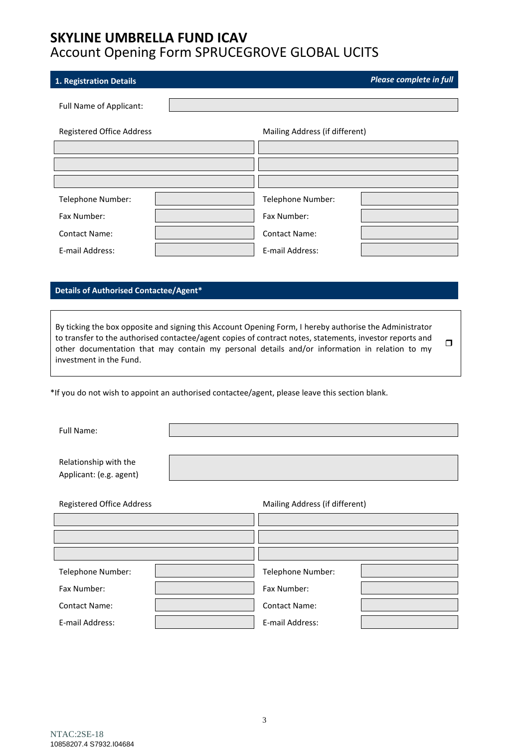# SKYLINE UMBRELLA FUND ICAV

Account Opening Form SPRUCEGROVE GLOBAL UCITS

## 1. Registration Details

***Please complete in full***

Full Name of Applicant: 

| Registered Office Address | | Mailing Address (if different) | |
|---|---|---|---|
| | | | |
| | | | |
| | | | |
| Telephone Number: | | Telephone Number: | |
| Fax Number: | | Fax Number: | |
| Contact Name: | | Contact Name: | |
| E-mail Address: | | E-mail Address: | |

## Details of Authorised Contactee/Agent*

By ticking the box opposite and signing this Account Opening Form, I hereby authorise the Administrator to transfer to the authorised contactee/agent copies of contract notes, statements, investor reports and other documentation that may contain my personal details and/or information in relation to my investment in the Fund. ❒

*If you do not wish to appoint an authorised contactee/agent, please leave this section blank.

Full Name: 

Relationship with the Applicant: (e.g. agent) 

| Registered Office Address | | Mailing Address (if different) | |
|---|---|---|---|
| | | | |
| | | | |
| | | | |
| Telephone Number: | | Telephone Number: | |
| Fax Number: | | Fax Number: | |
| Contact Name: | | Contact Name: | |
| E-mail Address: | | E-mail Address: | |

NTAC:2SE-18
10858207.4 S7932.I04684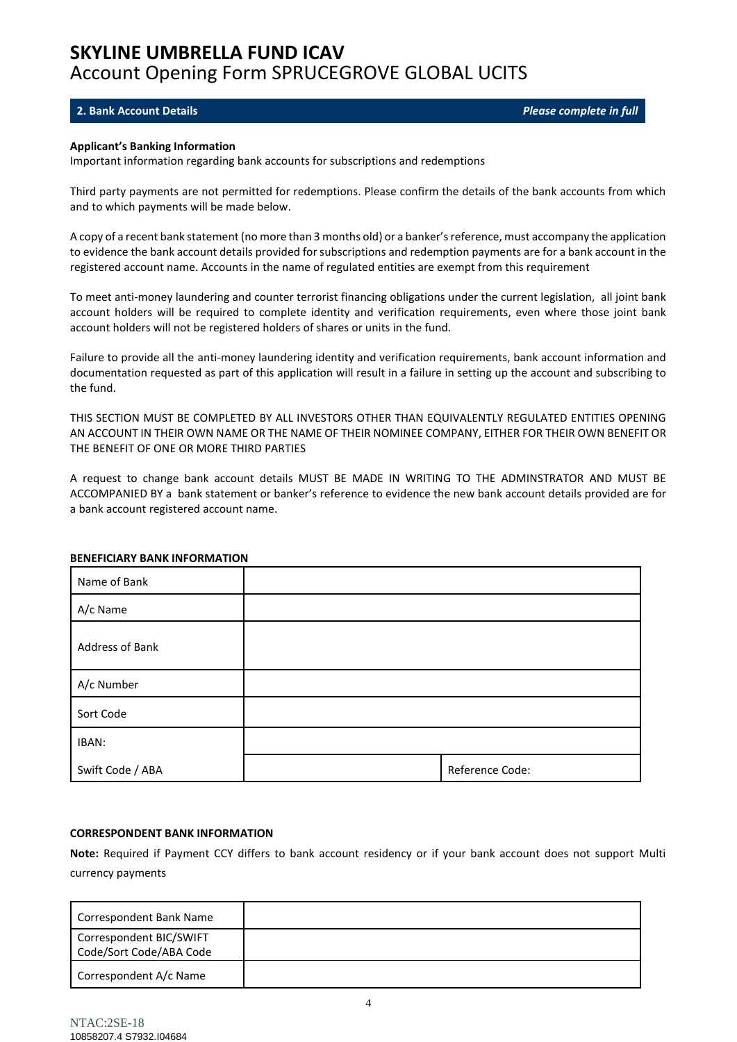# SKYLINE UMBRELLA FUND ICAV
## Account Opening Form SPRUCEGROVE GLOBAL UCITS

### 2. Bank Account Details — *Please complete in full*

**Applicant's Banking Information**
Important information regarding bank accounts for subscriptions and redemptions

Third party payments are not permitted for redemptions. Please confirm the details of the bank accounts from which and to which payments will be made below.

A copy of a recent bank statement (no more than 3 months old) or a banker's reference, must accompany the application to evidence the bank account details provided for subscriptions and redemption payments are for a bank account in the registered account name. Accounts in the name of regulated entities are exempt from this requirement

To meet anti-money laundering and counter terrorist financing obligations under the current legislation, all joint bank account holders will be required to complete identity and verification requirements, even where those joint bank account holders will not be registered holders of shares or units in the fund.

Failure to provide all the anti-money laundering identity and verification requirements, bank account information and documentation requested as part of this application will result in a failure in setting up the account and subscribing to the fund.

THIS SECTION MUST BE COMPLETED BY ALL INVESTORS OTHER THAN EQUIVALENTLY REGULATED ENTITIES OPENING AN ACCOUNT IN THEIR OWN NAME OR THE NAME OF THEIR NOMINEE COMPANY, EITHER FOR THEIR OWN BENEFIT OR THE BENEFIT OF ONE OR MORE THIRD PARTIES

A request to change bank account details MUST BE MADE IN WRITING TO THE ADMINSTRATOR AND MUST BE ACCOMPANIED BY a bank statement or banker's reference to evidence the new bank account details provided are for a bank account registered account name.

**BENEFICIARY BANK INFORMATION**

| | | |
|---|---|---|
| Name of Bank | | |
| A/c Name | | |
| Address of Bank | | |
| A/c Number | | |
| Sort Code | | |
| IBAN: | | |
| Swift Code / ABA | | Reference Code: |

**CORRESPONDENT BANK INFORMATION**

**Note:** Required if Payment CCY differs to bank account residency or if your bank account does not support Multi currency payments

| | |
|---|---|
| Correspondent Bank Name | |
| Correspondent BIC/SWIFT Code/Sort Code/ABA Code | |
| Correspondent A/c Name | |

NTAC:2SE-18
10858207.4 S7932.I04684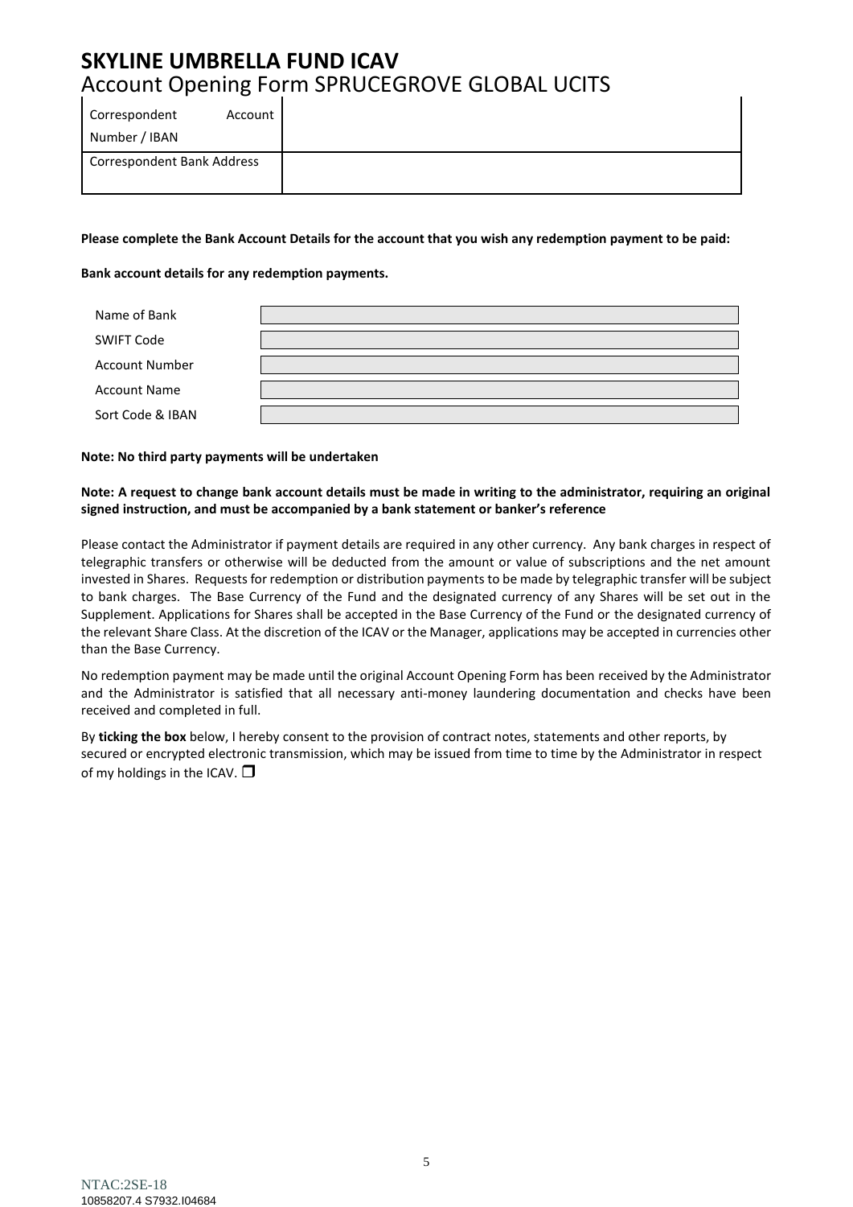# SKYLINE UMBRELLA FUND ICAV

## Account Opening Form SPRUCEGROVE GLOBAL UCITS

| Correspondent Account Number / IBAN | |
|---|---|
| Correspondent Bank Address | |

**Please complete the Bank Account Details for the account that you wish any redemption payment to be paid:**

**Bank account details for any redemption payments.**

| Name of Bank | |
|---|---|
| SWIFT Code | |
| Account Number | |
| Account Name | |
| Sort Code & IBAN | |

**Note: No third party payments will be undertaken**

**Note: A request to change bank account details must be made in writing to the administrator, requiring an original signed instruction, and must be accompanied by a bank statement or banker's reference**

Please contact the Administrator if payment details are required in any other currency. Any bank charges in respect of telegraphic transfers or otherwise will be deducted from the amount or value of subscriptions and the net amount invested in Shares. Requests for redemption or distribution payments to be made by telegraphic transfer will be subject to bank charges. The Base Currency of the Fund and the designated currency of any Shares will be set out in the Supplement. Applications for Shares shall be accepted in the Base Currency of the Fund or the designated currency of the relevant Share Class. At the discretion of the ICAV or the Manager, applications may be accepted in currencies other than the Base Currency.

No redemption payment may be made until the original Account Opening Form has been received by the Administrator and the Administrator is satisfied that all necessary anti-money laundering documentation and checks have been received and completed in full.

By **ticking the box** below, I hereby consent to the provision of contract notes, statements and other reports, by secured or encrypted electronic transmission, which may be issued from time to time by the Administrator in respect of my holdings in the ICAV. ☐

NTAC:2SE-18
10858207.4 S7932.I04684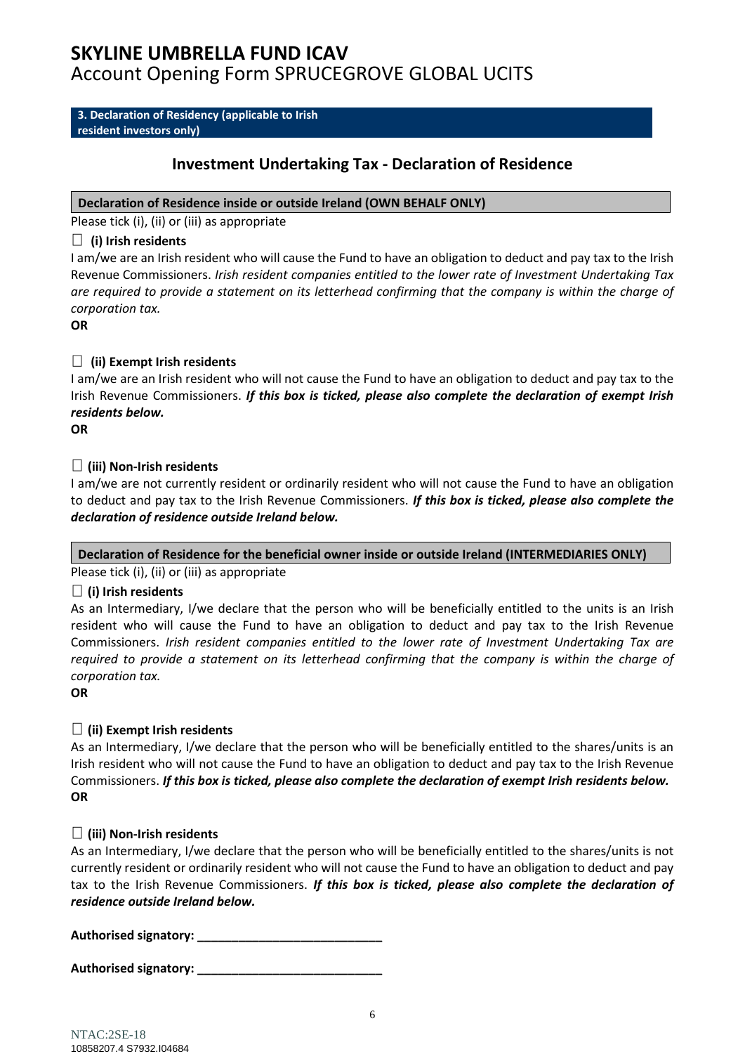# SKYLINE UMBRELLA FUND ICAV

Account Opening Form SPRUCEGROVE GLOBAL UCITS

**3. Declaration of Residency (applicable to Irish resident investors only)**

## Investment Undertaking Tax - Declaration of Residence

**Declaration of Residence inside or outside Ireland (OWN BEHALF ONLY)**

Please tick (i), (ii) or (iii) as appropriate

☐ **(i) Irish residents**

I am/we are an Irish resident who will cause the Fund to have an obligation to deduct and pay tax to the Irish Revenue Commissioners. *Irish resident companies entitled to the lower rate of Investment Undertaking Tax are required to provide a statement on its letterhead confirming that the company is within the charge of corporation tax.*

**OR**

☐ **(ii) Exempt Irish residents**

I am/we are an Irish resident who will not cause the Fund to have an obligation to deduct and pay tax to the Irish Revenue Commissioners. ***If this box is ticked, please also complete the declaration of exempt Irish residents below.***

**OR**

☐ **(iii) Non-Irish residents**

I am/we are not currently resident or ordinarily resident who will not cause the Fund to have an obligation to deduct and pay tax to the Irish Revenue Commissioners. ***If this box is ticked, please also complete the declaration of residence outside Ireland below.***

**Declaration of Residence for the beneficial owner inside or outside Ireland (INTERMEDIARIES ONLY)**

Please tick (i), (ii) or (iii) as appropriate

☐ **(i) Irish residents**

As an Intermediary, I/we declare that the person who will be beneficially entitled to the units is an Irish resident who will cause the Fund to have an obligation to deduct and pay tax to the Irish Revenue Commissioners. *Irish resident companies entitled to the lower rate of Investment Undertaking Tax are required to provide a statement on its letterhead confirming that the company is within the charge of corporation tax.*

**OR**

☐ **(ii) Exempt Irish residents**

As an Intermediary, I/we declare that the person who will be beneficially entitled to the shares/units is an Irish resident who will not cause the Fund to have an obligation to deduct and pay tax to the Irish Revenue Commissioners. ***If this box is ticked, please also complete the declaration of exempt Irish residents below.***

**OR**

☐ **(iii) Non-Irish residents**

As an Intermediary, I/we declare that the person who will be beneficially entitled to the shares/units is not currently resident or ordinarily resident who will not cause the Fund to have an obligation to deduct and pay tax to the Irish Revenue Commissioners. ***If this box is ticked, please also complete the declaration of residence outside Ireland below.***

**Authorised signatory:** ___________________________

**Authorised signatory:** ___________________________

NTAC:2SE-18
10858207.4 S7932.I04684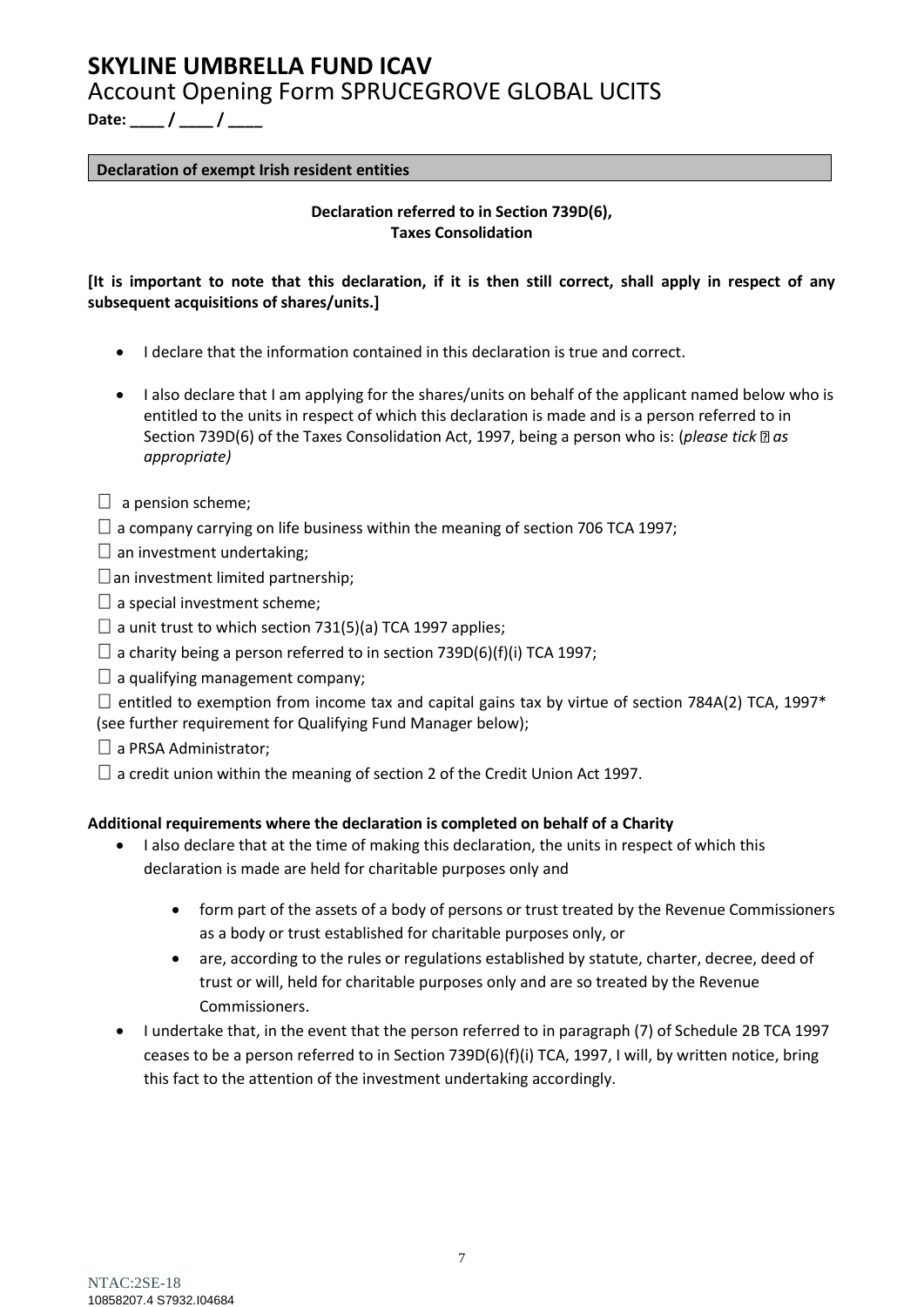# SKYLINE UMBRELLA FUND ICAV

Account Opening Form SPRUCEGROVE GLOBAL UCITS

**Date: ____ / ____ / ____**

**Declaration of exempt Irish resident entities**

**Declaration referred to in Section 739D(6), Taxes Consolidation**

**[It is important to note that this declaration, if it is then still correct, shall apply in respect of any subsequent acquisitions of shares/units.]**

- I declare that the information contained in this declaration is true and correct.
- I also declare that I am applying for the shares/units on behalf of the applicant named below who is entitled to the units in respect of which this declaration is made and is a person referred to in Section 739D(6) of the Taxes Consolidation Act, 1997, being a person who is: (*please tick ☐ as appropriate)*

☐ a pension scheme;

☐ a company carrying on life business within the meaning of section 706 TCA 1997;

☐ an investment undertaking;

☐ an investment limited partnership;

☐ a special investment scheme;

☐ a unit trust to which section 731(5)(a) TCA 1997 applies;

☐ a charity being a person referred to in section 739D(6)(f)(i) TCA 1997;

☐ a qualifying management company;

☐ entitled to exemption from income tax and capital gains tax by virtue of section 784A(2) TCA, 1997* (see further requirement for Qualifying Fund Manager below);

☐ a PRSA Administrator;

☐ a credit union within the meaning of section 2 of the Credit Union Act 1997.

**Additional requirements where the declaration is completed on behalf of a Charity**

- I also declare that at the time of making this declaration, the units in respect of which this declaration is made are held for charitable purposes only and
  - form part of the assets of a body of persons or trust treated by the Revenue Commissioners as a body or trust established for charitable purposes only, or
  - are, according to the rules or regulations established by statute, charter, decree, deed of trust or will, held for charitable purposes only and are so treated by the Revenue Commissioners.
- I undertake that, in the event that the person referred to in paragraph (7) of Schedule 2B TCA 1997 ceases to be a person referred to in Section 739D(6)(f)(i) TCA, 1997, I will, by written notice, bring this fact to the attention of the investment undertaking accordingly.

NTAC:2SE-18
10858207.4 S7932.I04684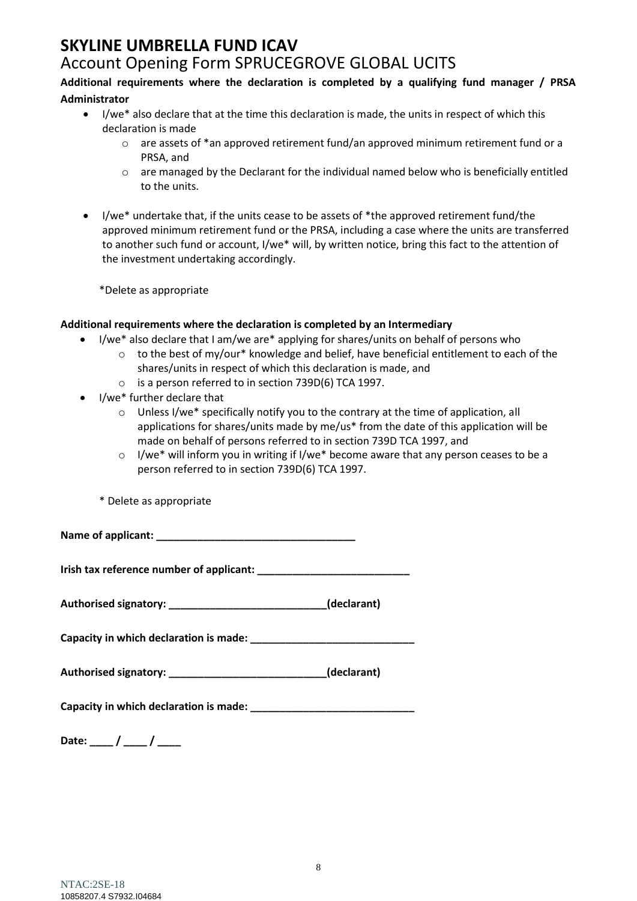# SKYLINE UMBRELLA FUND ICAV

## Account Opening Form SPRUCEGROVE GLOBAL UCITS

**Additional requirements where the declaration is completed by a qualifying fund manager / PRSA Administrator**

- I/we* also declare that at the time this declaration is made, the units in respect of which this declaration is made
  - are assets of *an approved retirement fund/an approved minimum retirement fund or a PRSA, and
  - are managed by the Declarant for the individual named below who is beneficially entitled to the units.
- I/we* undertake that, if the units cease to be assets of *the approved retirement fund/the approved minimum retirement fund or the PRSA, including a case where the units are transferred to another such fund or account, I/we* will, by written notice, bring this fact to the attention of the investment undertaking accordingly.

*Delete as appropriate

**Additional requirements where the declaration is completed by an Intermediary**

- I/we* also declare that I am/we are* applying for shares/units on behalf of persons who
  - to the best of my/our* knowledge and belief, have beneficial entitlement to each of the shares/units in respect of which this declaration is made, and
  - is a person referred to in section 739D(6) TCA 1997.
- I/we* further declare that
  - Unless I/we* specifically notify you to the contrary at the time of application, all applications for shares/units made by me/us* from the date of this application will be made on behalf of persons referred to in section 739D TCA 1997, and
  - I/we* will inform you in writing if I/we* become aware that any person ceases to be a person referred to in section 739D(6) TCA 1997.

\* Delete as appropriate

**Name of applicant: ___________________________________**

**Irish tax reference number of applicant: __________________________**

**Authorised signatory: ___________________________(declarant)**

**Capacity in which declaration is made: ____________________________**

**Authorised signatory: ___________________________(declarant)**

**Capacity in which declaration is made: ____________________________**

**Date: ____ / ____ / ____**

NTAC:2SE-18
10858207.4 S7932.I04684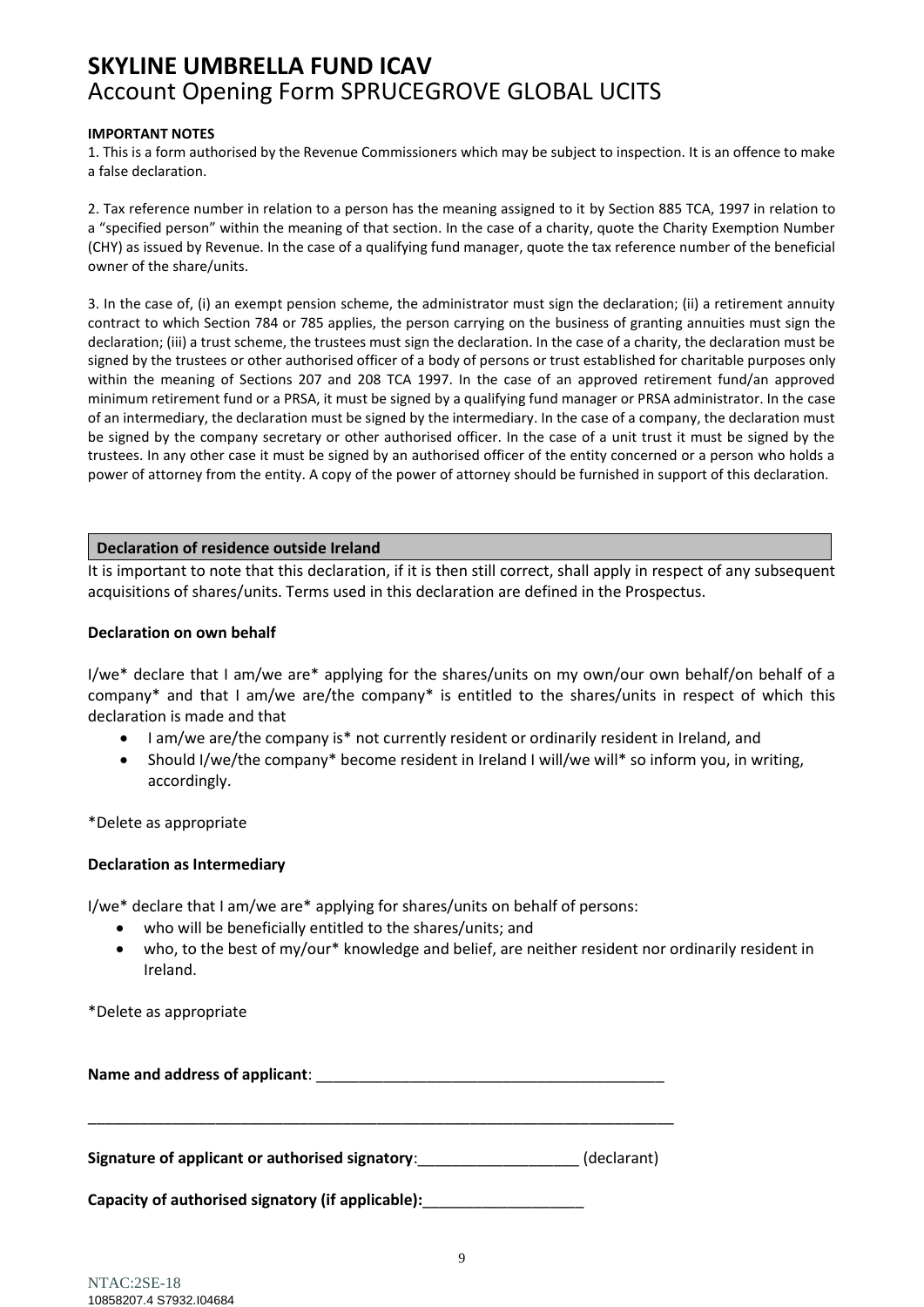# SKYLINE UMBRELLA FUND ICAV

## Account Opening Form SPRUCEGROVE GLOBAL UCITS

**IMPORTANT NOTES**

1. This is a form authorised by the Revenue Commissioners which may be subject to inspection. It is an offence to make a false declaration.

2. Tax reference number in relation to a person has the meaning assigned to it by Section 885 TCA, 1997 in relation to a "specified person" within the meaning of that section. In the case of a charity, quote the Charity Exemption Number (CHY) as issued by Revenue. In the case of a qualifying fund manager, quote the tax reference number of the beneficial owner of the share/units.

3. In the case of, (i) an exempt pension scheme, the administrator must sign the declaration; (ii) a retirement annuity contract to which Section 784 or 785 applies, the person carrying on the business of granting annuities must sign the declaration; (iii) a trust scheme, the trustees must sign the declaration. In the case of a charity, the declaration must be signed by the trustees or other authorised officer of a body of persons or trust established for charitable purposes only within the meaning of Sections 207 and 208 TCA 1997. In the case of an approved retirement fund/an approved minimum retirement fund or a PRSA, it must be signed by a qualifying fund manager or PRSA administrator. In the case of an intermediary, the declaration must be signed by the intermediary. In the case of a company, the declaration must be signed by the company secretary or other authorised officer. In the case of a unit trust it must be signed by the trustees. In any other case it must be signed by an authorised officer of the entity concerned or a person who holds a power of attorney from the entity. A copy of the power of attorney should be furnished in support of this declaration.

**Declaration of residence outside Ireland**

It is important to note that this declaration, if it is then still correct, shall apply in respect of any subsequent acquisitions of shares/units. Terms used in this declaration are defined in the Prospectus.

**Declaration on own behalf**

I/we* declare that I am/we are* applying for the shares/units on my own/our own behalf/on behalf of a company* and that I am/we are/the company* is entitled to the shares/units in respect of which this declaration is made and that

- I am/we are/the company is* not currently resident or ordinarily resident in Ireland, and
- Should I/we/the company* become resident in Ireland I will/we will* so inform you, in writing, accordingly.

*Delete as appropriate

**Declaration as Intermediary**

I/we* declare that I am/we are* applying for shares/units on behalf of persons:

- who will be beneficially entitled to the shares/units; and
- who, to the best of my/our* knowledge and belief, are neither resident nor ordinarily resident in Ireland.

*Delete as appropriate

**Name and address of applicant**: ________________________________________

______________________________________________________________________

**Signature of applicant or authorised signatory**:___________________ (declarant)

**Capacity of authorised signatory (if applicable):**___________________

NTAC:2SE-18
10858207.4 S7932.I04684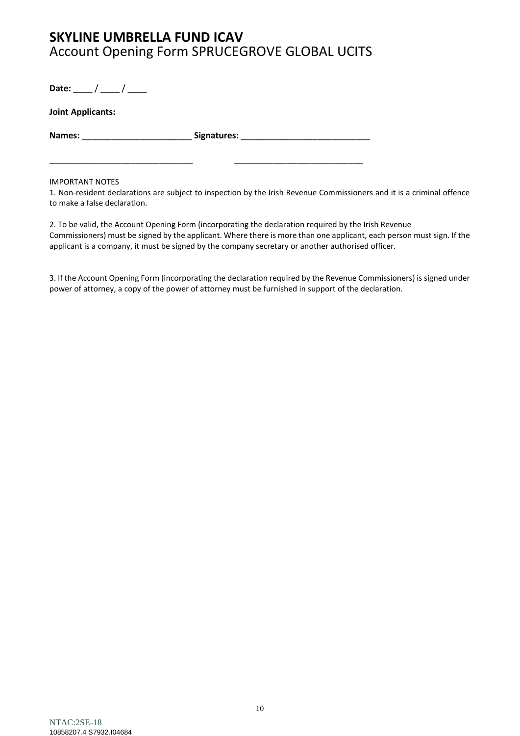# SKYLINE UMBRELLA FUND ICAV
Account Opening Form SPRUCEGROVE GLOBAL UCITS

**Date:** ____ / ____ / ____

**Joint Applicants:**

**Names:** _______________________ **Signatures:** ___________________________

_______________________________ ___________________________

IMPORTANT NOTES

1. Non-resident declarations are subject to inspection by the Irish Revenue Commissioners and it is a criminal offence to make a false declaration.

2. To be valid, the Account Opening Form (incorporating the declaration required by the Irish Revenue Commissioners) must be signed by the applicant. Where there is more than one applicant, each person must sign. If the applicant is a company, it must be signed by the company secretary or another authorised officer.

3. If the Account Opening Form (incorporating the declaration required by the Revenue Commissioners) is signed under power of attorney, a copy of the power of attorney must be furnished in support of the declaration.

NTAC:2SE-18
10858207.4 S7932.I04684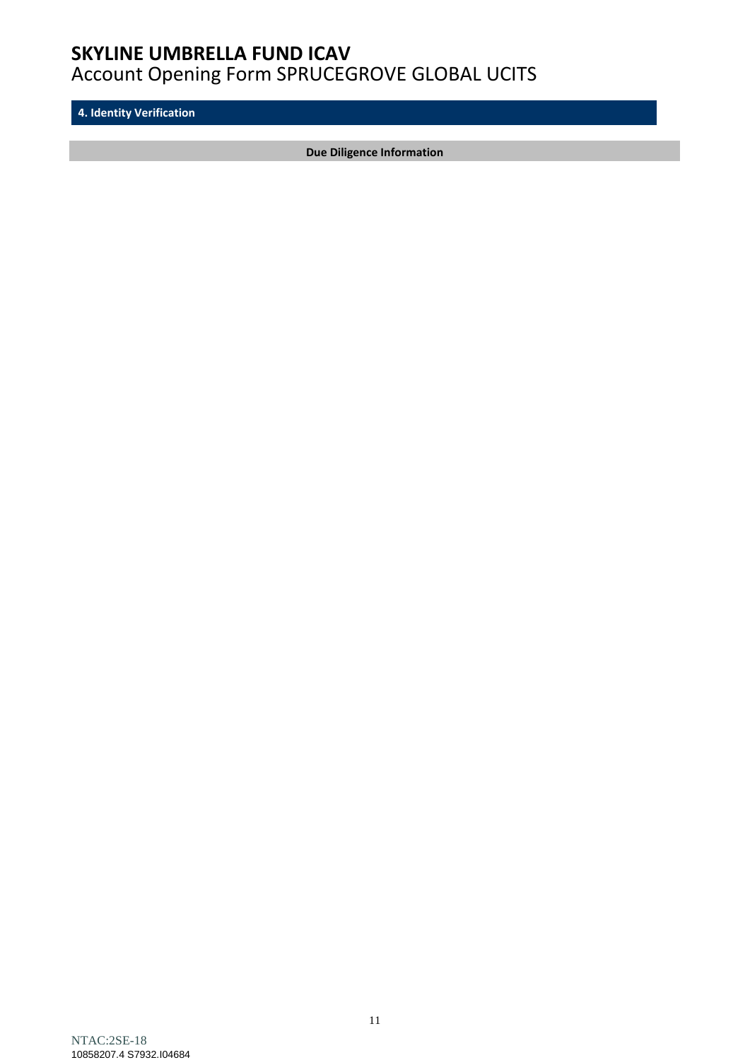## 4. Identity Verification

**Due Diligence Information**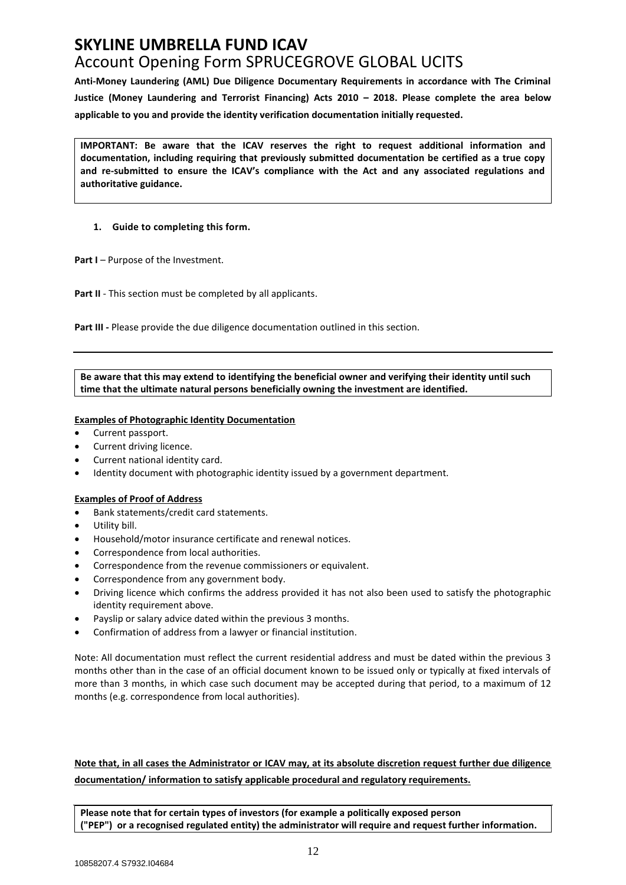# SKYLINE UMBRELLA FUND ICAV

## Account Opening Form SPRUCEGROVE GLOBAL UCITS

**Anti-Money Laundering (AML) Due Diligence Documentary Requirements in accordance with The Criminal Justice (Money Laundering and Terrorist Financing) Acts 2010 – 2018. Please complete the area below applicable to you and provide the identity verification documentation initially requested.**

**IMPORTANT: Be aware that the ICAV reserves the right to request additional information and documentation, including requiring that previously submitted documentation be certified as a true copy and re-submitted to ensure the ICAV's compliance with the Act and any associated regulations and authoritative guidance.**

1. **Guide to completing this form.**

**Part I** – Purpose of the Investment.

**Part II** - This section must be completed by all applicants.

**Part III -** Please provide the due diligence documentation outlined in this section.

---

**Be aware that this may extend to identifying the beneficial owner and verifying their identity until such time that the ultimate natural persons beneficially owning the investment are identified.**

**Examples of Photographic Identity Documentation**

- Current passport.
- Current driving licence.
- Current national identity card.
- Identity document with photographic identity issued by a government department.

**Examples of Proof of Address**

- Bank statements/credit card statements.
- Utility bill.
- Household/motor insurance certificate and renewal notices.
- Correspondence from local authorities.
- Correspondence from the revenue commissioners or equivalent.
- Correspondence from any government body.
- Driving licence which confirms the address provided it has not also been used to satisfy the photographic identity requirement above.
- Payslip or salary advice dated within the previous 3 months.
- Confirmation of address from a lawyer or financial institution.

Note: All documentation must reflect the current residential address and must be dated within the previous 3 months other than in the case of an official document known to be issued only or typically at fixed intervals of more than 3 months, in which case such document may be accepted during that period, to a maximum of 12 months (e.g. correspondence from local authorities).

**Note that, in all cases the Administrator or ICAV may, at its absolute discretion request further due diligence documentation/ information to satisfy applicable procedural and regulatory requirements.**

**Please note that for certain types of investors (for example a politically exposed person ("PEP") or a recognised regulated entity) the administrator will require and request further information.**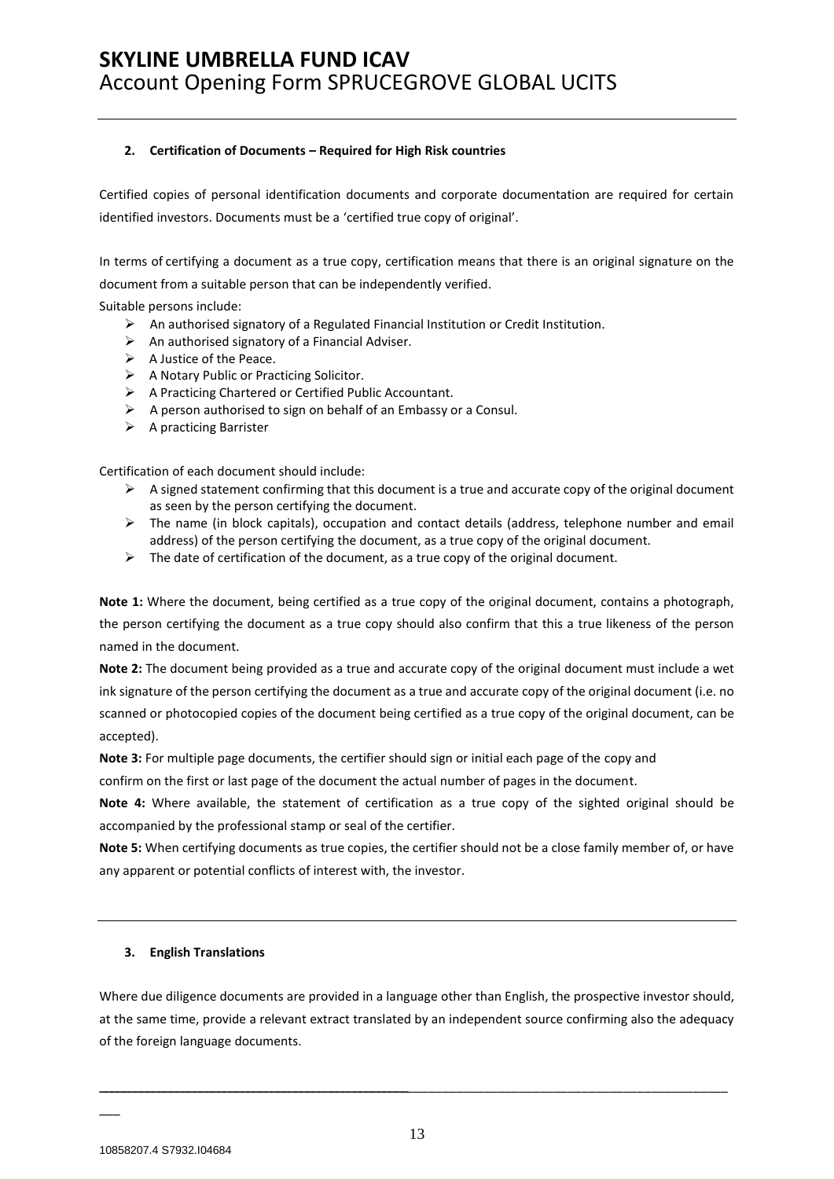## 2. Certification of Documents – Required for High Risk countries

Certified copies of personal identification documents and corporate documentation are required for certain identified investors. Documents must be a 'certified true copy of original'.

In terms of certifying a document as a true copy, certification means that there is an original signature on the document from a suitable person that can be independently verified.

Suitable persons include:

- An authorised signatory of a Regulated Financial Institution or Credit Institution.
- An authorised signatory of a Financial Adviser.
- A Justice of the Peace.
- A Notary Public or Practicing Solicitor.
- A Practicing Chartered or Certified Public Accountant.
- A person authorised to sign on behalf of an Embassy or a Consul.
- A practicing Barrister

Certification of each document should include:

- A signed statement confirming that this document is a true and accurate copy of the original document as seen by the person certifying the document.
- The name (in block capitals), occupation and contact details (address, telephone number and email address) of the person certifying the document, as a true copy of the original document.
- The date of certification of the document, as a true copy of the original document.

**Note 1:** Where the document, being certified as a true copy of the original document, contains a photograph, the person certifying the document as a true copy should also confirm that this a true likeness of the person named in the document.

**Note 2:** The document being provided as a true and accurate copy of the original document must include a wet ink signature of the person certifying the document as a true and accurate copy of the original document (i.e. no scanned or photocopied copies of the document being certified as a true copy of the original document, can be accepted).

**Note 3:** For multiple page documents, the certifier should sign or initial each page of the copy and confirm on the first or last page of the document the actual number of pages in the document.

**Note 4:** Where available, the statement of certification as a true copy of the sighted original should be accompanied by the professional stamp or seal of the certifier.

**Note 5:** When certifying documents as true copies, the certifier should not be a close family member of, or have any apparent or potential conflicts of interest with, the investor.

## 3. English Translations

Where due diligence documents are provided in a language other than English, the prospective investor should, at the same time, provide a relevant extract translated by an independent source confirming also the adequacy of the foreign language documents.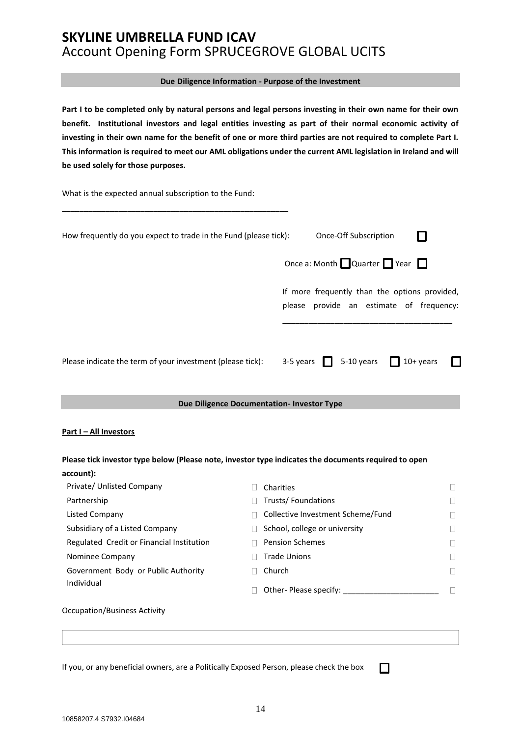# SKYLINE UMBRELLA FUND ICAV
## Account Opening Form SPRUCEGROVE GLOBAL UCITS

**Due Diligence Information - Purpose of the Investment**

**Part I to be completed only by natural persons and legal persons investing in their own name for their own benefit. Institutional investors and legal entities investing as part of their normal economic activity of investing in their own name for the benefit of one or more third parties are not required to complete Part I. This information is required to meet our AML obligations under the current AML legislation in Ireland and will be used solely for those purposes.**

What is the expected annual subscription to the Fund:

_____________________________________________________

How frequently do you expect to trade in the Fund (please tick): Once-Off Subscription ☐

Once a: Month ☐ Quarter ☐ Year ☐

If more frequently than the options provided, please provide an estimate of frequency:

_______________________________________

Please indicate the term of your investment (please tick): 3-5 years ☐ 5-10 years ☐ 10+ years ☐

**Due Diligence Documentation- Investor Type**

**Part I – All Investors**

**Please tick investor type below (Please note, investor type indicates the documents required to open account):**

| | | | |
|---|---|---|---|
| Private/ Unlisted Company | ☐ | Charities | ☐ |
| Partnership | ☐ | Trusts/ Foundations | ☐ |
| Listed Company | ☐ | Collective Investment Scheme/Fund | ☐ |
| Subsidiary of a Listed Company | ☐ | School, college or university | ☐ |
| Regulated Credit or Financial Institution | ☐ | Pension Schemes | ☐ |
| Nominee Company | ☐ | Trade Unions | ☐ |
| Government Body or Public Authority | ☐ | Church | ☐ |
| Individual | ☐ | Other- Please specify: ______________________ | ☐ |

Occupation/Business Activity

| |
|---|
| |

If you, or any beneficial owners, are a Politically Exposed Person, please check the box ☐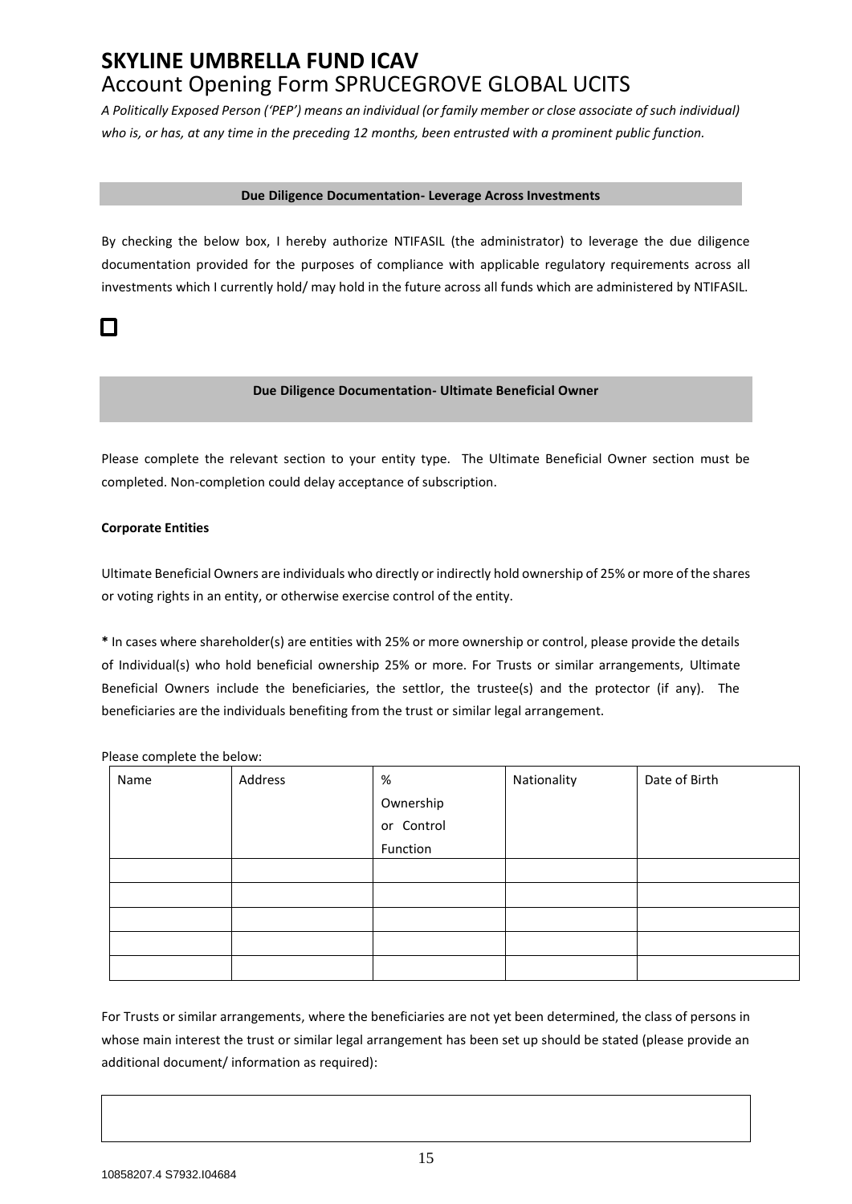# SKYLINE UMBRELLA FUND ICAV

## Account Opening Form SPRUCEGROVE GLOBAL UCITS

*A Politically Exposed Person ('PEP') means an individual (or family member or close associate of such individual) who is, or has, at any time in the preceding 12 months, been entrusted with a prominent public function.*

**Due Diligence Documentation- Leverage Across Investments**

By checking the below box, I hereby authorize NTIFASIL (the administrator) to leverage the due diligence documentation provided for the purposes of compliance with applicable regulatory requirements across all investments which I currently hold/ may hold in the future across all funds which are administered by NTIFASIL.

☐

**Due Diligence Documentation- Ultimate Beneficial Owner**

Please complete the relevant section to your entity type. The Ultimate Beneficial Owner section must be completed. Non-completion could delay acceptance of subscription.

**Corporate Entities**

Ultimate Beneficial Owners are individuals who directly or indirectly hold ownership of 25% or more of the shares or voting rights in an entity, or otherwise exercise control of the entity.

**\*** In cases where shareholder(s) are entities with 25% or more ownership or control, please provide the details of Individual(s) who hold beneficial ownership 25% or more. For Trusts or similar arrangements, Ultimate Beneficial Owners include the beneficiaries, the settlor, the trustee(s) and the protector (if any). The beneficiaries are the individuals benefiting from the trust or similar legal arrangement.

Please complete the below:

| Name | Address | % Ownership or Control Function | Nationality | Date of Birth |
|---|---|---|---|---|
| | | | | |
| | | | | |
| | | | | |
| | | | | |
| | | | | |

For Trusts or similar arrangements, where the beneficiaries are not yet been determined, the class of persons in whose main interest the trust or similar legal arrangement has been set up should be stated (please provide an additional document/ information as required):

| |
|---|
| |

10858207.4 S7932.I04684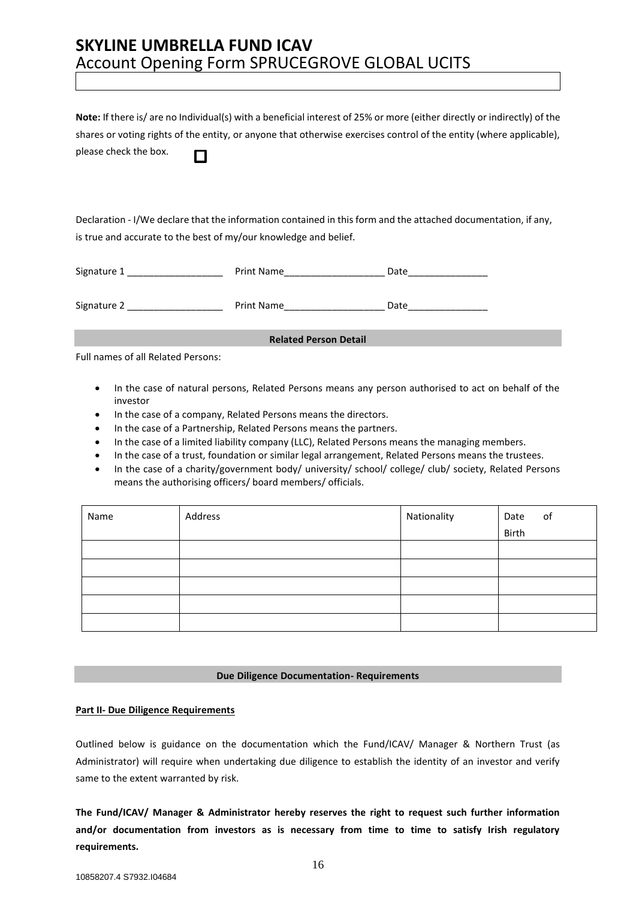**Note:** If there is/ are no Individual(s) with a beneficial interest of 25% or more (either directly or indirectly) of the shares or voting rights of the entity, or anyone that otherwise exercises control of the entity (where applicable), please check the box. ☐

Declaration - I/We declare that the information contained in this form and the attached documentation, if any, is true and accurate to the best of my/our knowledge and belief.

Signature 1 ________________ Print Name________________ Date______________

Signature 2 ________________ Print Name________________ Date______________

**Related Person Detail**

Full names of all Related Persons:

- In the case of natural persons, Related Persons means any person authorised to act on behalf of the investor
- In the case of a company, Related Persons means the directors.
- In the case of a Partnership, Related Persons means the partners.
- In the case of a limited liability company (LLC), Related Persons means the managing members.
- In the case of a trust, foundation or similar legal arrangement, Related Persons means the trustees.
- In the case of a charity/government body/ university/ school/ college/ club/ society, Related Persons means the authorising officers/ board members/ officials.

| Name | Address | Nationality | Date of Birth |
|---|---|---|---|
| | | | |
| | | | |
| | | | |
| | | | |
| | | | |

**Due Diligence Documentation- Requirements**

**Part II- Due Diligence Requirements**

Outlined below is guidance on the documentation which the Fund/ICAV/ Manager & Northern Trust (as Administrator) will require when undertaking due diligence to establish the identity of an investor and verify same to the extent warranted by risk.

**The Fund/ICAV/ Manager & Administrator hereby reserves the right to request such further information and/or documentation from investors as is necessary from time to time to satisfy Irish regulatory requirements.**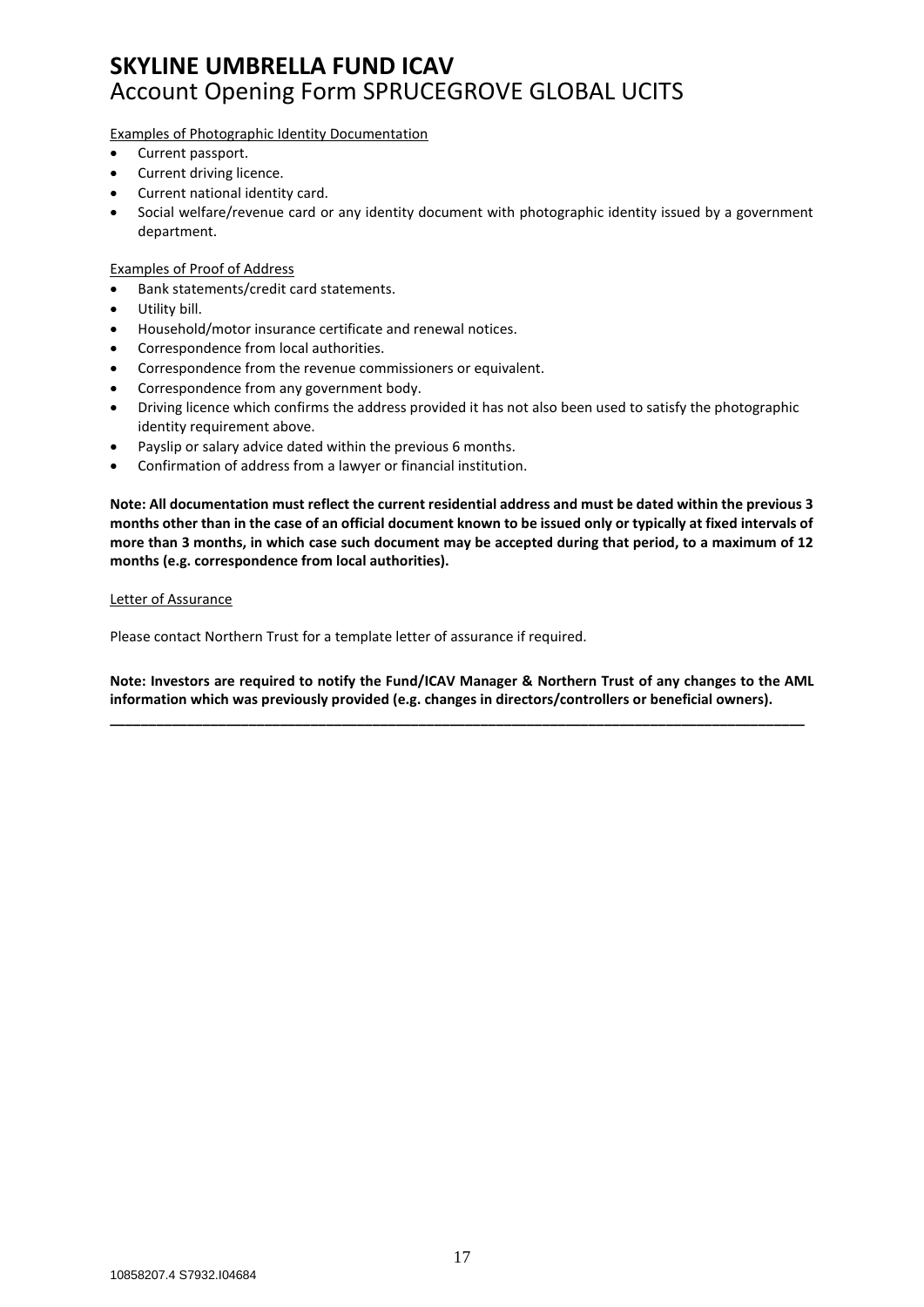Examples of Photographic Identity Documentation

- Current passport.
- Current driving licence.
- Current national identity card.
- Social welfare/revenue card or any identity document with photographic identity issued by a government department.

Examples of Proof of Address

- Bank statements/credit card statements.
- Utility bill.
- Household/motor insurance certificate and renewal notices.
- Correspondence from local authorities.
- Correspondence from the revenue commissioners or equivalent.
- Correspondence from any government body.
- Driving licence which confirms the address provided it has not also been used to satisfy the photographic identity requirement above.
- Payslip or salary advice dated within the previous 6 months.
- Confirmation of address from a lawyer or financial institution.

**Note: All documentation must reflect the current residential address and must be dated within the previous 3 months other than in the case of an official document known to be issued only or typically at fixed intervals of more than 3 months, in which case such document may be accepted during that period, to a maximum of 12 months (e.g. correspondence from local authorities).**

Letter of Assurance

Please contact Northern Trust for a template letter of assurance if required.

**Note: Investors are required to notify the Fund/ICAV Manager & Northern Trust of any changes to the AML information which was previously provided (e.g. changes in directors/controllers or beneficial owners).**

---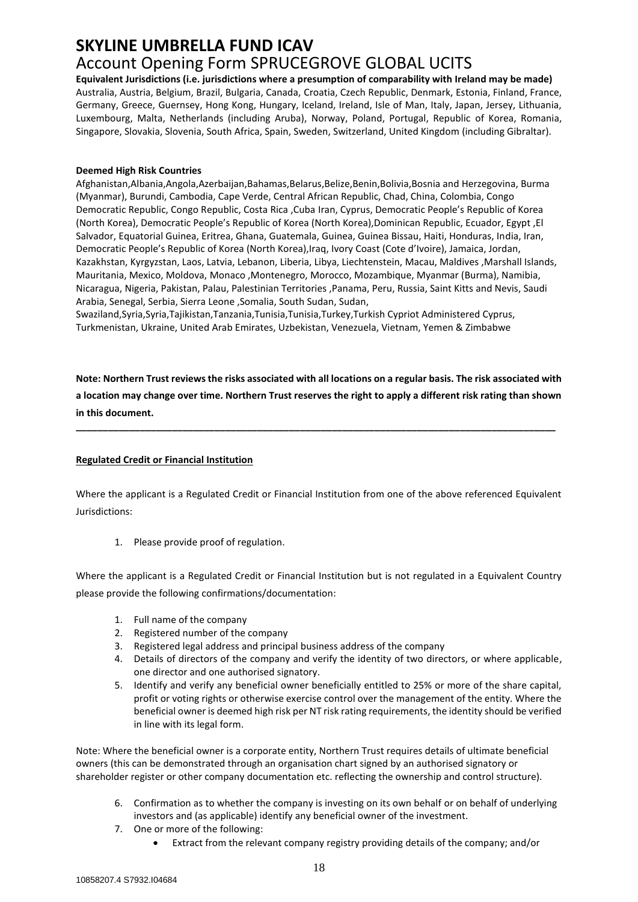# SKYLINE UMBRELLA FUND ICAV

## Account Opening Form SPRUCEGROVE GLOBAL UCITS

**Equivalent Jurisdictions (i.e. jurisdictions where a presumption of comparability with Ireland may be made)**
Australia, Austria, Belgium, Brazil, Bulgaria, Canada, Croatia, Czech Republic, Denmark, Estonia, Finland, France, Germany, Greece, Guernsey, Hong Kong, Hungary, Iceland, Ireland, Isle of Man, Italy, Japan, Jersey, Lithuania, Luxembourg, Malta, Netherlands (including Aruba), Norway, Poland, Portugal, Republic of Korea, Romania, Singapore, Slovakia, Slovenia, South Africa, Spain, Sweden, Switzerland, United Kingdom (including Gibraltar).

**Deemed High Risk Countries**
Afghanistan,Albania,Angola,Azerbaijan,Bahamas,Belarus,Belize,Benin,Bolivia,Bosnia and Herzegovina, Burma (Myanmar), Burundi, Cambodia, Cape Verde, Central African Republic, Chad, China, Colombia, Congo Democratic Republic, Congo Republic, Costa Rica ,Cuba Iran, Cyprus, Democratic People's Republic of Korea (North Korea), Democratic People's Republic of Korea (North Korea),Dominican Republic, Ecuador, Egypt ,El Salvador, Equatorial Guinea, Eritrea, Ghana, Guatemala, Guinea, Guinea Bissau, Haiti, Honduras, India, Iran, Democratic People's Republic of Korea (North Korea),Iraq, Ivory Coast (Cote d'Ivoire), Jamaica, Jordan, Kazakhstan, Kyrgyzstan, Laos, Latvia, Lebanon, Liberia, Libya, Liechtenstein, Macau, Maldives ,Marshall Islands, Mauritania, Mexico, Moldova, Monaco ,Montenegro, Morocco, Mozambique, Myanmar (Burma), Namibia, Nicaragua, Nigeria, Pakistan, Palau, Palestinian Territories ,Panama, Peru, Russia, Saint Kitts and Nevis, Saudi Arabia, Senegal, Serbia, Sierra Leone ,Somalia, South Sudan, Sudan, Swaziland,Syria,Syria,Tajikistan,Tanzania,Tunisia,Tunisia,Turkey,Turkish Cypriot Administered Cyprus, Turkmenistan, Ukraine, United Arab Emirates, Uzbekistan, Venezuela, Vietnam, Yemen & Zimbabwe

**Note: Northern Trust reviews the risks associated with all locations on a regular basis. The risk associated with a location may change over time. Northern Trust reserves the right to apply a different risk rating than shown in this document.**

---

**Regulated Credit or Financial Institution**

Where the applicant is a Regulated Credit or Financial Institution from one of the above referenced Equivalent Jurisdictions:

1. Please provide proof of regulation.

Where the applicant is a Regulated Credit or Financial Institution but is not regulated in a Equivalent Country please provide the following confirmations/documentation:

1. Full name of the company
2. Registered number of the company
3. Registered legal address and principal business address of the company
4. Details of directors of the company and verify the identity of two directors, or where applicable, one director and one authorised signatory.
5. Identify and verify any beneficial owner beneficially entitled to 25% or more of the share capital, profit or voting rights or otherwise exercise control over the management of the entity. Where the beneficial owner is deemed high risk per NT risk rating requirements, the identity should be verified in line with its legal form.

Note: Where the beneficial owner is a corporate entity, Northern Trust requires details of ultimate beneficial owners (this can be demonstrated through an organisation chart signed by an authorised signatory or shareholder register or other company documentation etc. reflecting the ownership and control structure).

6. Confirmation as to whether the company is investing on its own behalf or on behalf of underlying investors and (as applicable) identify any beneficial owner of the investment.
7. One or more of the following:
   - Extract from the relevant company registry providing details of the company; and/or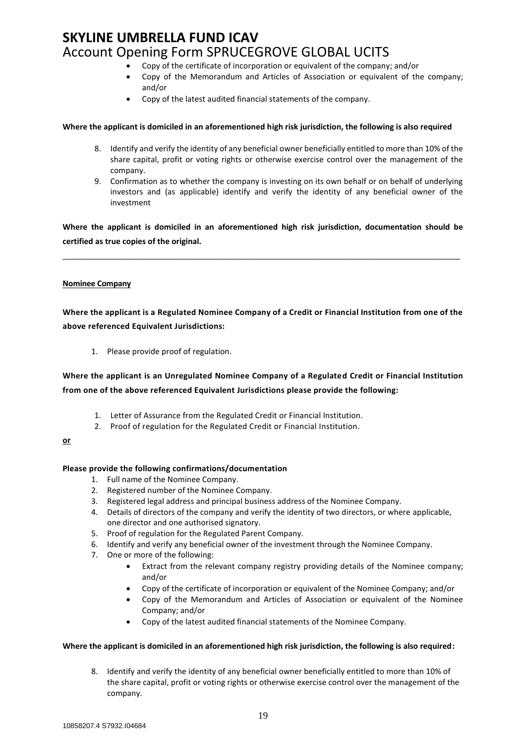- Copy of the certificate of incorporation or equivalent of the company; and/or
- Copy of the Memorandum and Articles of Association or equivalent of the company; and/or
- Copy of the latest audited financial statements of the company.

**Where the applicant is domiciled in an aforementioned high risk jurisdiction, the following is also required**

8. Identify and verify the identity of any beneficial owner beneficially entitled to more than 10% of the share capital, profit or voting rights or otherwise exercise control over the management of the company.
9. Confirmation as to whether the company is investing on its own behalf or on behalf of underlying investors and (as applicable) identify and verify the identity of any beneficial owner of the investment

**Where the applicant is domiciled in an aforementioned high risk jurisdiction, documentation should be certified as true copies of the original.**

---

**Nominee Company**

**Where the applicant is a Regulated Nominee Company of a Credit or Financial Institution from one of the above referenced Equivalent Jurisdictions:**

1. Please provide proof of regulation.

**Where the applicant is an Unregulated Nominee Company of a Regulated Credit or Financial Institution from one of the above referenced Equivalent Jurisdictions please provide the following:**

1. Letter of Assurance from the Regulated Credit or Financial Institution.
2. Proof of regulation for the Regulated Credit or Financial Institution.

**or**

**Please provide the following confirmations/documentation**

1. Full name of the Nominee Company.
2. Registered number of the Nominee Company.
3. Registered legal address and principal business address of the Nominee Company.
4. Details of directors of the company and verify the identity of two directors, or where applicable, one director and one authorised signatory.
5. Proof of regulation for the Regulated Parent Company.
6. Identify and verify any beneficial owner of the investment through the Nominee Company.
7. One or more of the following:
   - Extract from the relevant company registry providing details of the Nominee company; and/or
   - Copy of the certificate of incorporation or equivalent of the Nominee Company; and/or
   - Copy of the Memorandum and Articles of Association or equivalent of the Nominee Company; and/or
   - Copy of the latest audited financial statements of the Nominee Company.

**Where the applicant is domiciled in an aforementioned high risk jurisdiction, the following is also required:**

8. Identify and verify the identity of any beneficial owner beneficially entitled to more than 10% of the share capital, profit or voting rights or otherwise exercise control over the management of the company.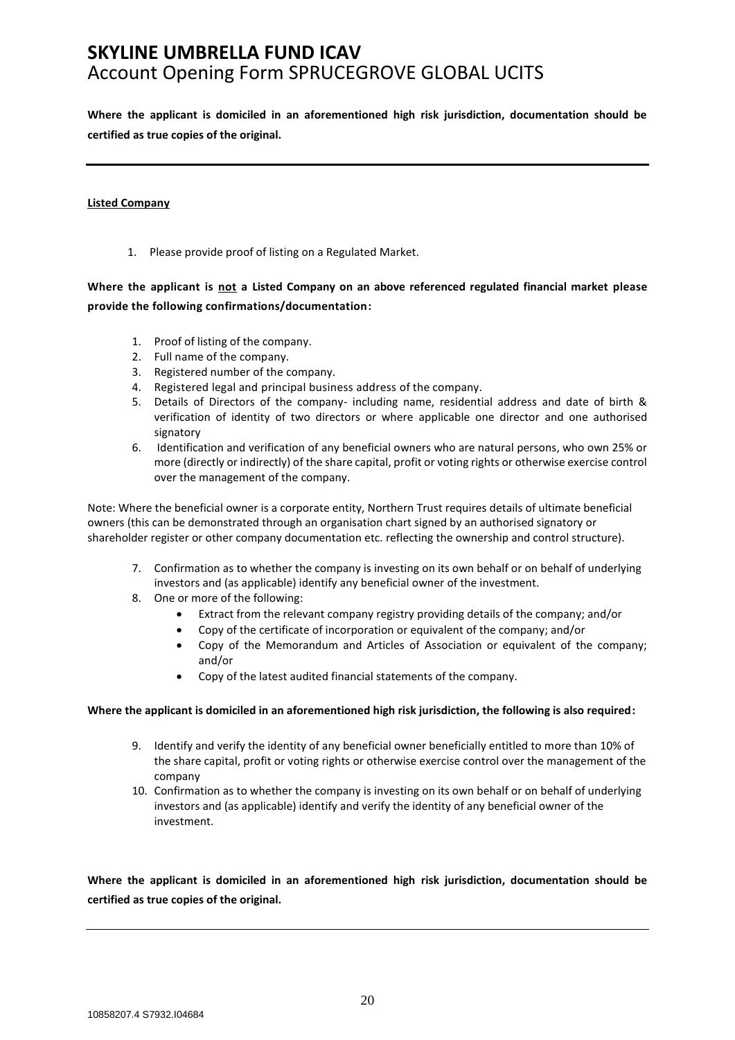**Where the applicant is domiciled in an aforementioned high risk jurisdiction, documentation should be certified as true copies of the original.**

---

**Listed Company**

1. Please provide proof of listing on a Regulated Market.

**Where the applicant is not a Listed Company on an above referenced regulated financial market please provide the following confirmations/documentation:**

1. Proof of listing of the company.
2. Full name of the company.
3. Registered number of the company.
4. Registered legal and principal business address of the company.
5. Details of Directors of the company- including name, residential address and date of birth & verification of identity of two directors or where applicable one director and one authorised signatory
6. Identification and verification of any beneficial owners who are natural persons, who own 25% or more (directly or indirectly) of the share capital, profit or voting rights or otherwise exercise control over the management of the company.

Note: Where the beneficial owner is a corporate entity, Northern Trust requires details of ultimate beneficial owners (this can be demonstrated through an organisation chart signed by an authorised signatory or shareholder register or other company documentation etc. reflecting the ownership and control structure).

7. Confirmation as to whether the company is investing on its own behalf or on behalf of underlying investors and (as applicable) identify any beneficial owner of the investment.
8. One or more of the following:
   - Extract from the relevant company registry providing details of the company; and/or
   - Copy of the certificate of incorporation or equivalent of the company; and/or
   - Copy of the Memorandum and Articles of Association or equivalent of the company; and/or
   - Copy of the latest audited financial statements of the company.

**Where the applicant is domiciled in an aforementioned high risk jurisdiction, the following is also required:**

9. Identify and verify the identity of any beneficial owner beneficially entitled to more than 10% of the share capital, profit or voting rights or otherwise exercise control over the management of the company
10. Confirmation as to whether the company is investing on its own behalf or on behalf of underlying investors and (as applicable) identify and verify the identity of any beneficial owner of the investment.

**Where the applicant is domiciled in an aforementioned high risk jurisdiction, documentation should be certified as true copies of the original.**

---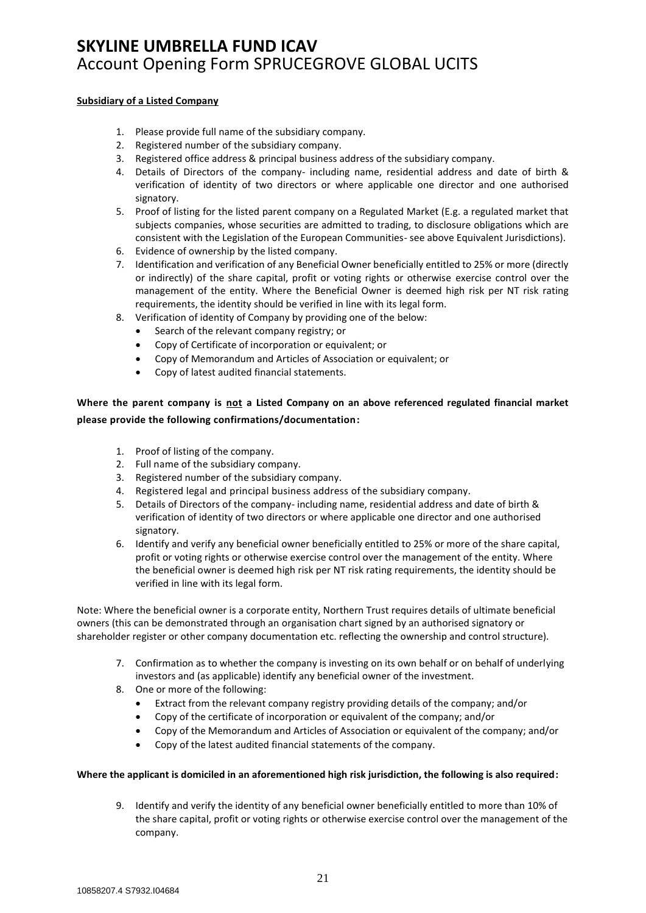**Subsidiary of a Listed Company**

1. Please provide full name of the subsidiary company.
2. Registered number of the subsidiary company.
3. Registered office address & principal business address of the subsidiary company.
4. Details of Directors of the company- including name, residential address and date of birth & verification of identity of two directors or where applicable one director and one authorised signatory.
5. Proof of listing for the listed parent company on a Regulated Market (E.g. a regulated market that subjects companies, whose securities are admitted to trading, to disclosure obligations which are consistent with the Legislation of the European Communities- see above Equivalent Jurisdictions).
6. Evidence of ownership by the listed company.
7. Identification and verification of any Beneficial Owner beneficially entitled to 25% or more (directly or indirectly) of the share capital, profit or voting rights or otherwise exercise control over the management of the entity. Where the Beneficial Owner is deemed high risk per NT risk rating requirements, the identity should be verified in line with its legal form.
8. Verification of identity of Company by providing one of the below:
   - Search of the relevant company registry; or
   - Copy of Certificate of incorporation or equivalent; or
   - Copy of Memorandum and Articles of Association or equivalent; or
   - Copy of latest audited financial statements.

**Where the parent company is <u>not</u> a Listed Company on an above referenced regulated financial market please provide the following confirmations/documentation:**

1. Proof of listing of the company.
2. Full name of the subsidiary company.
3. Registered number of the subsidiary company.
4. Registered legal and principal business address of the subsidiary company.
5. Details of Directors of the company- including name, residential address and date of birth & verification of identity of two directors or where applicable one director and one authorised signatory.
6. Identify and verify any beneficial owner beneficially entitled to 25% or more of the share capital, profit or voting rights or otherwise exercise control over the management of the entity. Where the beneficial owner is deemed high risk per NT risk rating requirements, the identity should be verified in line with its legal form.

Note: Where the beneficial owner is a corporate entity, Northern Trust requires details of ultimate beneficial owners (this can be demonstrated through an organisation chart signed by an authorised signatory or shareholder register or other company documentation etc. reflecting the ownership and control structure).

7. Confirmation as to whether the company is investing on its own behalf or on behalf of underlying investors and (as applicable) identify any beneficial owner of the investment.
8. One or more of the following:
   - Extract from the relevant company registry providing details of the company; and/or
   - Copy of the certificate of incorporation or equivalent of the company; and/or
   - Copy of the Memorandum and Articles of Association or equivalent of the company; and/or
   - Copy of the latest audited financial statements of the company.

**Where the applicant is domiciled in an aforementioned high risk jurisdiction, the following is also required:**

9. Identify and verify the identity of any beneficial owner beneficially entitled to more than 10% of the share capital, profit or voting rights or otherwise exercise control over the management of the company.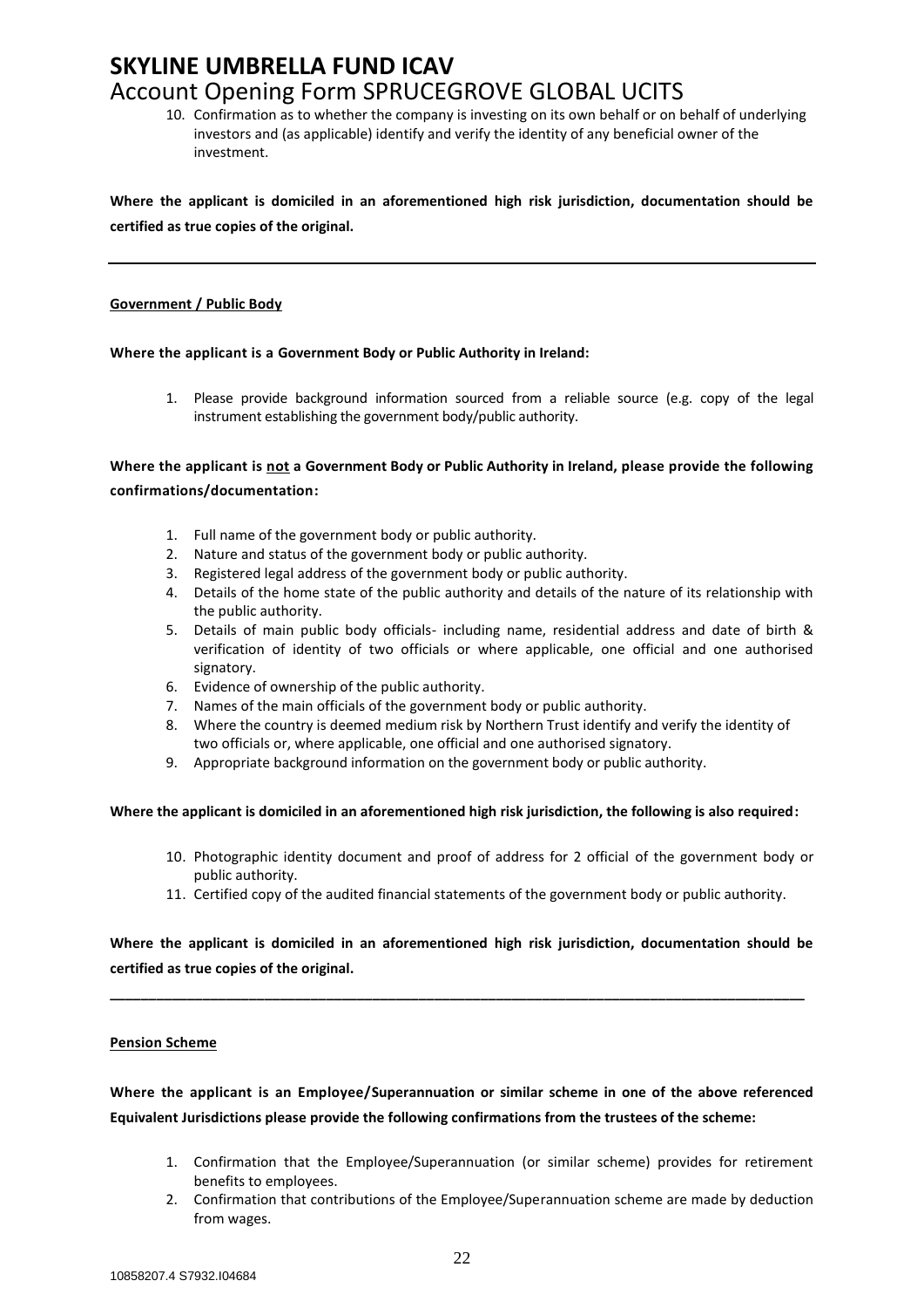10. Confirmation as to whether the company is investing on its own behalf or on behalf of underlying investors and (as applicable) identify and verify the identity of any beneficial owner of the investment.

**Where the applicant is domiciled in an aforementioned high risk jurisdiction, documentation should be certified as true copies of the original.**

---

**Government / Public Body**

**Where the applicant is a Government Body or Public Authority in Ireland:**

1. Please provide background information sourced from a reliable source (e.g. copy of the legal instrument establishing the government body/public authority.

**Where the applicant is not a Government Body or Public Authority in Ireland, please provide the following confirmations/documentation:**

1. Full name of the government body or public authority.
2. Nature and status of the government body or public authority.
3. Registered legal address of the government body or public authority.
4. Details of the home state of the public authority and details of the nature of its relationship with the public authority.
5. Details of main public body officials- including name, residential address and date of birth & verification of identity of two officials or where applicable, one official and one authorised signatory.
6. Evidence of ownership of the public authority.
7. Names of the main officials of the government body or public authority.
8. Where the country is deemed medium risk by Northern Trust identify and verify the identity of two officials or, where applicable, one official and one authorised signatory.
9. Appropriate background information on the government body or public authority.

**Where the applicant is domiciled in an aforementioned high risk jurisdiction, the following is also required:**

10. Photographic identity document and proof of address for 2 official of the government body or public authority.
11. Certified copy of the audited financial statements of the government body or public authority.

**Where the applicant is domiciled in an aforementioned high risk jurisdiction, documentation should be certified as true copies of the original.**

---

**Pension Scheme**

**Where the applicant is an Employee/Superannuation or similar scheme in one of the above referenced Equivalent Jurisdictions please provide the following confirmations from the trustees of the scheme:**

1. Confirmation that the Employee/Superannuation (or similar scheme) provides for retirement benefits to employees.
2. Confirmation that contributions of the Employee/Superannuation scheme are made by deduction from wages.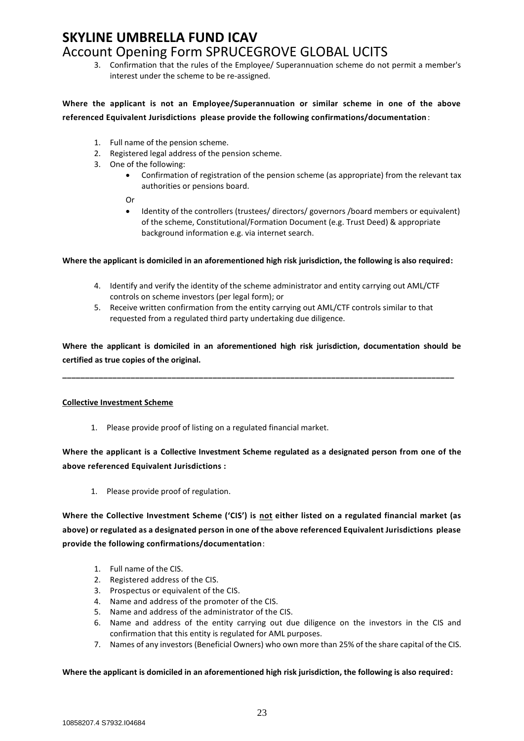3. Confirmation that the rules of the Employee/ Superannuation scheme do not permit a member's interest under the scheme to be re-assigned.

**Where the applicant is not an Employee/Superannuation or similar scheme in one of the above referenced Equivalent Jurisdictions please provide the following confirmations/documentation**:

1. Full name of the pension scheme.
2. Registered legal address of the pension scheme.
3. One of the following:
   - Confirmation of registration of the pension scheme (as appropriate) from the relevant tax authorities or pensions board.

   Or

   - Identity of the controllers (trustees/ directors/ governors /board members or equivalent) of the scheme, Constitutional/Formation Document (e.g. Trust Deed) & appropriate background information e.g. via internet search.

**Where the applicant is domiciled in an aforementioned high risk jurisdiction, the following is also required:**

4. Identify and verify the identity of the scheme administrator and entity carrying out AML/CTF controls on scheme investors (per legal form); or
5. Receive written confirmation from the entity carrying out AML/CTF controls similar to that requested from a regulated third party undertaking due diligence.

**Where the applicant is domiciled in an aforementioned high risk jurisdiction, documentation should be certified as true copies of the original.**

---

**Collective Investment Scheme**

1. Please provide proof of listing on a regulated financial market.

**Where the applicant is a Collective Investment Scheme regulated as a designated person from one of the above referenced Equivalent Jurisdictions :**

1. Please provide proof of regulation.

**Where the Collective Investment Scheme ('CIS') is not either listed on a regulated financial market (as above) or regulated as a designated person in one of the above referenced Equivalent Jurisdictions please provide the following confirmations/documentation**:

1. Full name of the CIS.
2. Registered address of the CIS.
3. Prospectus or equivalent of the CIS.
4. Name and address of the promoter of the CIS.
5. Name and address of the administrator of the CIS.
6. Name and address of the entity carrying out due diligence on the investors in the CIS and confirmation that this entity is regulated for AML purposes.
7. Names of any investors (Beneficial Owners) who own more than 25% of the share capital of the CIS.

**Where the applicant is domiciled in an aforementioned high risk jurisdiction, the following is also required:**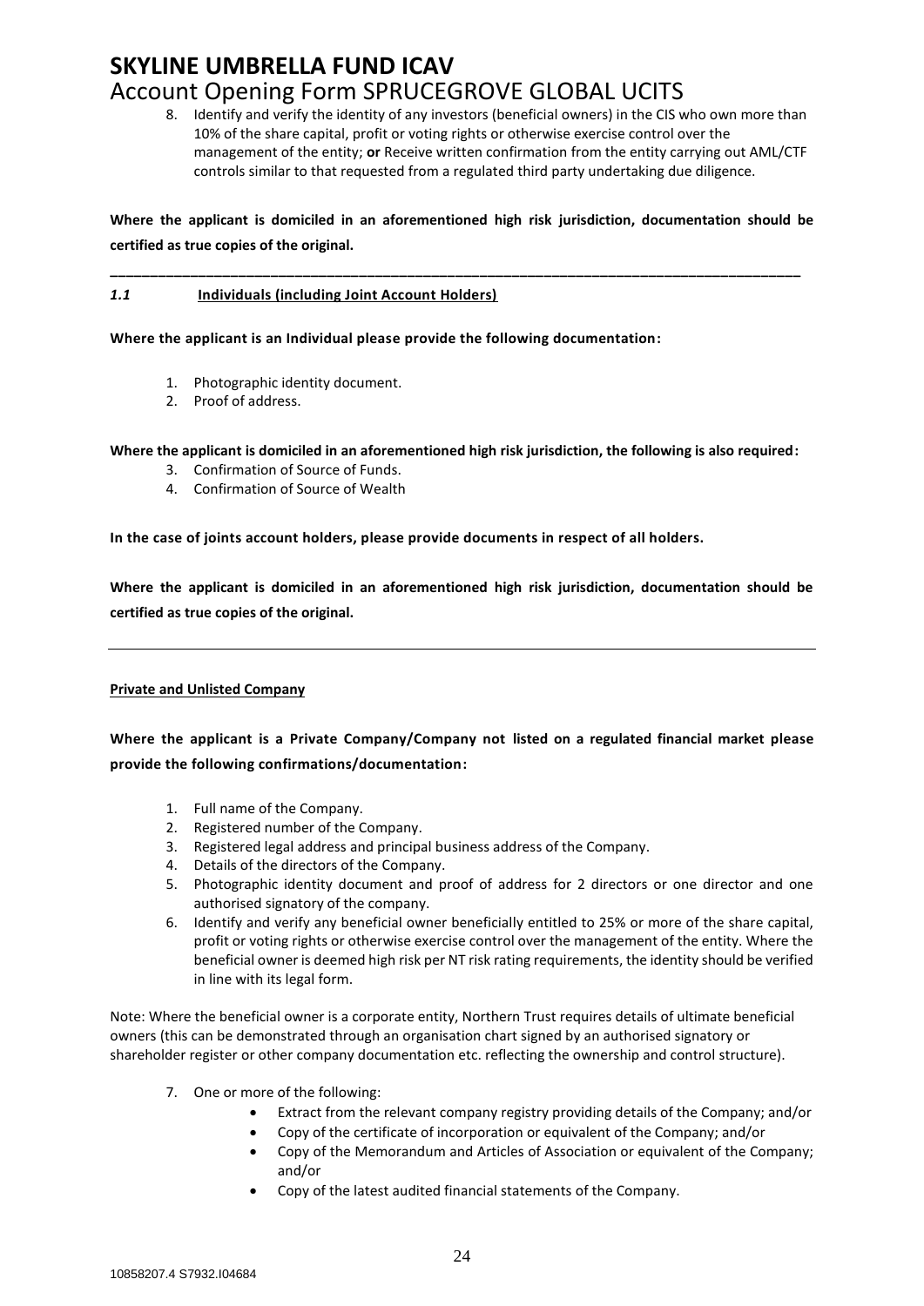8. Identify and verify the identity of any investors (beneficial owners) in the CIS who own more than 10% of the share capital, profit or voting rights or otherwise exercise control over the management of the entity; **or** Receive written confirmation from the entity carrying out AML/CTF controls similar to that requested from a regulated third party undertaking due diligence.

**Where the applicant is domiciled in an aforementioned high risk jurisdiction, documentation should be certified as true copies of the original.**

---

### *1.1* Individuals (including Joint Account Holders)

**Where the applicant is an Individual please provide the following documentation:**

1. Photographic identity document.
2. Proof of address.

**Where the applicant is domiciled in an aforementioned high risk jurisdiction, the following is also required:**

3. Confirmation of Source of Funds.
4. Confirmation of Source of Wealth

**In the case of joints account holders, please provide documents in respect of all holders.**

**Where the applicant is domiciled in an aforementioned high risk jurisdiction, documentation should be certified as true copies of the original.**

---

**Private and Unlisted Company**

**Where the applicant is a Private Company/Company not listed on a regulated financial market please provide the following confirmations/documentation:**

1. Full name of the Company.
2. Registered number of the Company.
3. Registered legal address and principal business address of the Company.
4. Details of the directors of the Company.
5. Photographic identity document and proof of address for 2 directors or one director and one authorised signatory of the company.
6. Identify and verify any beneficial owner beneficially entitled to 25% or more of the share capital, profit or voting rights or otherwise exercise control over the management of the entity. Where the beneficial owner is deemed high risk per NT risk rating requirements, the identity should be verified in line with its legal form.

Note: Where the beneficial owner is a corporate entity, Northern Trust requires details of ultimate beneficial owners (this can be demonstrated through an organisation chart signed by an authorised signatory or shareholder register or other company documentation etc. reflecting the ownership and control structure).

7. One or more of the following:
   - Extract from the relevant company registry providing details of the Company; and/or
   - Copy of the certificate of incorporation or equivalent of the Company; and/or
   - Copy of the Memorandum and Articles of Association or equivalent of the Company; and/or
   - Copy of the latest audited financial statements of the Company.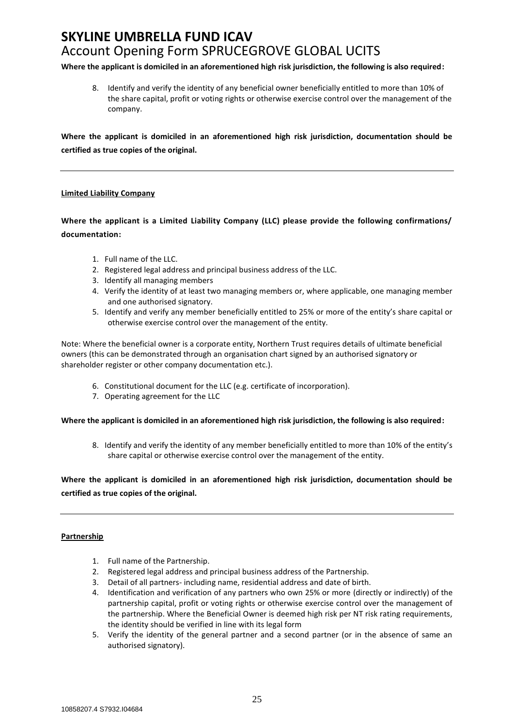**Where the applicant is domiciled in an aforementioned high risk jurisdiction, the following is also required:**

8. Identify and verify the identity of any beneficial owner beneficially entitled to more than 10% of the share capital, profit or voting rights or otherwise exercise control over the management of the company.

**Where the applicant is domiciled in an aforementioned high risk jurisdiction, documentation should be certified as true copies of the original.**

---

**Limited Liability Company**

**Where the applicant is a Limited Liability Company (LLC) please provide the following confirmations/ documentation:**

1. Full name of the LLC.
2. Registered legal address and principal business address of the LLC.
3. Identify all managing members
4. Verify the identity of at least two managing members or, where applicable, one managing member and one authorised signatory.
5. Identify and verify any member beneficially entitled to 25% or more of the entity's share capital or otherwise exercise control over the management of the entity.

Note: Where the beneficial owner is a corporate entity, Northern Trust requires details of ultimate beneficial owners (this can be demonstrated through an organisation chart signed by an authorised signatory or shareholder register or other company documentation etc.).

6. Constitutional document for the LLC (e.g. certificate of incorporation).
7. Operating agreement for the LLC

**Where the applicant is domiciled in an aforementioned high risk jurisdiction, the following is also required:**

8. Identify and verify the identity of any member beneficially entitled to more than 10% of the entity's share capital or otherwise exercise control over the management of the entity.

**Where the applicant is domiciled in an aforementioned high risk jurisdiction, documentation should be certified as true copies of the original.**

---

**Partnership**

1. Full name of the Partnership.
2. Registered legal address and principal business address of the Partnership.
3. Detail of all partners- including name, residential address and date of birth.
4. Identification and verification of any partners who own 25% or more (directly or indirectly) of the partnership capital, profit or voting rights or otherwise exercise control over the management of the partnership. Where the Beneficial Owner is deemed high risk per NT risk rating requirements, the identity should be verified in line with its legal form
5. Verify the identity of the general partner and a second partner (or in the absence of same an authorised signatory).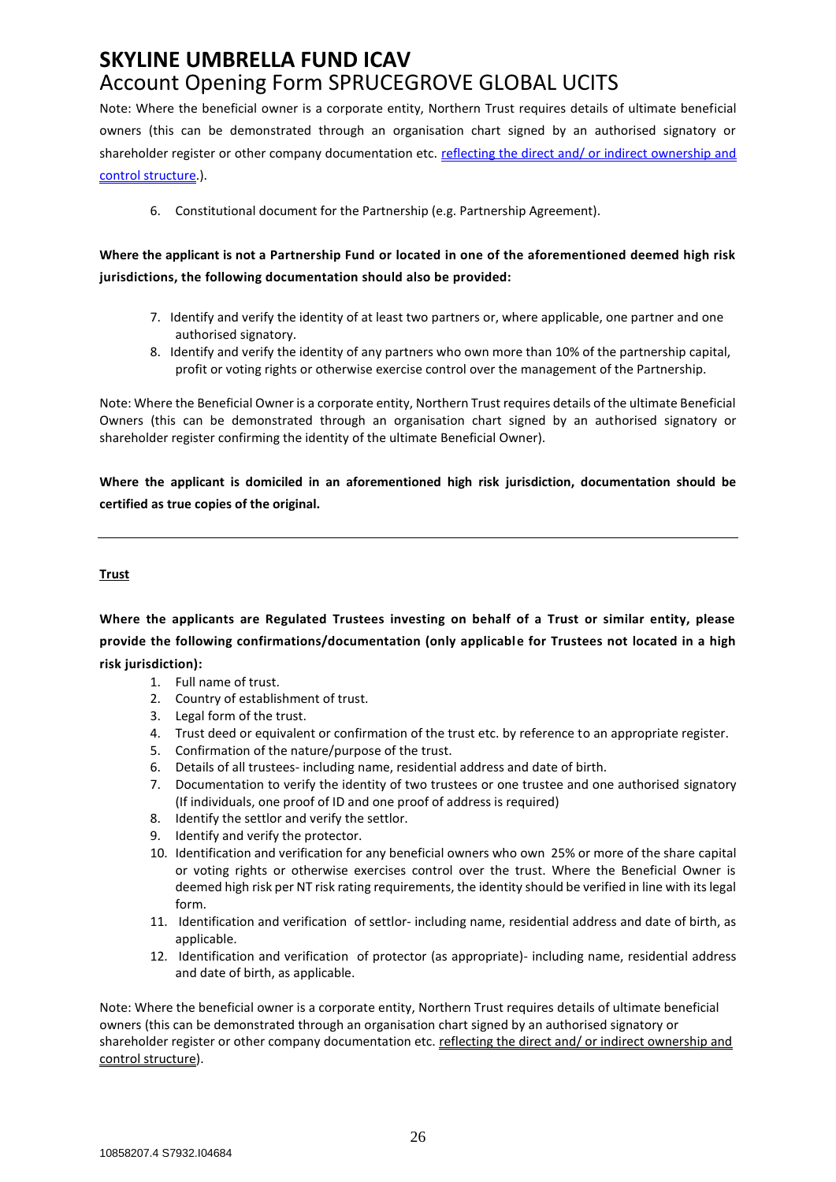# SKYLINE UMBRELLA FUND ICAV

## Account Opening Form SPRUCEGROVE GLOBAL UCITS

Note: Where the beneficial owner is a corporate entity, Northern Trust requires details of ultimate beneficial owners (this can be demonstrated through an organisation chart signed by an authorised signatory or shareholder register or other company documentation etc. reflecting the direct and/ or indirect ownership and control structure.).

6. Constitutional document for the Partnership (e.g. Partnership Agreement).

**Where the applicant is not a Partnership Fund or located in one of the aforementioned deemed high risk jurisdictions, the following documentation should also be provided:**

7. Identify and verify the identity of at least two partners or, where applicable, one partner and one authorised signatory.
8. Identify and verify the identity of any partners who own more than 10% of the partnership capital, profit or voting rights or otherwise exercise control over the management of the Partnership.

Note: Where the Beneficial Owner is a corporate entity, Northern Trust requires details of the ultimate Beneficial Owners (this can be demonstrated through an organisation chart signed by an authorised signatory or shareholder register confirming the identity of the ultimate Beneficial Owner).

**Where the applicant is domiciled in an aforementioned high risk jurisdiction, documentation should be certified as true copies of the original.**

---

**Trust**

**Where the applicants are Regulated Trustees investing on behalf of a Trust or similar entity, please provide the following confirmations/documentation (only applicable for Trustees not located in a high risk jurisdiction):**

1. Full name of trust.
2. Country of establishment of trust.
3. Legal form of the trust.
4. Trust deed or equivalent or confirmation of the trust etc. by reference to an appropriate register.
5. Confirmation of the nature/purpose of the trust.
6. Details of all trustees- including name, residential address and date of birth.
7. Documentation to verify the identity of two trustees or one trustee and one authorised signatory (If individuals, one proof of ID and one proof of address is required)
8. Identify the settlor and verify the settlor.
9. Identify and verify the protector.
10. Identification and verification for any beneficial owners who own 25% or more of the share capital or voting rights or otherwise exercises control over the trust. Where the Beneficial Owner is deemed high risk per NT risk rating requirements, the identity should be verified in line with its legal form.
11. Identification and verification of settlor- including name, residential address and date of birth, as applicable.
12. Identification and verification of protector (as appropriate)- including name, residential address and date of birth, as applicable.

Note: Where the beneficial owner is a corporate entity, Northern Trust requires details of ultimate beneficial owners (this can be demonstrated through an organisation chart signed by an authorised signatory or shareholder register or other company documentation etc. reflecting the direct and/ or indirect ownership and control structure).

10858207.4 S7932.I04684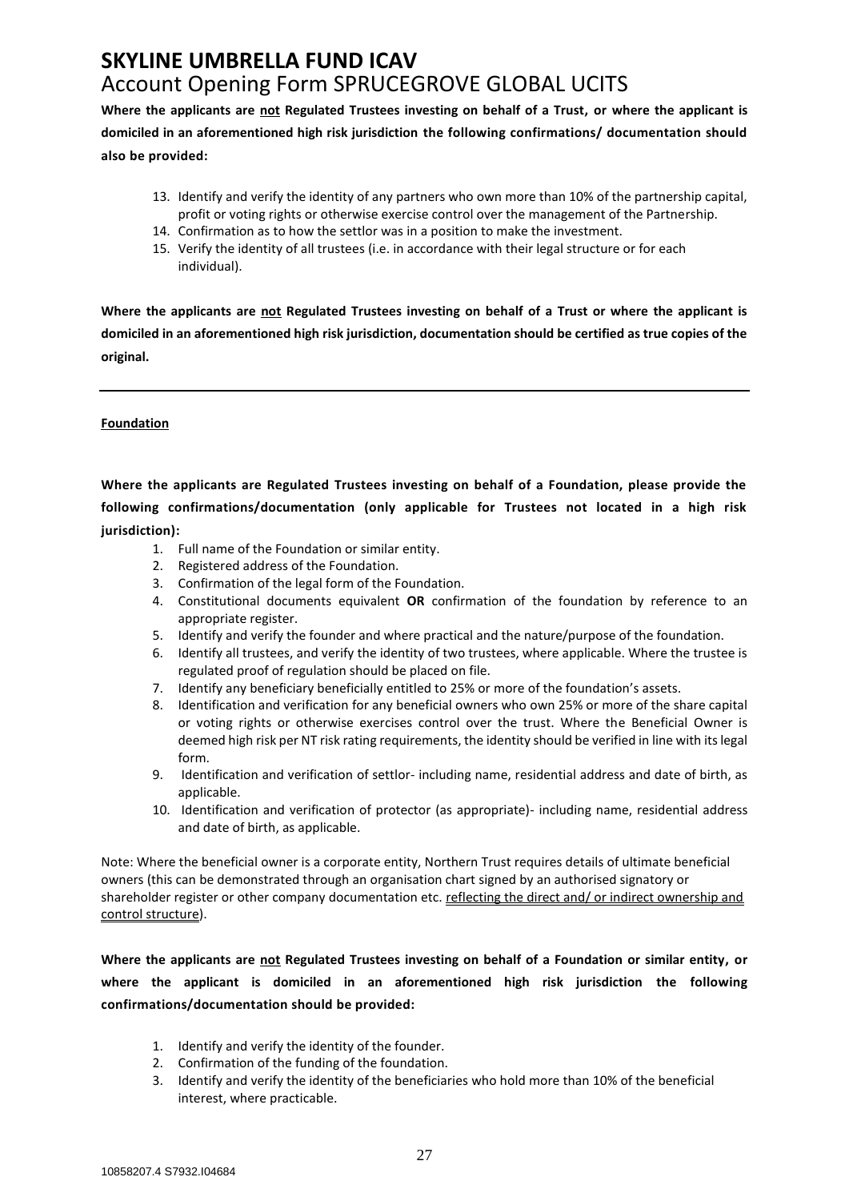# SKYLINE UMBRELLA FUND ICAV

## Account Opening Form SPRUCEGROVE GLOBAL UCITS

**Where the applicants are not Regulated Trustees investing on behalf of a Trust, or where the applicant is domiciled in an aforementioned high risk jurisdiction the following confirmations/ documentation should also be provided:**

13. Identify and verify the identity of any partners who own more than 10% of the partnership capital, profit or voting rights or otherwise exercise control over the management of the Partnership.
14. Confirmation as to how the settlor was in a position to make the investment.
15. Verify the identity of all trustees (i.e. in accordance with their legal structure or for each individual).

**Where the applicants are not Regulated Trustees investing on behalf of a Trust or where the applicant is domiciled in an aforementioned high risk jurisdiction, documentation should be certified as true copies of the original.**

---

**Foundation**

**Where the applicants are Regulated Trustees investing on behalf of a Foundation, please provide the following confirmations/documentation (only applicable for Trustees not located in a high risk jurisdiction):**

1. Full name of the Foundation or similar entity.
2. Registered address of the Foundation.
3. Confirmation of the legal form of the Foundation.
4. Constitutional documents equivalent **OR** confirmation of the foundation by reference to an appropriate register.
5. Identify and verify the founder and where practical and the nature/purpose of the foundation.
6. Identify all trustees, and verify the identity of two trustees, where applicable. Where the trustee is regulated proof of regulation should be placed on file.
7. Identify any beneficiary beneficially entitled to 25% or more of the foundation's assets.
8. Identification and verification for any beneficial owners who own 25% or more of the share capital or voting rights or otherwise exercises control over the trust. Where the Beneficial Owner is deemed high risk per NT risk rating requirements, the identity should be verified in line with its legal form.
9. Identification and verification of settlor- including name, residential address and date of birth, as applicable.
10. Identification and verification of protector (as appropriate)- including name, residential address and date of birth, as applicable.

Note: Where the beneficial owner is a corporate entity, Northern Trust requires details of ultimate beneficial owners (this can be demonstrated through an organisation chart signed by an authorised signatory or shareholder register or other company documentation etc. reflecting the direct and/ or indirect ownership and control structure).

**Where the applicants are not Regulated Trustees investing on behalf of a Foundation or similar entity, or where the applicant is domiciled in an aforementioned high risk jurisdiction the following confirmations/documentation should be provided:**

1. Identify and verify the identity of the founder.
2. Confirmation of the funding of the foundation.
3. Identify and verify the identity of the beneficiaries who hold more than 10% of the beneficial interest, where practicable.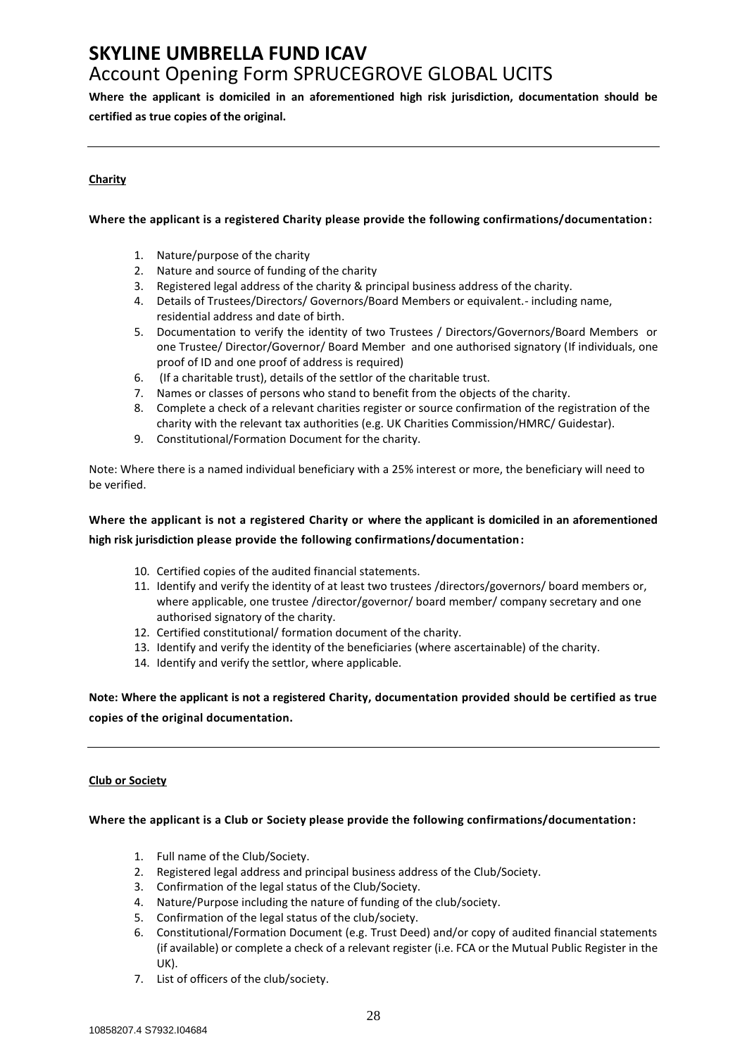**Where the applicant is domiciled in an aforementioned high risk jurisdiction, documentation should be certified as true copies of the original.**

---

**Charity**

**Where the applicant is a registered Charity please provide the following confirmations/documentation:**

1. Nature/purpose of the charity
2. Nature and source of funding of the charity
3. Registered legal address of the charity & principal business address of the charity.
4. Details of Trustees/Directors/ Governors/Board Members or equivalent.- including name, residential address and date of birth.
5. Documentation to verify the identity of two Trustees / Directors/Governors/Board Members or one Trustee/ Director/Governor/ Board Member and one authorised signatory (If individuals, one proof of ID and one proof of address is required)
6. (If a charitable trust), details of the settlor of the charitable trust.
7. Names or classes of persons who stand to benefit from the objects of the charity.
8. Complete a check of a relevant charities register or source confirmation of the registration of the charity with the relevant tax authorities (e.g. UK Charities Commission/HMRC/ Guidestar).
9. Constitutional/Formation Document for the charity.

Note: Where there is a named individual beneficiary with a 25% interest or more, the beneficiary will need to be verified.

**Where the applicant is not a registered Charity or where the applicant is domiciled in an aforementioned high risk jurisdiction please provide the following confirmations/documentation:**

10. Certified copies of the audited financial statements.
11. Identify and verify the identity of at least two trustees /directors/governors/ board members or, where applicable, one trustee /director/governor/ board member/ company secretary and one authorised signatory of the charity.
12. Certified constitutional/ formation document of the charity.
13. Identify and verify the identity of the beneficiaries (where ascertainable) of the charity.
14. Identify and verify the settlor, where applicable.

**Note: Where the applicant is not a registered Charity, documentation provided should be certified as true copies of the original documentation.**

---

**Club or Society**

**Where the applicant is a Club or Society please provide the following confirmations/documentation:**

1. Full name of the Club/Society.
2. Registered legal address and principal business address of the Club/Society.
3. Confirmation of the legal status of the Club/Society.
4. Nature/Purpose including the nature of funding of the club/society.
5. Confirmation of the legal status of the club/society.
6. Constitutional/Formation Document (e.g. Trust Deed) and/or copy of audited financial statements (if available) or complete a check of a relevant register (i.e. FCA or the Mutual Public Register in the UK).
7. List of officers of the club/society.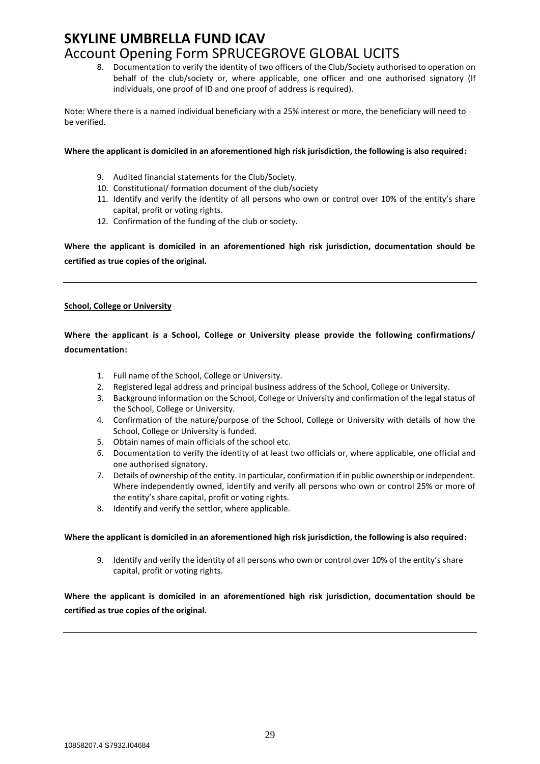8. Documentation to verify the identity of two officers of the Club/Society authorised to operation on behalf of the club/society or, where applicable, one officer and one authorised signatory (If individuals, one proof of ID and one proof of address is required).

Note: Where there is a named individual beneficiary with a 25% interest or more, the beneficiary will need to be verified.

**Where the applicant is domiciled in an aforementioned high risk jurisdiction, the following is also required:**

9. Audited financial statements for the Club/Society.
10. Constitutional/ formation document of the club/society
11. Identify and verify the identity of all persons who own or control over 10% of the entity's share capital, profit or voting rights.
12. Confirmation of the funding of the club or society.

**Where the applicant is domiciled in an aforementioned high risk jurisdiction, documentation should be certified as true copies of the original.**

---

**School, College or University**

**Where the applicant is a School, College or University please provide the following confirmations/ documentation:**

1. Full name of the School, College or University.
2. Registered legal address and principal business address of the School, College or University.
3. Background information on the School, College or University and confirmation of the legal status of the School, College or University.
4. Confirmation of the nature/purpose of the School, College or University with details of how the School, College or University is funded.
5. Obtain names of main officials of the school etc.
6. Documentation to verify the identity of at least two officials or, where applicable, one official and one authorised signatory.
7. Details of ownership of the entity. In particular, confirmation if in public ownership or independent. Where independently owned, identify and verify all persons who own or control 25% or more of the entity's share capital, profit or voting rights.
8. Identify and verify the settlor, where applicable.

**Where the applicant is domiciled in an aforementioned high risk jurisdiction, the following is also required:**

9. Identify and verify the identity of all persons who own or control over 10% of the entity's share capital, profit or voting rights.

**Where the applicant is domiciled in an aforementioned high risk jurisdiction, documentation should be certified as true copies of the original.**

---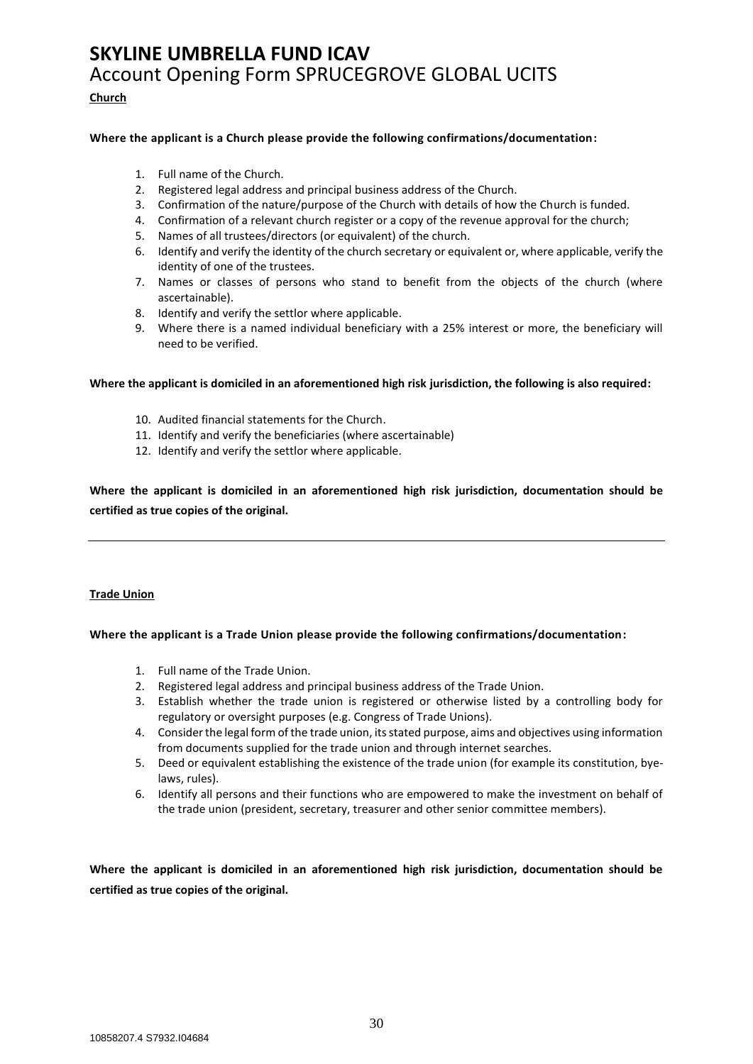# SKYLINE UMBRELLA FUND ICAV

## Account Opening Form SPRUCEGROVE GLOBAL UCITS

**Church**

**Where the applicant is a Church please provide the following confirmations/documentation:**

1. Full name of the Church.
2. Registered legal address and principal business address of the Church.
3. Confirmation of the nature/purpose of the Church with details of how the Church is funded.
4. Confirmation of a relevant church register or a copy of the revenue approval for the church;
5. Names of all trustees/directors (or equivalent) of the church.
6. Identify and verify the identity of the church secretary or equivalent or, where applicable, verify the identity of one of the trustees.
7. Names or classes of persons who stand to benefit from the objects of the church (where ascertainable).
8. Identify and verify the settlor where applicable.
9. Where there is a named individual beneficiary with a 25% interest or more, the beneficiary will need to be verified.

**Where the applicant is domiciled in an aforementioned high risk jurisdiction, the following is also required:**

10. Audited financial statements for the Church.
11. Identify and verify the beneficiaries (where ascertainable)
12. Identify and verify the settlor where applicable.

**Where the applicant is domiciled in an aforementioned high risk jurisdiction, documentation should be certified as true copies of the original.**

---

**Trade Union**

**Where the applicant is a Trade Union please provide the following confirmations/documentation:**

1. Full name of the Trade Union.
2. Registered legal address and principal business address of the Trade Union.
3. Establish whether the trade union is registered or otherwise listed by a controlling body for regulatory or oversight purposes (e.g. Congress of Trade Unions).
4. Consider the legal form of the trade union, its stated purpose, aims and objectives using information from documents supplied for the trade union and through internet searches.
5. Deed or equivalent establishing the existence of the trade union (for example its constitution, bye-laws, rules).
6. Identify all persons and their functions who are empowered to make the investment on behalf of the trade union (president, secretary, treasurer and other senior committee members).

**Where the applicant is domiciled in an aforementioned high risk jurisdiction, documentation should be certified as true copies of the original.**

10858207.4 S7932.I04684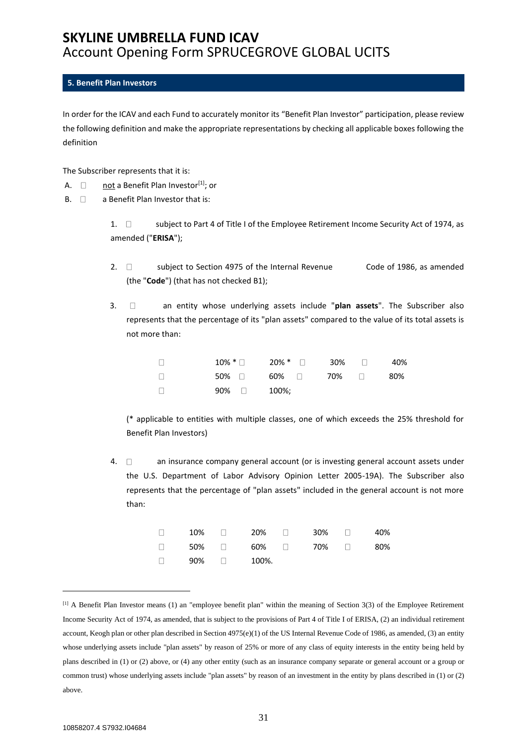# SKYLINE UMBRELLA FUND ICAV

Account Opening Form SPRUCEGROVE GLOBAL UCITS

## 5. Benefit Plan Investors

In order for the ICAV and each Fund to accurately monitor its "Benefit Plan Investor" participation, please review the following definition and make the appropriate representations by checking all applicable boxes following the definition

The Subscriber represents that it is:

A. ☐ not a Benefit Plan Investor[1]; or

B. ☐ a Benefit Plan Investor that is:

1. ☐ subject to Part 4 of Title I of the Employee Retirement Income Security Act of 1974, as amended ("**ERISA**");

2. ☐ subject to Section 4975 of the Internal Revenue Code of 1986, as amended (the "**Code**") (that has not checked B1);

3. ☐ an entity whose underlying assets include "**plan assets**". The Subscriber also represents that the percentage of its "plan assets" compared to the value of its total assets is not more than:

| | | | |
|---|---|---|---|
| ☐ 10% * | ☐ 20% * | ☐ 30% | ☐ 40% |
| ☐ 50% | ☐ 60% | ☐ 70% | ☐ 80% |
| ☐ 90% | ☐ 100%; | | |

(* applicable to entities with multiple classes, one of which exceeds the 25% threshold for Benefit Plan Investors)

4. ☐ an insurance company general account (or is investing general account assets under the U.S. Department of Labor Advisory Opinion Letter 2005-19A). The Subscriber also represents that the percentage of "plan assets" included in the general account is not more than:

| | | | |
|---|---|---|---|
| ☐ 10% | ☐ 20% | ☐ 30% | ☐ 40% |
| ☐ 50% | ☐ 60% | ☐ 70% | ☐ 80% |
| ☐ 90% | ☐ 100%. | | |

---

[1] A Benefit Plan Investor means (1) an "employee benefit plan" within the meaning of Section 3(3) of the Employee Retirement Income Security Act of 1974, as amended, that is subject to the provisions of Part 4 of Title I of ERISA, (2) an individual retirement account, Keogh plan or other plan described in Section 4975(e)(1) of the US Internal Revenue Code of 1986, as amended, (3) an entity whose underlying assets include "plan assets" by reason of 25% or more of any class of equity interests in the entity being held by plans described in (1) or (2) above, or (4) any other entity (such as an insurance company separate or general account or a group or common trust) whose underlying assets include "plan assets" by reason of an investment in the entity by plans described in (1) or (2) above.

10858207.4 S7932.I04684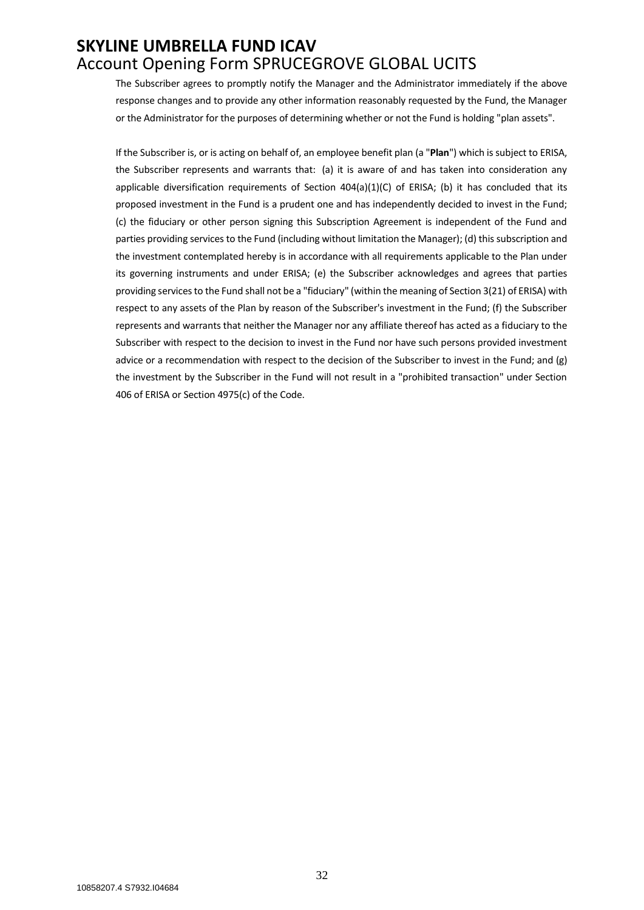The Subscriber agrees to promptly notify the Manager and the Administrator immediately if the above response changes and to provide any other information reasonably requested by the Fund, the Manager or the Administrator for the purposes of determining whether or not the Fund is holding "plan assets".

If the Subscriber is, or is acting on behalf of, an employee benefit plan (a "**Plan**") which is subject to ERISA, the Subscriber represents and warrants that: (a) it is aware of and has taken into consideration any applicable diversification requirements of Section 404(a)(1)(C) of ERISA; (b) it has concluded that its proposed investment in the Fund is a prudent one and has independently decided to invest in the Fund; (c) the fiduciary or other person signing this Subscription Agreement is independent of the Fund and parties providing services to the Fund (including without limitation the Manager); (d) this subscription and the investment contemplated hereby is in accordance with all requirements applicable to the Plan under its governing instruments and under ERISA; (e) the Subscriber acknowledges and agrees that parties providing services to the Fund shall not be a "fiduciary" (within the meaning of Section 3(21) of ERISA) with respect to any assets of the Plan by reason of the Subscriber's investment in the Fund; (f) the Subscriber represents and warrants that neither the Manager nor any affiliate thereof has acted as a fiduciary to the Subscriber with respect to the decision to invest in the Fund nor have such persons provided investment advice or a recommendation with respect to the decision of the Subscriber to invest in the Fund; and (g) the investment by the Subscriber in the Fund will not result in a "prohibited transaction" under Section 406 of ERISA or Section 4975(c) of the Code.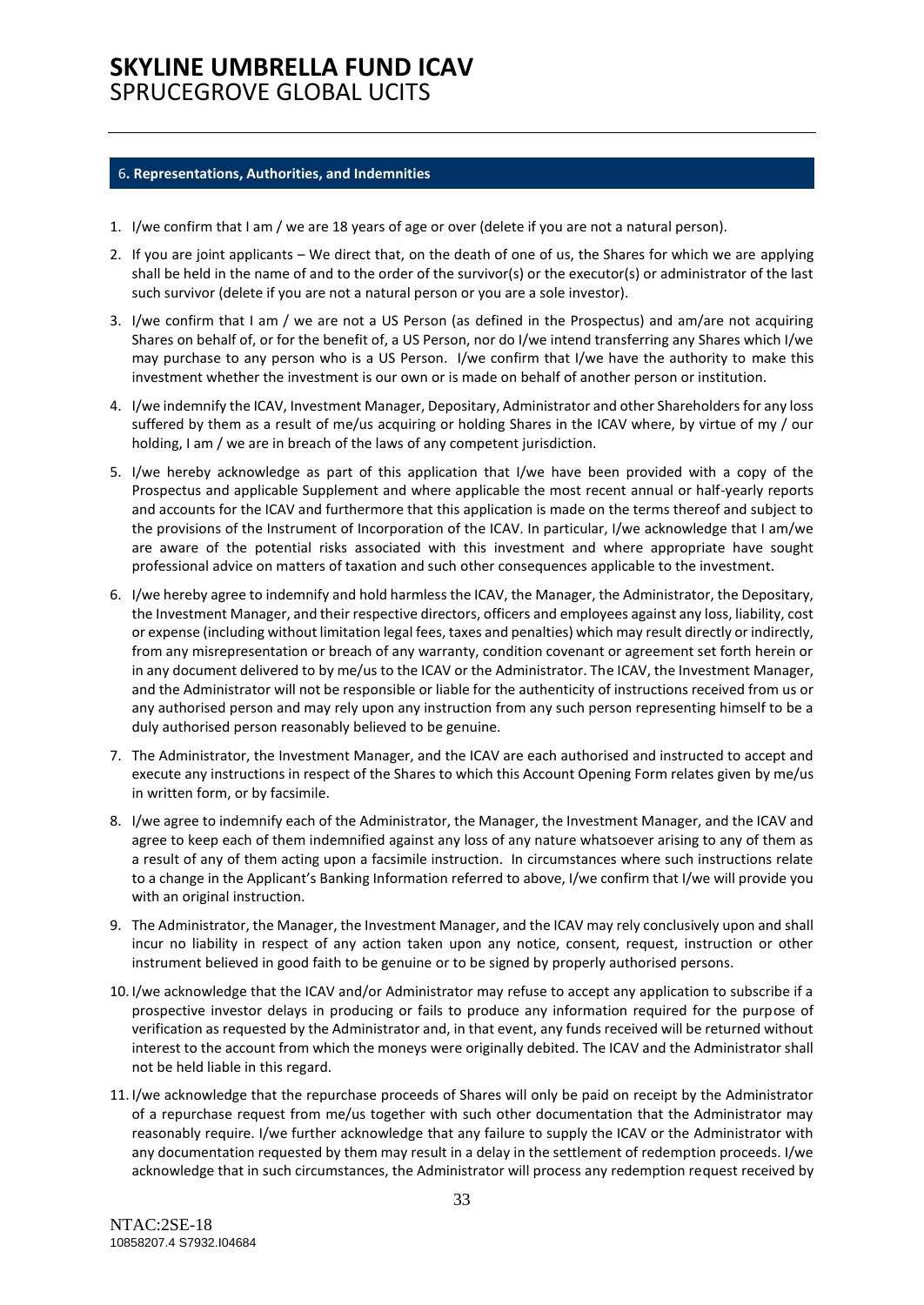## 6. Representations, Authorities, and Indemnities

1. I/we confirm that I am / we are 18 years of age or over (delete if you are not a natural person).
2. If you are joint applicants – We direct that, on the death of one of us, the Shares for which we are applying shall be held in the name of and to the order of the survivor(s) or the executor(s) or administrator of the last such survivor (delete if you are not a natural person or you are a sole investor).
3. I/we confirm that I am / we are not a US Person (as defined in the Prospectus) and am/are not acquiring Shares on behalf of, or for the benefit of, a US Person, nor do I/we intend transferring any Shares which I/we may purchase to any person who is a US Person. I/we confirm that I/we have the authority to make this investment whether the investment is our own or is made on behalf of another person or institution.
4. I/we indemnify the ICAV, Investment Manager, Depositary, Administrator and other Shareholders for any loss suffered by them as a result of me/us acquiring or holding Shares in the ICAV where, by virtue of my / our holding, I am / we are in breach of the laws of any competent jurisdiction.
5. I/we hereby acknowledge as part of this application that I/we have been provided with a copy of the Prospectus and applicable Supplement and where applicable the most recent annual or half-yearly reports and accounts for the ICAV and furthermore that this application is made on the terms thereof and subject to the provisions of the Instrument of Incorporation of the ICAV. In particular, I/we acknowledge that I am/we are aware of the potential risks associated with this investment and where appropriate have sought professional advice on matters of taxation and such other consequences applicable to the investment.
6. I/we hereby agree to indemnify and hold harmless the ICAV, the Manager, the Administrator, the Depositary, the Investment Manager, and their respective directors, officers and employees against any loss, liability, cost or expense (including without limitation legal fees, taxes and penalties) which may result directly or indirectly, from any misrepresentation or breach of any warranty, condition covenant or agreement set forth herein or in any document delivered to by me/us to the ICAV or the Administrator. The ICAV, the Investment Manager, and the Administrator will not be responsible or liable for the authenticity of instructions received from us or any authorised person and may rely upon any instruction from any such person representing himself to be a duly authorised person reasonably believed to be genuine.
7. The Administrator, the Investment Manager, and the ICAV are each authorised and instructed to accept and execute any instructions in respect of the Shares to which this Account Opening Form relates given by me/us in written form, or by facsimile.
8. I/we agree to indemnify each of the Administrator, the Manager, the Investment Manager, and the ICAV and agree to keep each of them indemnified against any loss of any nature whatsoever arising to any of them as a result of any of them acting upon a facsimile instruction. In circumstances where such instructions relate to a change in the Applicant's Banking Information referred to above, I/we confirm that I/we will provide you with an original instruction.
9. The Administrator, the Manager, the Investment Manager, and the ICAV may rely conclusively upon and shall incur no liability in respect of any action taken upon any notice, consent, request, instruction or other instrument believed in good faith to be genuine or to be signed by properly authorised persons.
10. I/we acknowledge that the ICAV and/or Administrator may refuse to accept any application to subscribe if a prospective investor delays in producing or fails to produce any information required for the purpose of verification as requested by the Administrator and, in that event, any funds received will be returned without interest to the account from which the moneys were originally debited. The ICAV and the Administrator shall not be held liable in this regard.
11. I/we acknowledge that the repurchase proceeds of Shares will only be paid on receipt by the Administrator of a repurchase request from me/us together with such other documentation that the Administrator may reasonably require. I/we further acknowledge that any failure to supply the ICAV or the Administrator with any documentation requested by them may result in a delay in the settlement of redemption proceeds. I/we acknowledge that in such circumstances, the Administrator will process any redemption request received by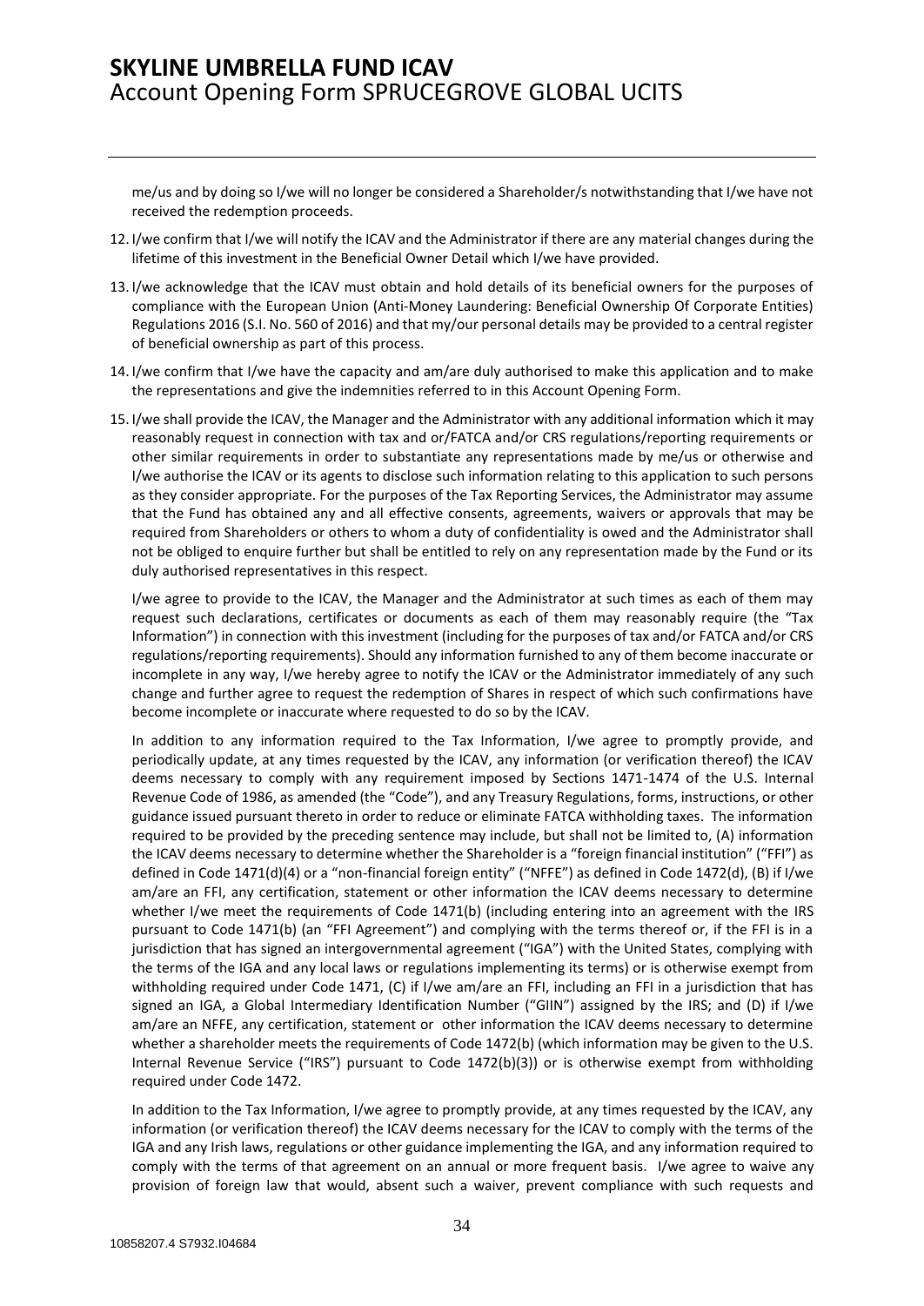me/us and by doing so I/we will no longer be considered a Shareholder/s notwithstanding that I/we have not received the redemption proceeds.

12. I/we confirm that I/we will notify the ICAV and the Administrator if there are any material changes during the lifetime of this investment in the Beneficial Owner Detail which I/we have provided.

13. I/we acknowledge that the ICAV must obtain and hold details of its beneficial owners for the purposes of compliance with the European Union (Anti-Money Laundering: Beneficial Ownership Of Corporate Entities) Regulations 2016 (S.I. No. 560 of 2016) and that my/our personal details may be provided to a central register of beneficial ownership as part of this process.

14. I/we confirm that I/we have the capacity and am/are duly authorised to make this application and to make the representations and give the indemnities referred to in this Account Opening Form.

15. I/we shall provide the ICAV, the Manager and the Administrator with any additional information which it may reasonably request in connection with tax and or/FATCA and/or CRS regulations/reporting requirements or other similar requirements in order to substantiate any representations made by me/us or otherwise and I/we authorise the ICAV or its agents to disclose such information relating to this application to such persons as they consider appropriate. For the purposes of the Tax Reporting Services, the Administrator may assume that the Fund has obtained any and all effective consents, agreements, waivers or approvals that may be required from Shareholders or others to whom a duty of confidentiality is owed and the Administrator shall not be obliged to enquire further but shall be entitled to rely on any representation made by the Fund or its duly authorised representatives in this respect.

    I/we agree to provide to the ICAV, the Manager and the Administrator at such times as each of them may request such declarations, certificates or documents as each of them may reasonably require (the "Tax Information") in connection with this investment (including for the purposes of tax and/or FATCA and/or CRS regulations/reporting requirements). Should any information furnished to any of them become inaccurate or incomplete in any way, I/we hereby agree to notify the ICAV or the Administrator immediately of any such change and further agree to request the redemption of Shares in respect of which such confirmations have become incomplete or inaccurate where requested to do so by the ICAV.

    In addition to any information required to the Tax Information, I/we agree to promptly provide, and periodically update, at any times requested by the ICAV, any information (or verification thereof) the ICAV deems necessary to comply with any requirement imposed by Sections 1471-1474 of the U.S. Internal Revenue Code of 1986, as amended (the "Code"), and any Treasury Regulations, forms, instructions, or other guidance issued pursuant thereto in order to reduce or eliminate FATCA withholding taxes. The information required to be provided by the preceding sentence may include, but shall not be limited to, (A) information the ICAV deems necessary to determine whether the Shareholder is a "foreign financial institution" ("FFI") as defined in Code 1471(d)(4) or a "non-financial foreign entity" ("NFFE") as defined in Code 1472(d), (B) if I/we am/are an FFI, any certification, statement or other information the ICAV deems necessary to determine whether I/we meet the requirements of Code 1471(b) (including entering into an agreement with the IRS pursuant to Code 1471(b) (an "FFI Agreement") and complying with the terms thereof or, if the FFI is in a jurisdiction that has signed an intergovernmental agreement ("IGA") with the United States, complying with the terms of the IGA and any local laws or regulations implementing its terms) or is otherwise exempt from withholding required under Code 1471, (C) if I/we am/are an FFI, including an FFI in a jurisdiction that has signed an IGA, a Global Intermediary Identification Number ("GIIN") assigned by the IRS; and (D) if I/we am/are an NFFE, any certification, statement or other information the ICAV deems necessary to determine whether a shareholder meets the requirements of Code 1472(b) (which information may be given to the U.S. Internal Revenue Service ("IRS") pursuant to Code 1472(b)(3)) or is otherwise exempt from withholding required under Code 1472.

    In addition to the Tax Information, I/we agree to promptly provide, at any times requested by the ICAV, any information (or verification thereof) the ICAV deems necessary for the ICAV to comply with the terms of the IGA and any Irish laws, regulations or other guidance implementing the IGA, and any information required to comply with the terms of that agreement on an annual or more frequent basis. I/we agree to waive any provision of foreign law that would, absent such a waiver, prevent compliance with such requests and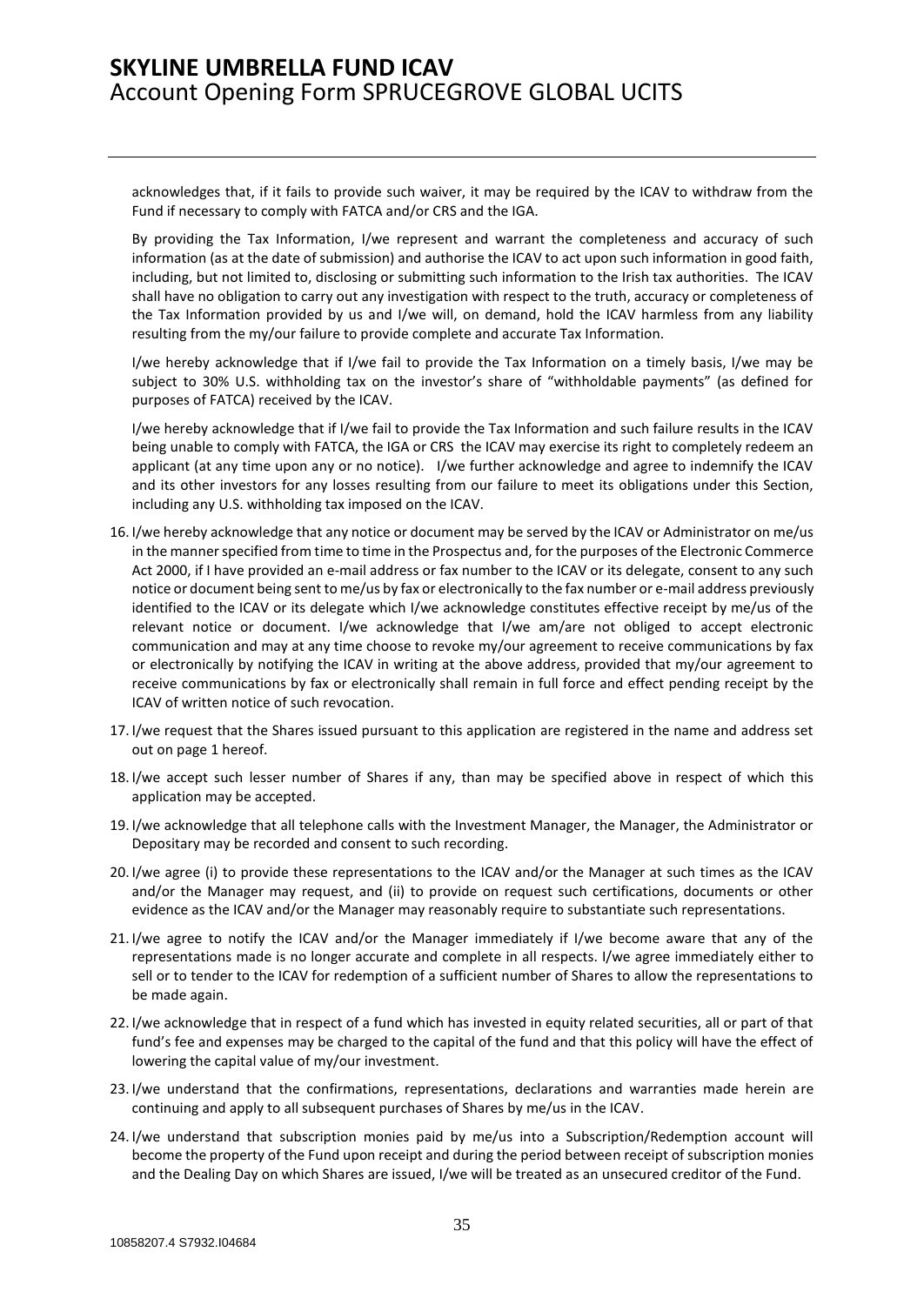acknowledges that, if it fails to provide such waiver, it may be required by the ICAV to withdraw from the Fund if necessary to comply with FATCA and/or CRS and the IGA.

By providing the Tax Information, I/we represent and warrant the completeness and accuracy of such information (as at the date of submission) and authorise the ICAV to act upon such information in good faith, including, but not limited to, disclosing or submitting such information to the Irish tax authorities. The ICAV shall have no obligation to carry out any investigation with respect to the truth, accuracy or completeness of the Tax Information provided by us and I/we will, on demand, hold the ICAV harmless from any liability resulting from the my/our failure to provide complete and accurate Tax Information.

I/we hereby acknowledge that if I/we fail to provide the Tax Information on a timely basis, I/we may be subject to 30% U.S. withholding tax on the investor's share of "withholdable payments" (as defined for purposes of FATCA) received by the ICAV.

I/we hereby acknowledge that if I/we fail to provide the Tax Information and such failure results in the ICAV being unable to comply with FATCA, the IGA or CRS the ICAV may exercise its right to completely redeem an applicant (at any time upon any or no notice). I/we further acknowledge and agree to indemnify the ICAV and its other investors for any losses resulting from our failure to meet its obligations under this Section, including any U.S. withholding tax imposed on the ICAV.

16. I/we hereby acknowledge that any notice or document may be served by the ICAV or Administrator on me/us in the manner specified from time to time in the Prospectus and, for the purposes of the Electronic Commerce Act 2000, if I have provided an e-mail address or fax number to the ICAV or its delegate, consent to any such notice or document being sent to me/us by fax or electronically to the fax number or e-mail address previously identified to the ICAV or its delegate which I/we acknowledge constitutes effective receipt by me/us of the relevant notice or document. I/we acknowledge that I/we am/are not obliged to accept electronic communication and may at any time choose to revoke my/our agreement to receive communications by fax or electronically by notifying the ICAV in writing at the above address, provided that my/our agreement to receive communications by fax or electronically shall remain in full force and effect pending receipt by the ICAV of written notice of such revocation.
17. I/we request that the Shares issued pursuant to this application are registered in the name and address set out on page 1 hereof.
18. I/we accept such lesser number of Shares if any, than may be specified above in respect of which this application may be accepted.
19. I/we acknowledge that all telephone calls with the Investment Manager, the Manager, the Administrator or Depositary may be recorded and consent to such recording.
20. I/we agree (i) to provide these representations to the ICAV and/or the Manager at such times as the ICAV and/or the Manager may request, and (ii) to provide on request such certifications, documents or other evidence as the ICAV and/or the Manager may reasonably require to substantiate such representations.
21. I/we agree to notify the ICAV and/or the Manager immediately if I/we become aware that any of the representations made is no longer accurate and complete in all respects. I/we agree immediately either to sell or to tender to the ICAV for redemption of a sufficient number of Shares to allow the representations to be made again.
22. I/we acknowledge that in respect of a fund which has invested in equity related securities, all or part of that fund's fee and expenses may be charged to the capital of the fund and that this policy will have the effect of lowering the capital value of my/our investment.
23. I/we understand that the confirmations, representations, declarations and warranties made herein are continuing and apply to all subsequent purchases of Shares by me/us in the ICAV.
24. I/we understand that subscription monies paid by me/us into a Subscription/Redemption account will become the property of the Fund upon receipt and during the period between receipt of subscription monies and the Dealing Day on which Shares are issued, I/we will be treated as an unsecured creditor of the Fund.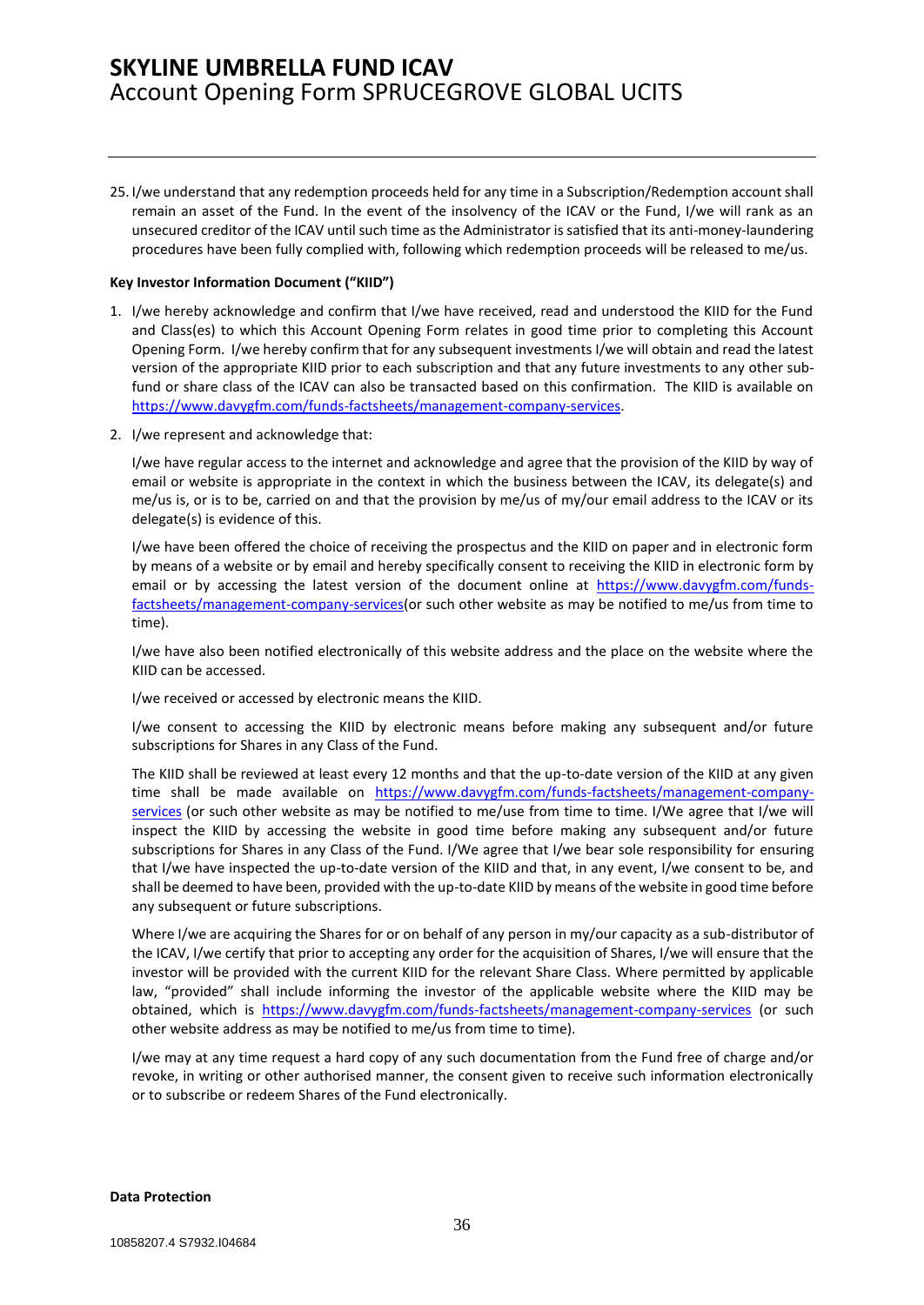25. I/we understand that any redemption proceeds held for any time in a Subscription/Redemption account shall remain an asset of the Fund. In the event of the insolvency of the ICAV or the Fund, I/we will rank as an unsecured creditor of the ICAV until such time as the Administrator is satisfied that its anti-money-laundering procedures have been fully complied with, following which redemption proceeds will be released to me/us.

**Key Investor Information Document ("KIID")**

1. I/we hereby acknowledge and confirm that I/we have received, read and understood the KIID for the Fund and Class(es) to which this Account Opening Form relates in good time prior to completing this Account Opening Form. I/we hereby confirm that for any subsequent investments I/we will obtain and read the latest version of the appropriate KIID prior to each subscription and that any future investments to any other sub-fund or share class of the ICAV can also be transacted based on this confirmation. The KIID is available on https://www.davygfm.com/funds-factsheets/management-company-services.

2. I/we represent and acknowledge that:

   I/we have regular access to the internet and acknowledge and agree that the provision of the KIID by way of email or website is appropriate in the context in which the business between the ICAV, its delegate(s) and me/us is, or is to be, carried on and that the provision by me/us of my/our email address to the ICAV or its delegate(s) is evidence of this.

   I/we have been offered the choice of receiving the prospectus and the KIID on paper and in electronic form by means of a website or by email and hereby specifically consent to receiving the KIID in electronic form by email or by accessing the latest version of the document online at https://www.davygfm.com/funds-factsheets/management-company-services(or such other website as may be notified to me/us from time to time).

   I/we have also been notified electronically of this website address and the place on the website where the KIID can be accessed.

   I/we received or accessed by electronic means the KIID.

   I/we consent to accessing the KIID by electronic means before making any subsequent and/or future subscriptions for Shares in any Class of the Fund.

   The KIID shall be reviewed at least every 12 months and that the up-to-date version of the KIID at any given time shall be made available on https://www.davygfm.com/funds-factsheets/management-company-services (or such other website as may be notified to me/use from time to time. I/We agree that I/we will inspect the KIID by accessing the website in good time before making any subsequent and/or future subscriptions for Shares in any Class of the Fund. I/We agree that I/we bear sole responsibility for ensuring that I/we have inspected the up-to-date version of the KIID and that, in any event, I/we consent to be, and shall be deemed to have been, provided with the up-to-date KIID by means of the website in good time before any subsequent or future subscriptions.

   Where I/we are acquiring the Shares for or on behalf of any person in my/our capacity as a sub-distributor of the ICAV, I/we certify that prior to accepting any order for the acquisition of Shares, I/we will ensure that the investor will be provided with the current KIID for the relevant Share Class. Where permitted by applicable law, "provided" shall include informing the investor of the applicable website where the KIID may be obtained, which is https://www.davygfm.com/funds-factsheets/management-company-services (or such other website address as may be notified to me/us from time to time).

   I/we may at any time request a hard copy of any such documentation from the Fund free of charge and/or revoke, in writing or other authorised manner, the consent given to receive such information electronically or to subscribe or redeem Shares of the Fund electronically.

**Data Protection**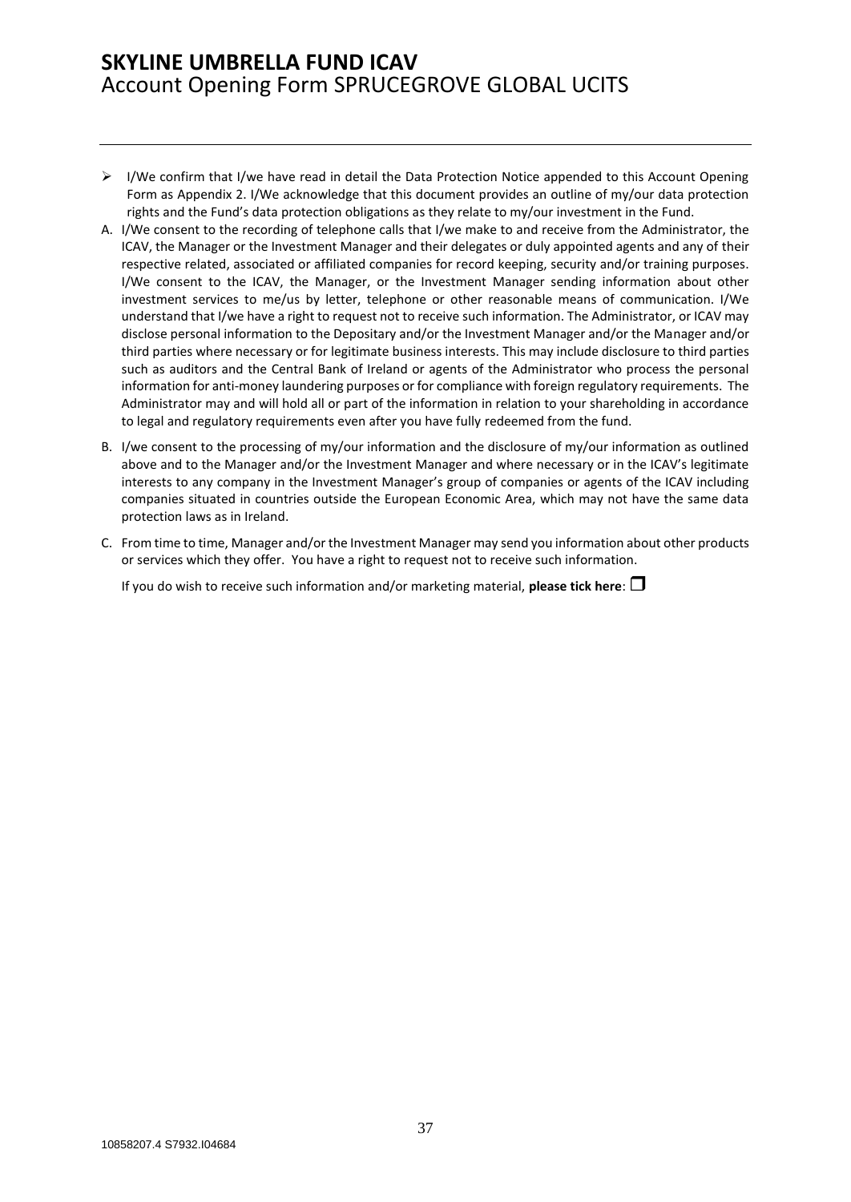- I/We confirm that I/we have read in detail the Data Protection Notice appended to this Account Opening Form as Appendix 2. I/We acknowledge that this document provides an outline of my/our data protection rights and the Fund's data protection obligations as they relate to my/our investment in the Fund.

A. I/We consent to the recording of telephone calls that I/we make to and receive from the Administrator, the ICAV, the Manager or the Investment Manager and their delegates or duly appointed agents and any of their respective related, associated or affiliated companies for record keeping, security and/or training purposes. I/We consent to the ICAV, the Manager, or the Investment Manager sending information about other investment services to me/us by letter, telephone or other reasonable means of communication. I/We understand that I/we have a right to request not to receive such information. The Administrator, or ICAV may disclose personal information to the Depositary and/or the Investment Manager and/or the Manager and/or third parties where necessary or for legitimate business interests. This may include disclosure to third parties such as auditors and the Central Bank of Ireland or agents of the Administrator who process the personal information for anti-money laundering purposes or for compliance with foreign regulatory requirements. The Administrator may and will hold all or part of the information in relation to your shareholding in accordance to legal and regulatory requirements even after you have fully redeemed from the fund.

B. I/we consent to the processing of my/our information and the disclosure of my/our information as outlined above and to the Manager and/or the Investment Manager and where necessary or in the ICAV's legitimate interests to any company in the Investment Manager's group of companies or agents of the ICAV including companies situated in countries outside the European Economic Area, which may not have the same data protection laws as in Ireland.

C. From time to time, Manager and/or the Investment Manager may send you information about other products or services which they offer. You have a right to request not to receive such information.

   If you do wish to receive such information and/or marketing material, **please tick here**: ☐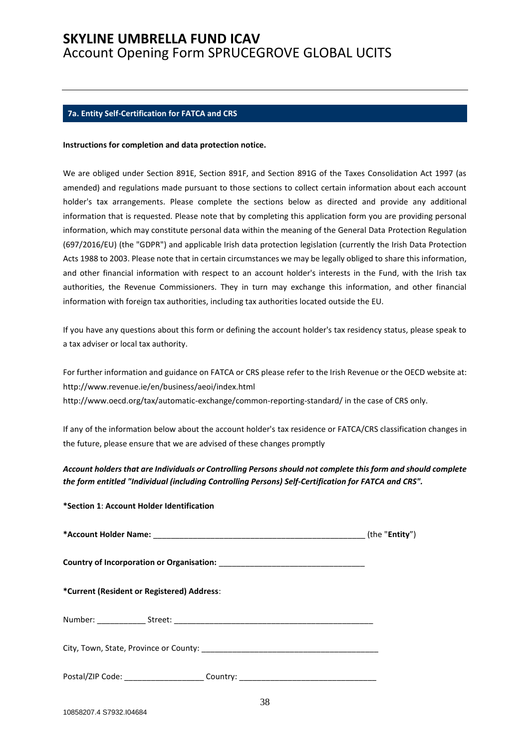## 7a. Entity Self-Certification for FATCA and CRS

**Instructions for completion and data protection notice.**

We are obliged under Section 891E, Section 891F, and Section 891G of the Taxes Consolidation Act 1997 (as amended) and regulations made pursuant to those sections to collect certain information about each account holder's tax arrangements. Please complete the sections below as directed and provide any additional information that is requested. Please note that by completing this application form you are providing personal information, which may constitute personal data within the meaning of the General Data Protection Regulation (697/2016/EU) (the "GDPR") and applicable Irish data protection legislation (currently the Irish Data Protection Acts 1988 to 2003. Please note that in certain circumstances we may be legally obliged to share this information, and other financial information with respect to an account holder's interests in the Fund, with the Irish tax authorities, the Revenue Commissioners. They in turn may exchange this information, and other financial information with foreign tax authorities, including tax authorities located outside the EU.

If you have any questions about this form or defining the account holder's tax residency status, please speak to a tax adviser or local tax authority.

For further information and guidance on FATCA or CRS please refer to the Irish Revenue or the OECD website at:
http://www.revenue.ie/en/business/aeoi/index.html
http://www.oecd.org/tax/automatic-exchange/common-reporting-standard/ in the case of CRS only.

If any of the information below about the account holder's tax residence or FATCA/CRS classification changes in the future, please ensure that we are advised of these changes promptly

***Account holders that are Individuals or Controlling Persons should not complete this form and should complete the form entitled "Individual (including Controlling Persons) Self-Certification for FATCA and CRS".***

**\*Section 1**: **Account Holder Identification**

**\*Account Holder Name:** ________________________________________________ (the "**Entity**")

**Country of Incorporation or Organisation:** _________________________________

**\*Current (Resident or Registered) Address**:

Number: ___________ Street: _____________________________________________

City, Town, State, Province or County: ________________________________________

Postal/ZIP Code: __________________ Country: _______________________________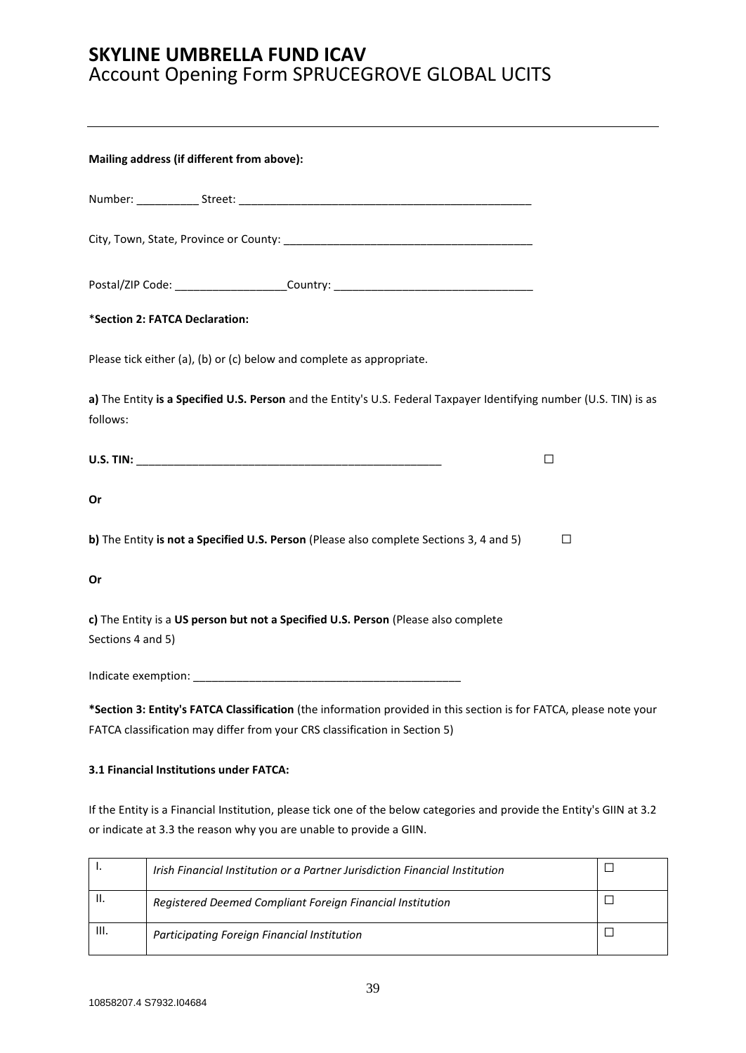**Mailing address (if different from above):**

Number: __________ Street: _________________________________________________

City, Town, State, Province or County: ________________________________________

Postal/ZIP Code: __________________Country: ________________________________

*__Section 2: FATCA Declaration:__

Please tick either (a), (b) or (c) below and complete as appropriate.

**a)** The Entity **is a Specified U.S. Person** and the Entity's U.S. Federal Taxpayer Identifying number (U.S. TIN) is as follows:

**U.S. TIN:** __________________________________________________ ☐

**Or**

**b)** The Entity **is not a Specified U.S. Person** (Please also complete Sections 3, 4 and 5) ☐

**Or**

**c)** The Entity is a **US person but not a Specified U.S. Person** (Please also complete Sections 4 and 5)

Indicate exemption: ____________________________________________

**\*Section 3: Entity's FATCA Classification** (the information provided in this section is for FATCA, please note your FATCA classification may differ from your CRS classification in Section 5)

**3.1 Financial Institutions under FATCA:**

If the Entity is a Financial Institution, please tick one of the below categories and provide the Entity's GIIN at 3.2 or indicate at 3.3 the reason why you are unable to provide a GIIN.

| | | |
|---|---|---|
| I. | *Irish Financial Institution or a Partner Jurisdiction Financial Institution* | ☐ |
| II. | *Registered Deemed Compliant Foreign Financial Institution* | ☐ |
| III. | *Participating Foreign Financial Institution* | ☐ |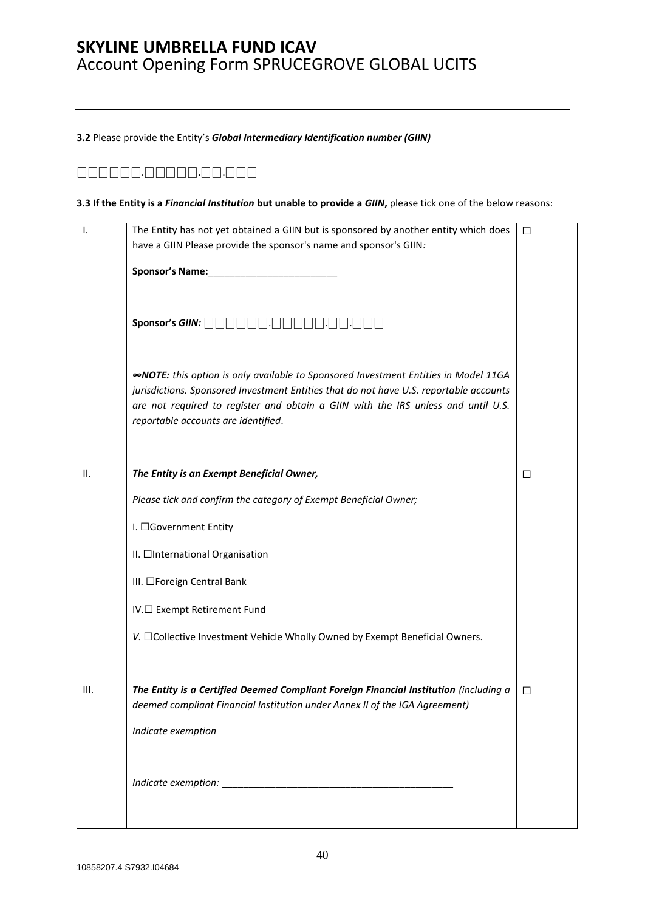**3.2** Please provide the Entity's ***Global Intermediary Identification number (GIIN)***

□□□□□□.□□□□□.□□.□□□

**3.3 If the Entity is a *Financial Institution* but unable to provide a *GIIN*,** please tick one of the below reasons:

| | | |
|---|---|---|
| I. | The Entity has not yet obtained a GIIN but is sponsored by another entity which does have a GIIN Please provide the sponsor's name and sponsor's GIIN*:*<br><br>**Sponsor's Name:**________________________<br><br>**Sponsor's *GIIN:*** □□□□□□.□□□□□.□□.□□□<br><br>***∞NOTE:*** *this option is only available to Sponsored Investment Entities in Model 11GA jurisdictions. Sponsored Investment Entities that do not have U.S. reportable accounts are not required to register and obtain a GIIN with the IRS unless and until U.S. reportable accounts are identified*. | □ |
| II. | ***The Entity is an Exempt Beneficial Owner,***<br><br>*Please tick and confirm the category of Exempt Beneficial Owner;*<br><br>I. □Government Entity<br><br>II. □International Organisation<br><br>III. □Foreign Central Bank<br><br>IV.□ Exempt Retirement Fund<br><br>*V.* □Collective Investment Vehicle Wholly Owned by Exempt Beneficial Owners. | □ |
| III. | ***The Entity is a Certified Deemed Compliant Foreign Financial Institution*** *(including a deemed compliant Financial Institution under Annex II of the IGA Agreement)*<br><br>*Indicate exemption*<br><br>*Indicate exemption:* ___________________________________________ | □ |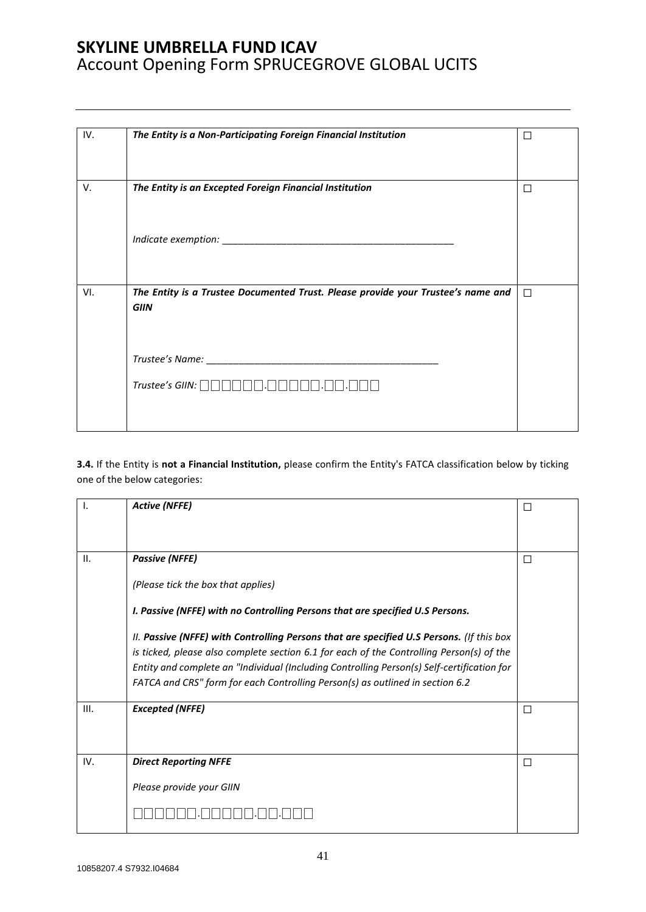| IV. | ***The Entity is a Non-Participating Foreign Financial Institution*** | ☐ |
|---|---|---|
| V. | ***The Entity is an Excepted Foreign Financial Institution***<br><br>*Indicate exemption: ____________________________________________* | ☐ |
| VI. | ***The Entity is a Trustee Documented Trust. Please provide your Trustee's name and GIIN***<br><br>*Trustee's Name: ____________________________________________*<br><br>*Trustee's GIIN:* □□□□□□.□□□□□.□□.□□□ | ☐ |

**3.4.** If the Entity is **not a Financial Institution,** please confirm the Entity's FATCA classification below by ticking one of the below categories:

| I. | ***Active (NFFE)*** | ☐ |
|---|---|---|
| II. | ***Passive (NFFE)***<br><br>*(Please tick the box that applies)*<br><br>***I. Passive (NFFE) with no Controlling Persons that are specified U.S Persons.***<br><br>*II.* ***Passive (NFFE) with Controlling Persons that are specified U.S Persons.*** *(If this box is ticked, please also complete section 6.1 for each of the Controlling Person(s) of the Entity and complete an "Individual (Including Controlling Person(s) Self-certification for FATCA and CRS" form for each Controlling Person(s) as outlined in section 6.2* | ☐ |
| III. | ***Excepted (NFFE)*** | ☐ |
| IV. | ***Direct Reporting NFFE***<br><br>*Please provide your GIIN*<br><br>□□□□□□.□□□□□.□□.□□□ | ☐ |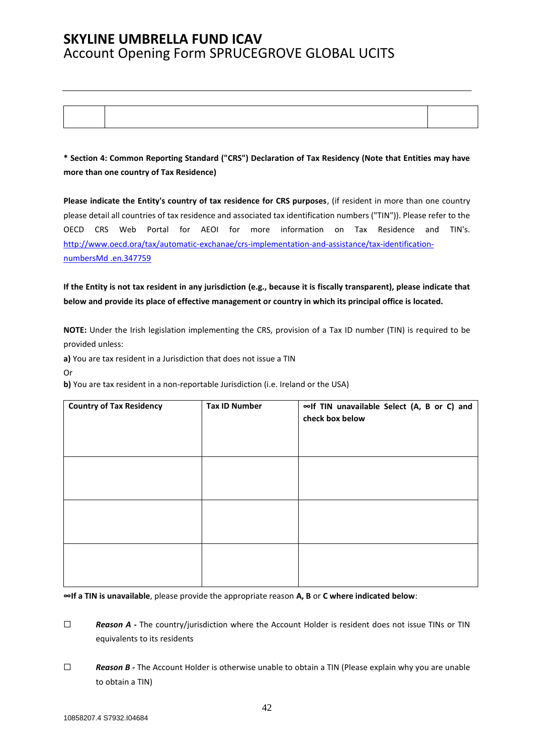# SKYLINE UMBRELLA FUND ICAV
Account Opening Form SPRUCEGROVE GLOBAL UCITS

| | | |
|---|---|---|
| | | |

**\* Section 4: Common Reporting Standard ("CRS") Declaration of Tax Residency (Note that Entities may have more than one country of Tax Residence)**

**Please indicate the Entity's country of tax residence for CRS purposes**, (if resident in more than one country please detail all countries of tax residence and associated tax identification numbers ("TIN")). Please refer to the OECD CRS Web Portal for AEOI for more information on Tax Residence and TIN's. [http://www.oecd.ora/tax/automatic-exchanae/crs-implementation-and-assistance/tax-identification-numbersMd .en.347759](http://www.oecd.ora/tax/automatic-exchanae/crs-implementation-and-assistance/tax-identification-numbersMd.en.347759)

**If the Entity is not tax resident in any jurisdiction (e.g., because it is fiscally transparent), please indicate that below and provide its place of effective management or country in which its principal office is located.**

**NOTE:** Under the Irish legislation implementing the CRS, provision of a Tax ID number (TIN) is required to be provided unless:

**a)** You are tax resident in a Jurisdiction that does not issue a TIN

Or

**b)** You are tax resident in a non-reportable Jurisdiction (i.e. Ireland or the USA)

| Country of Tax Residency | Tax ID Number | ∞If TIN unavailable Select (A, B or C) and check box below |
|---|---|---|
| | | |
| | | |
| | | |

**∞If a TIN is unavailable**, please provide the appropriate reason **A, B** or **C where indicated below**:

☐ ***Reason A -*** The country/jurisdiction where the Account Holder is resident does not issue TINs or TIN equivalents to its residents

☐ ***Reason B -*** The Account Holder is otherwise unable to obtain a TIN (Please explain why you are unable to obtain a TIN)

10858207.4 S7932.I04684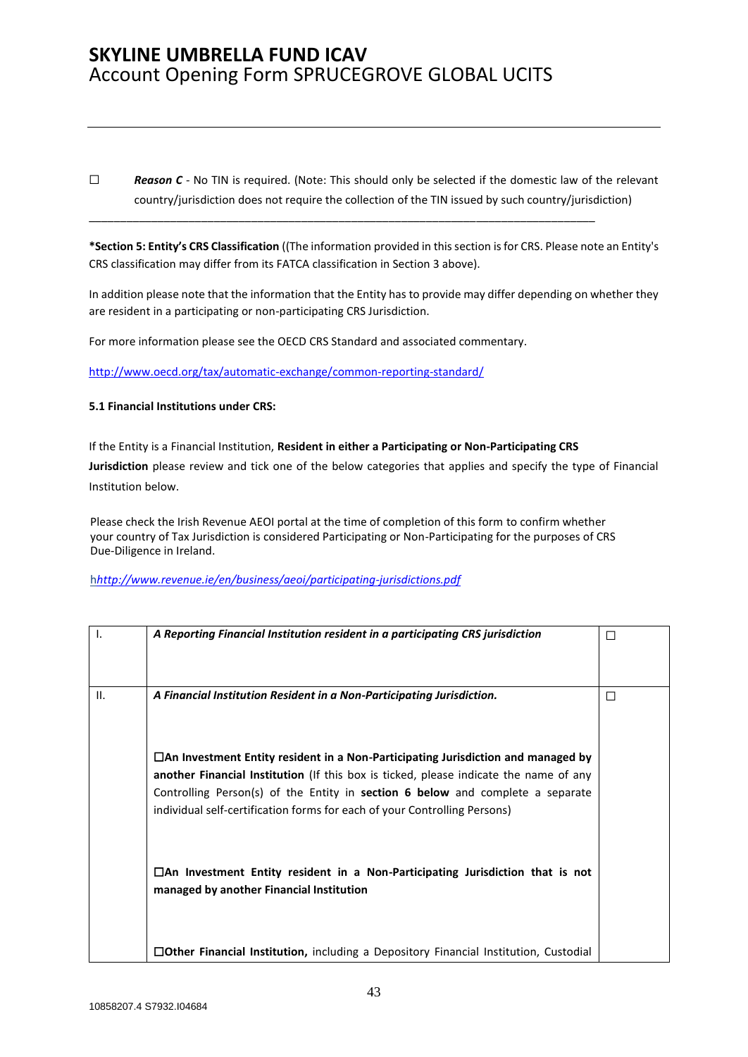☐ ***Reason C*** - No TIN is required. (Note: This should only be selected if the domestic law of the relevant country/jurisdiction does not require the collection of the TIN issued by such country/jurisdiction)

---

**\*Section 5: Entity's CRS Classification** ((The information provided in this section is for CRS. Please note an Entity's CRS classification may differ from its FATCA classification in Section 3 above).

In addition please note that the information that the Entity has to provide may differ depending on whether they are resident in a participating or non-participating CRS Jurisdiction.

For more information please see the OECD CRS Standard and associated commentary.

http://www.oecd.org/tax/automatic-exchange/common-reporting-standard/

**5.1 Financial Institutions under CRS:**

If the Entity is a Financial Institution, **Resident in either a Participating or Non-Participating CRS Jurisdiction** please review and tick one of the below categories that applies and specify the type of Financial Institution below.

Please check the Irish Revenue AEOI portal at the time of completion of this form to confirm whether your country of Tax Jurisdiction is considered Participating or Non-Participating for the purposes of CRS Due-Diligence in Ireland.

h*http://www.revenue.ie/en/business/aeoi/participating-jurisdictions.pdf*

| | | |
|---|---|---|
| I. | ***A Reporting Financial Institution resident in a participating CRS jurisdiction*** | ☐ |
| II. | ***A Financial Institution Resident in a Non-Participating Jurisdiction.*** <br><br> ☐**An Investment Entity resident in a Non-Participating Jurisdiction and managed by another Financial Institution** (If this box is ticked, please indicate the name of any Controlling Person(s) of the Entity in **section 6 below** and complete a separate individual self-certification forms for each of your Controlling Persons) <br><br> ☐**An Investment Entity resident in a Non-Participating Jurisdiction that is not managed by another Financial Institution** <br><br> ☐**Other Financial Institution,** including a Depository Financial Institution, Custodial | ☐ |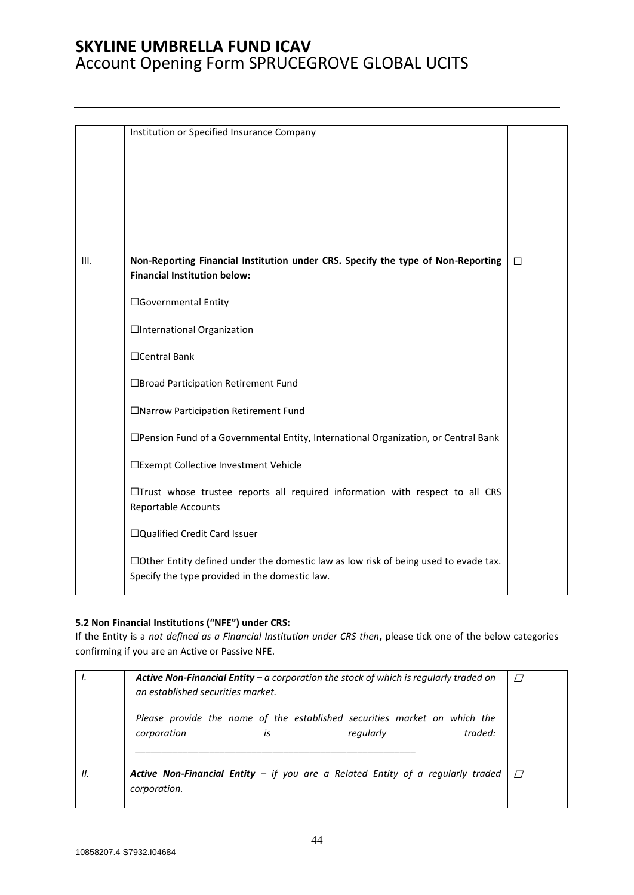| | | |
|---|---|---|
| | Institution or Specified Insurance Company | |
| III. | **Non-Reporting Financial Institution under CRS. Specify the type of Non-Reporting Financial Institution below:**<br><br>☐Governmental Entity<br><br>☐International Organization<br><br>☐Central Bank<br><br>☐Broad Participation Retirement Fund<br><br>☐Narrow Participation Retirement Fund<br><br>☐Pension Fund of a Governmental Entity, International Organization, or Central Bank<br><br>☐Exempt Collective Investment Vehicle<br><br>☐Trust whose trustee reports all required information with respect to all CRS Reportable Accounts<br><br>☐Qualified Credit Card Issuer<br><br>☐Other Entity defined under the domestic law as low risk of being used to evade tax. Specify the type provided in the domestic law. | ☐ |

**5.2 Non Financial Institutions ("NFE") under CRS:**

If the Entity is a *not defined as a Financial Institution under CRS then*, please tick one of the below categories confirming if you are an Active or Passive NFE.

| | | |
|---|---|---|
| *I.* | ***Active Non-Financial Entity –*** *a corporation the stock of which is regularly traded on an established securities market.*<br><br>*Please provide the name of the established securities market on which the corporation is regularly traded:*<br><br>_______________________________________________ | ☐ |
| *II.* | ***Active Non-Financial Entity*** *– if you are a Related Entity of a regularly traded corporation.* | ☐ |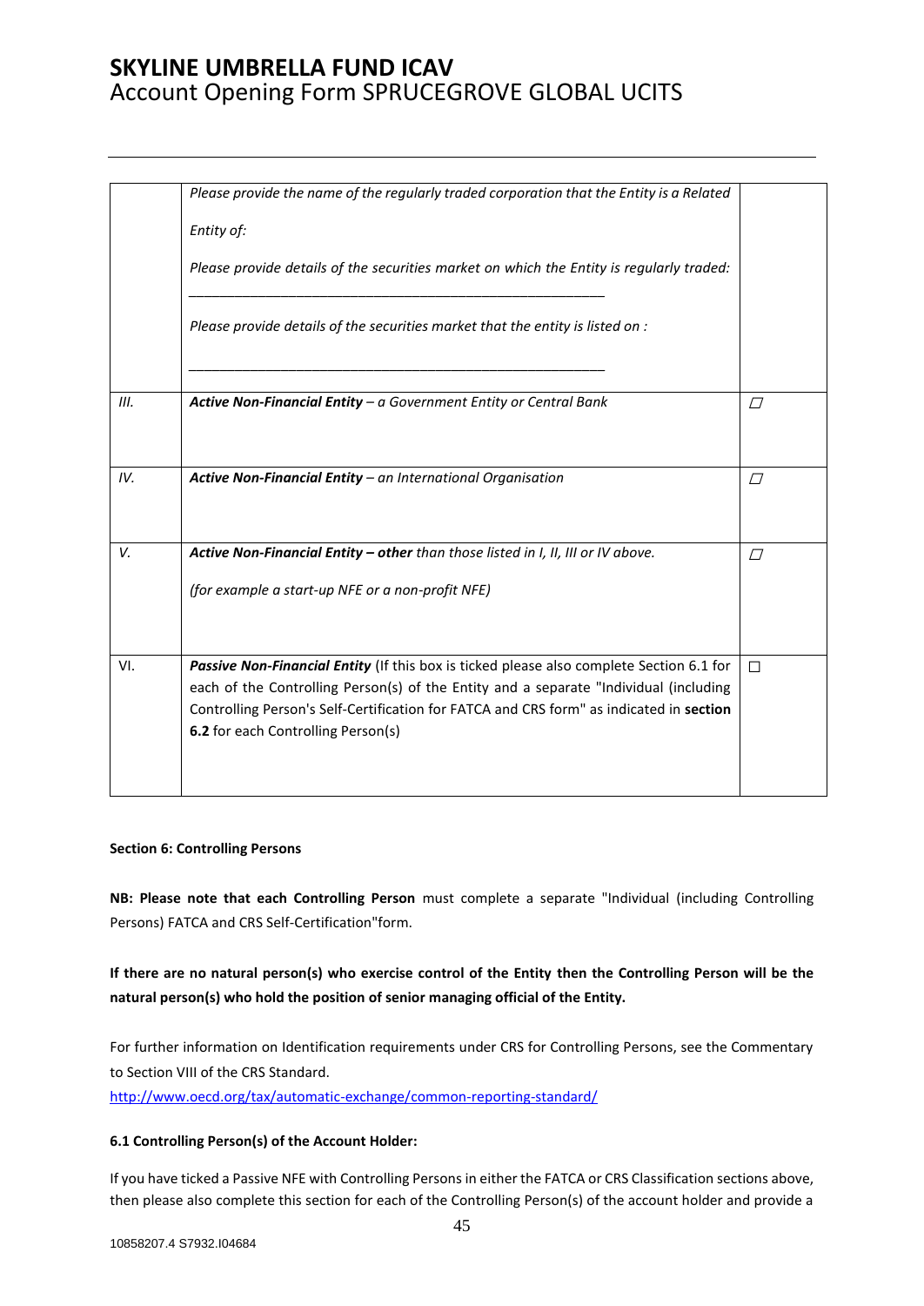| | | |
|---|---|---|
| | *Please provide the name of the regularly traded corporation that the Entity is a Related Entity of:*<br><br>*Please provide details of the securities market on which the Entity is regularly traded:*<br><br>______________________________________________________<br><br>*Please provide details of the securities market that the entity is listed on :*<br><br>______________________________________________________ | |
| *III.* | ***Active Non-Financial Entity** – a Government Entity or Central Bank* | ☐ |
| *IV.* | ***Active Non-Financial Entity** – an International Organisation* | ☐ |
| *V.* | ***Active Non-Financial Entity – other** than those listed in I, II, III or IV above.*<br><br>*(for example a start-up NFE or a non-profit NFE)* | ☐ |
| VI. | ***Passive Non-Financial Entity*** (If this box is ticked please also complete Section 6.1 for each of the Controlling Person(s) of the Entity and a separate "Individual (including Controlling Person's Self-Certification for FATCA and CRS form" as indicated in **section 6.2** for each Controlling Person(s) | ☐ |

**Section 6: Controlling Persons**

**NB: Please note that each Controlling Person** must complete a separate "Individual (including Controlling Persons) FATCA and CRS Self-Certification"form.

**If there are no natural person(s) who exercise control of the Entity then the Controlling Person will be the natural person(s) who hold the position of senior managing official of the Entity.**

For further information on Identification requirements under CRS for Controlling Persons, see the Commentary to Section VIII of the CRS Standard.
http://www.oecd.org/tax/automatic-exchange/common-reporting-standard/

**6.1 Controlling Person(s) of the Account Holder:**

If you have ticked a Passive NFE with Controlling Persons in either the FATCA or CRS Classification sections above, then please also complete this section for each of the Controlling Person(s) of the account holder and provide a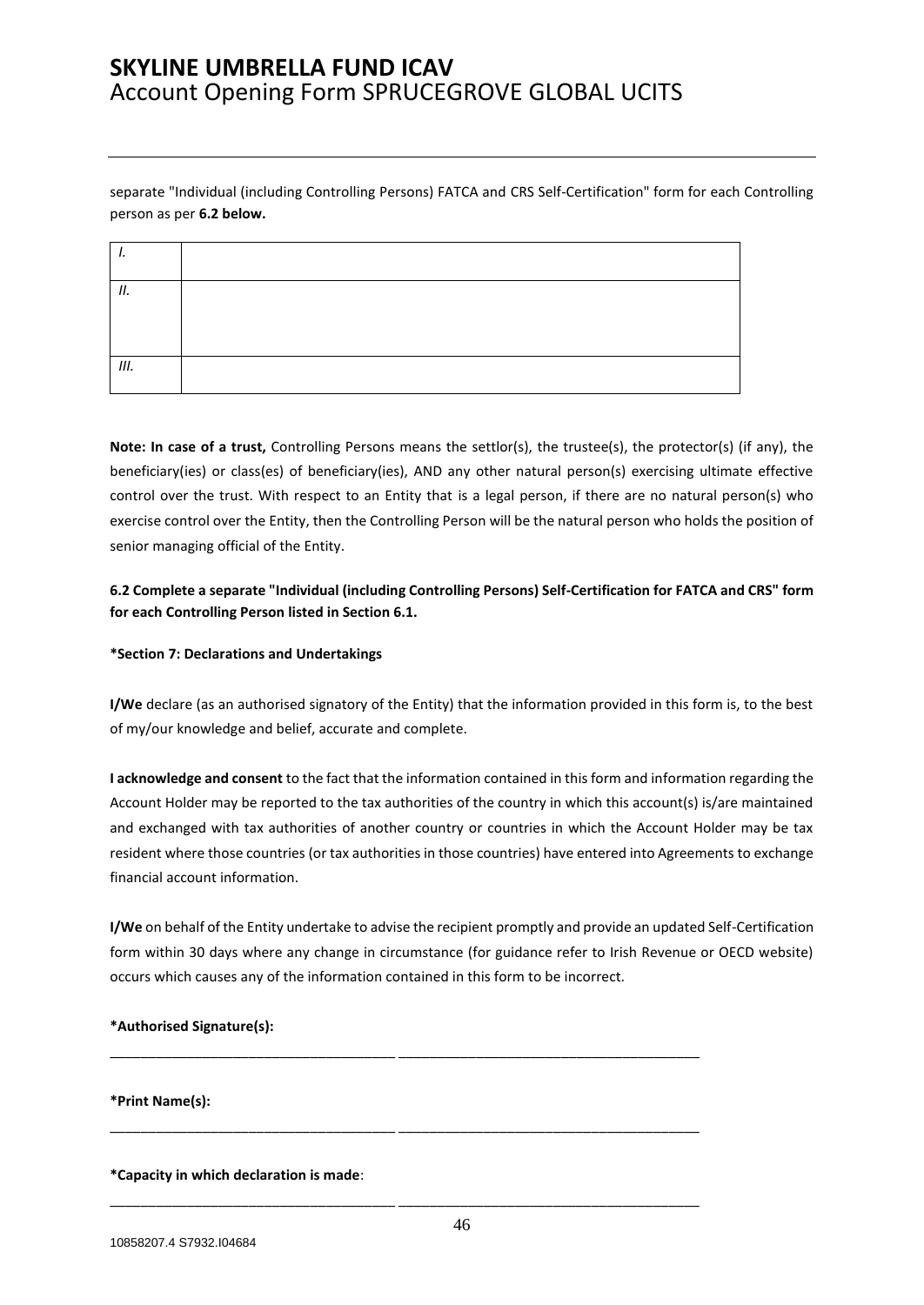separate "Individual (including Controlling Persons) FATCA and CRS Self-Certification" form for each Controlling person as per **6.2 below.**

| | |
|---|---|
| *I.* | |
| *II.* | |
| *III.* | |

**Note: In case of a trust,** Controlling Persons means the settlor(s), the trustee(s), the protector(s) (if any), the beneficiary(ies) or class(es) of beneficiary(ies), AND any other natural person(s) exercising ultimate effective control over the trust. With respect to an Entity that is a legal person, if there are no natural person(s) who exercise control over the Entity, then the Controlling Person will be the natural person who holds the position of senior managing official of the Entity.

**6.2 Complete a separate "Individual (including Controlling Persons) Self-Certification for FATCA and CRS" form for each Controlling Person listed in Section 6.1.**

**\*Section 7: Declarations and Undertakings**

**I/We** declare (as an authorised signatory of the Entity) that the information provided in this form is, to the best of my/our knowledge and belief, accurate and complete.

**I acknowledge and consent** to the fact that the information contained in this form and information regarding the Account Holder may be reported to the tax authorities of the country in which this account(s) is/are maintained and exchanged with tax authorities of another country or countries in which the Account Holder may be tax resident where those countries (or tax authorities in those countries) have entered into Agreements to exchange financial account information.

**I/We** on behalf of the Entity undertake to advise the recipient promptly and provide an updated Self-Certification form within 30 days where any change in circumstance (for guidance refer to Irish Revenue or OECD website) occurs which causes any of the information contained in this form to be incorrect.

**\*Authorised Signature(s):**

\_\_\_\_\_\_\_\_\_\_\_\_\_\_\_\_\_\_\_\_\_\_\_\_\_\_\_\_\_\_\_\_\_\_\_\_ \_\_\_\_\_\_\_\_\_\_\_\_\_\_\_\_\_\_\_\_\_\_\_\_\_\_\_\_\_\_\_\_\_\_\_\_

**\*Print Name(s):**

\_\_\_\_\_\_\_\_\_\_\_\_\_\_\_\_\_\_\_\_\_\_\_\_\_\_\_\_\_\_\_\_\_\_\_\_ \_\_\_\_\_\_\_\_\_\_\_\_\_\_\_\_\_\_\_\_\_\_\_\_\_\_\_\_\_\_\_\_\_\_\_\_

**\*Capacity in which declaration is made**:

\_\_\_\_\_\_\_\_\_\_\_\_\_\_\_\_\_\_\_\_\_\_\_\_\_\_\_\_\_\_\_\_\_\_\_\_ \_\_\_\_\_\_\_\_\_\_\_\_\_\_\_\_\_\_\_\_\_\_\_\_\_\_\_\_\_\_\_\_\_\_\_\_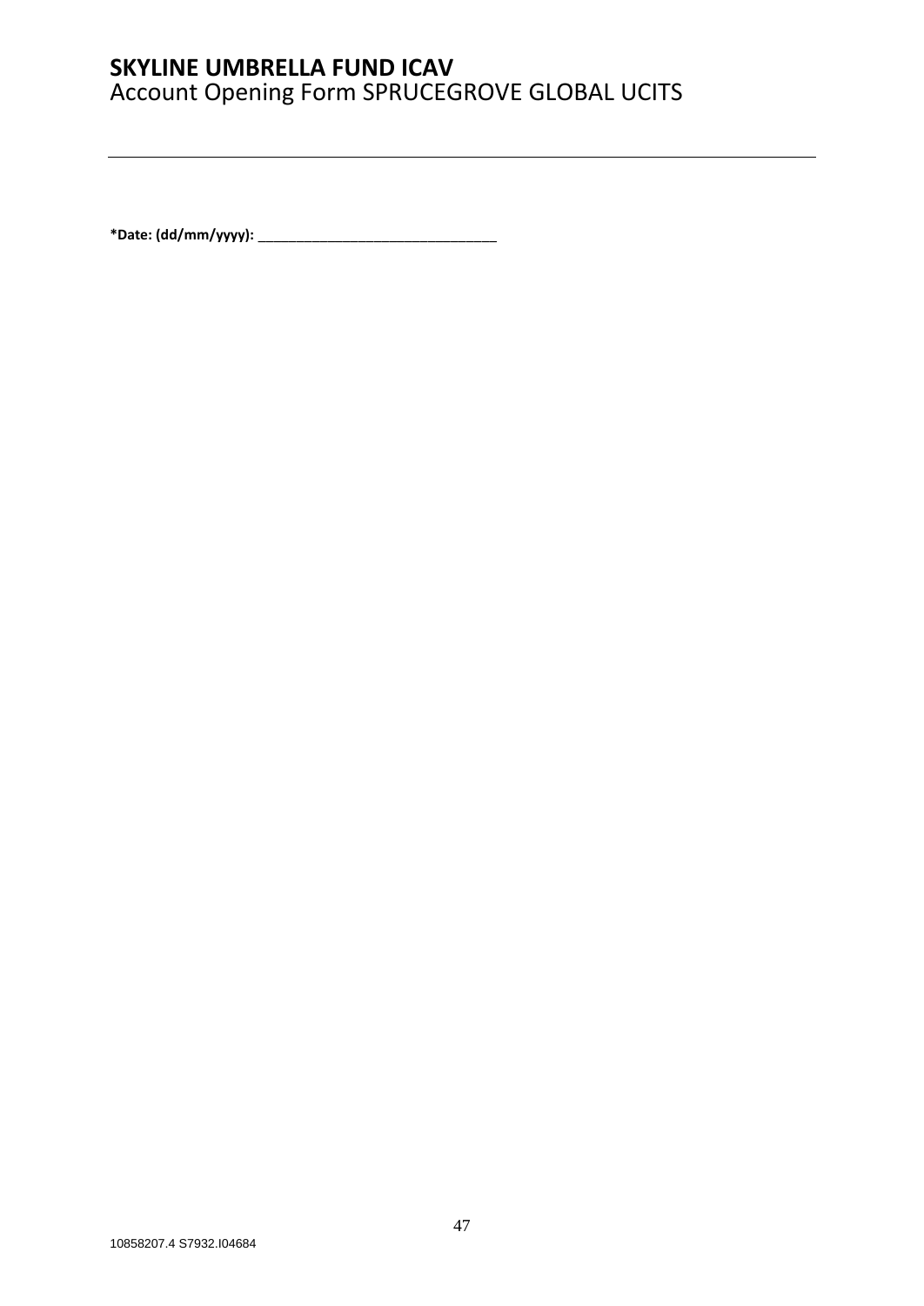**\*Date: (dd/mm/yyyy):** ________________________________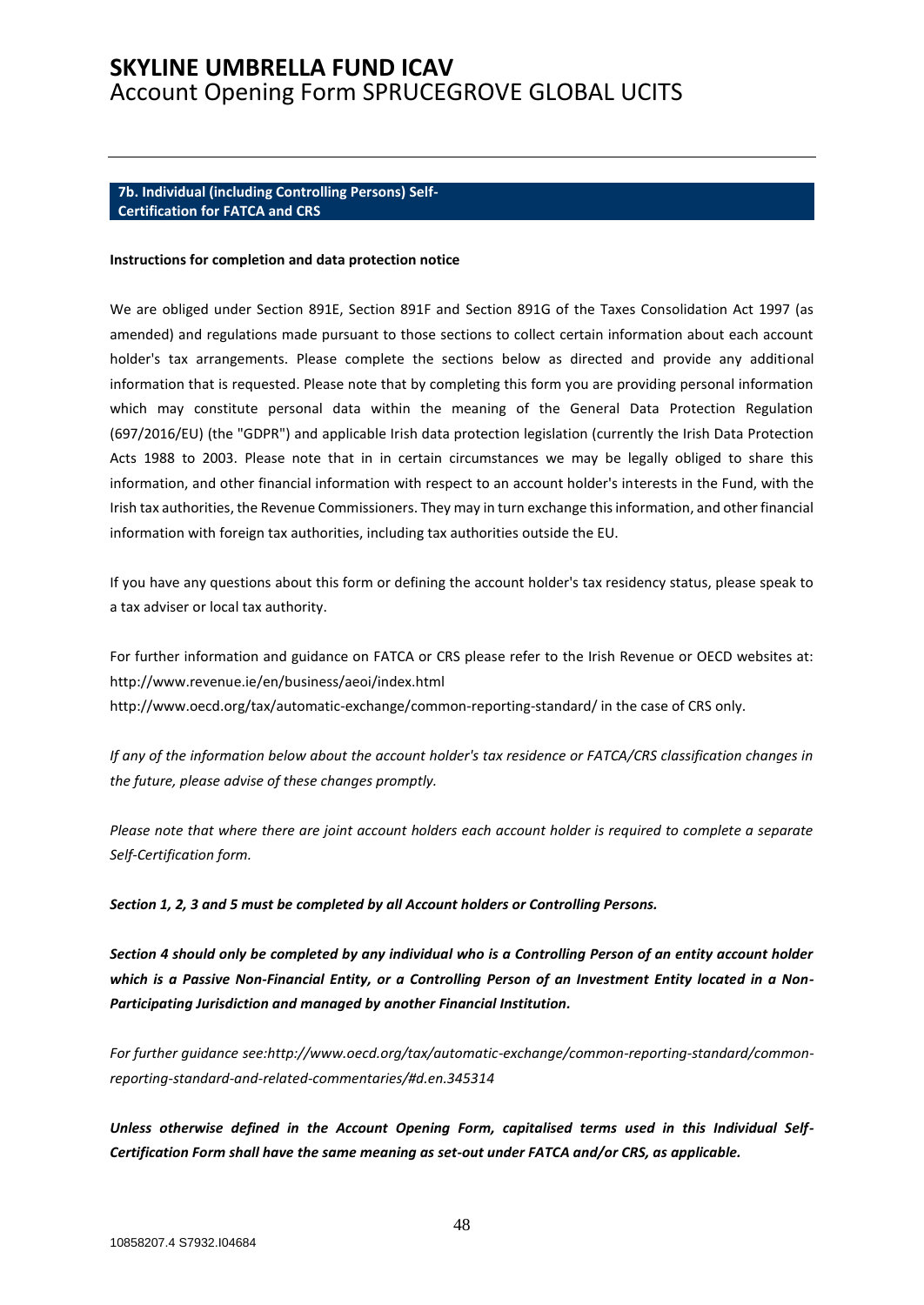## 7b. Individual (including Controlling Persons) Self-Certification for FATCA and CRS

**Instructions for completion and data protection notice**

We are obliged under Section 891E, Section 891F and Section 891G of the Taxes Consolidation Act 1997 (as amended) and regulations made pursuant to those sections to collect certain information about each account holder's tax arrangements. Please complete the sections below as directed and provide any additional information that is requested. Please note that by completing this form you are providing personal information which may constitute personal data within the meaning of the General Data Protection Regulation (697/2016/EU) (the "GDPR") and applicable Irish data protection legislation (currently the Irish Data Protection Acts 1988 to 2003. Please note that in in certain circumstances we may be legally obliged to share this information, and other financial information with respect to an account holder's interests in the Fund, with the Irish tax authorities, the Revenue Commissioners. They may in turn exchange this information, and other financial information with foreign tax authorities, including tax authorities outside the EU.

If you have any questions about this form or defining the account holder's tax residency status, please speak to a tax adviser or local tax authority.

For further information and guidance on FATCA or CRS please refer to the Irish Revenue or OECD websites at:
http://www.revenue.ie/en/business/aeoi/index.html
http://www.oecd.org/tax/automatic-exchange/common-reporting-standard/ in the case of CRS only.

*If any of the information below about the account holder's tax residence or FATCA/CRS classification changes in the future, please advise of these changes promptly.*

*Please note that where there are joint account holders each account holder is required to complete a separate Self-Certification form.*

***Section 1, 2, 3 and 5 must be completed by all Account holders or Controlling Persons.***

***Section 4 should only be completed by any individual who is a Controlling Person of an entity account holder which is a Passive Non-Financial Entity, or a Controlling Person of an Investment Entity located in a Non-Participating Jurisdiction and managed by another Financial Institution.***

*For further guidance see:http://www.oecd.org/tax/automatic-exchange/common-reporting-standard/common-reporting-standard-and-related-commentaries/#d.en.345314*

***Unless otherwise defined in the Account Opening Form, capitalised terms used in this Individual Self-Certification Form shall have the same meaning as set-out under FATCA and/or CRS, as applicable.***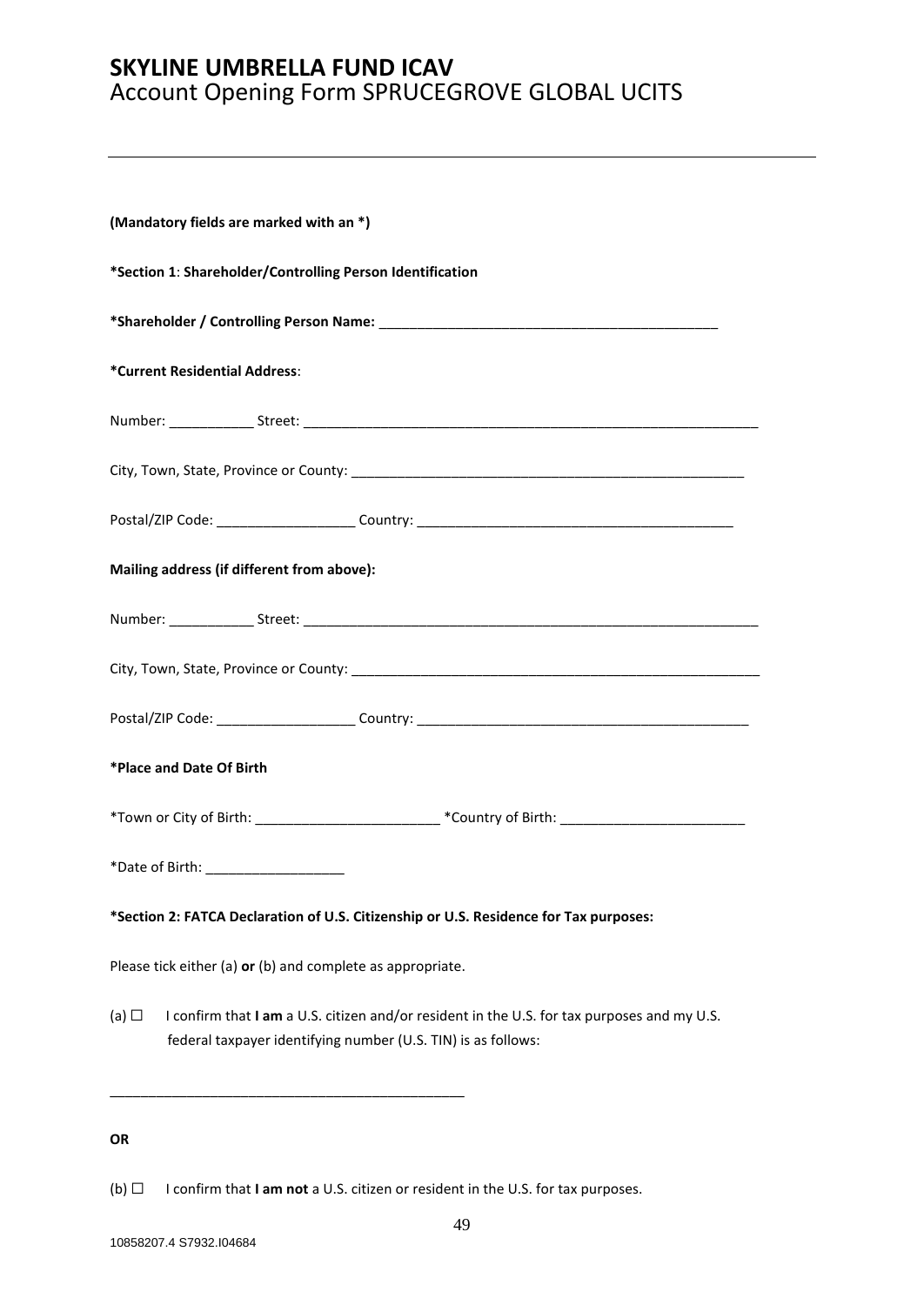# SKYLINE UMBRELLA FUND ICAV
## Account Opening Form SPRUCEGROVE GLOBAL UCITS

---

**(Mandatory fields are marked with an *)**

***Section 1**: **Shareholder/Controlling Person Identification***

***Shareholder / Controlling Person Name:** _____________________________________________

***Current Residential Address**:

Number: ___________ Street: _______________________________________________________________

City, Town, State, Province or County: _____________________________________________________

Postal/ZIP Code: __________________ Country: _________________________________________

**Mailing address (if different from above):**

Number: ___________ Street: _______________________________________________________________

City, Town, State, Province or County: _______________________________________________________

Postal/ZIP Code: __________________ Country: ____________________________________________

***Place and Date Of Birth**

*Town or City of Birth: ________________________ *Country of Birth: ________________________

*Date of Birth: __________________

***Section 2: FATCA Declaration of U.S. Citizenship or U.S. Residence for Tax purposes:**

Please tick either (a) **or** (b) and complete as appropriate.

(a) ☐ I confirm that **I am** a U.S. citizen and/or resident in the U.S. for tax purposes and my U.S. federal taxpayer identifying number (U.S. TIN) is as follows:

_______________________________________________

**OR**

(b) ☐ I confirm that **I am not** a U.S. citizen or resident in the U.S. for tax purposes.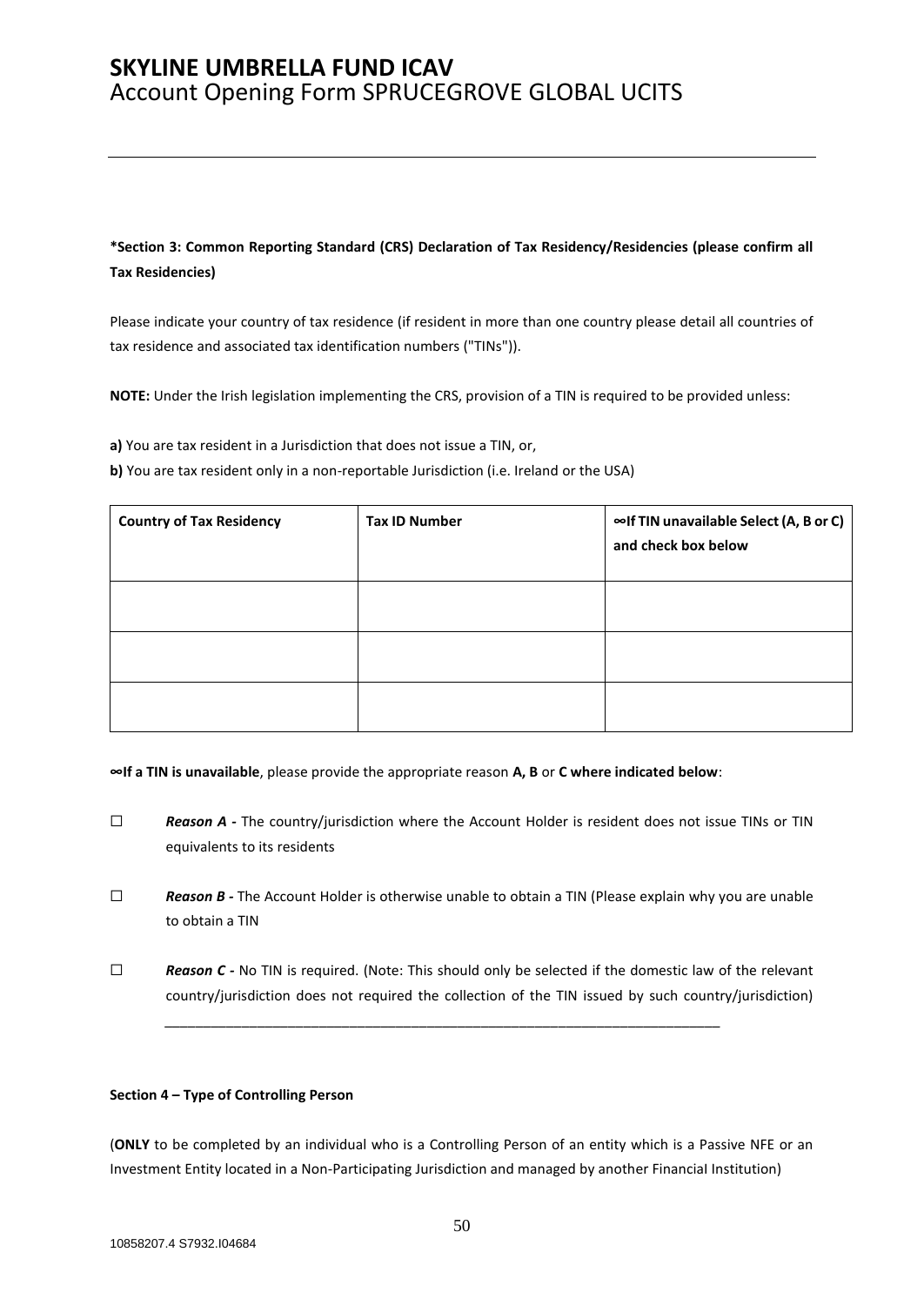**\*Section 3: Common Reporting Standard (CRS) Declaration of Tax Residency/Residencies (please confirm all Tax Residencies)**

Please indicate your country of tax residence (if resident in more than one country please detail all countries of tax residence and associated tax identification numbers ("TINs")).

**NOTE:** Under the Irish legislation implementing the CRS, provision of a TIN is required to be provided unless:

**a)** You are tax resident in a Jurisdiction that does not issue a TIN, or,

**b)** You are tax resident only in a non-reportable Jurisdiction (i.e. Ireland or the USA)

| Country of Tax Residency | Tax ID Number | ∞If TIN unavailable Select (A, B or C) and check box below |
|---|---|---|
| | | |
| | | |
| | | |

**∞If a TIN is unavailable**, please provide the appropriate reason **A, B** or **C where indicated below**:

☐ ***Reason A -*** The country/jurisdiction where the Account Holder is resident does not issue TINs or TIN equivalents to its residents

☐ ***Reason B -*** The Account Holder is otherwise unable to obtain a TIN (Please explain why you are unable to obtain a TIN

☐ ***Reason C -*** No TIN is required. (Note: This should only be selected if the domestic law of the relevant country/jurisdiction does not required the collection of the TIN issued by such country/jurisdiction)
___________________________________________________________________________

**Section 4 – Type of Controlling Person**

(**ONLY** to be completed by an individual who is a Controlling Person of an entity which is a Passive NFE or an Investment Entity located in a Non-Participating Jurisdiction and managed by another Financial Institution)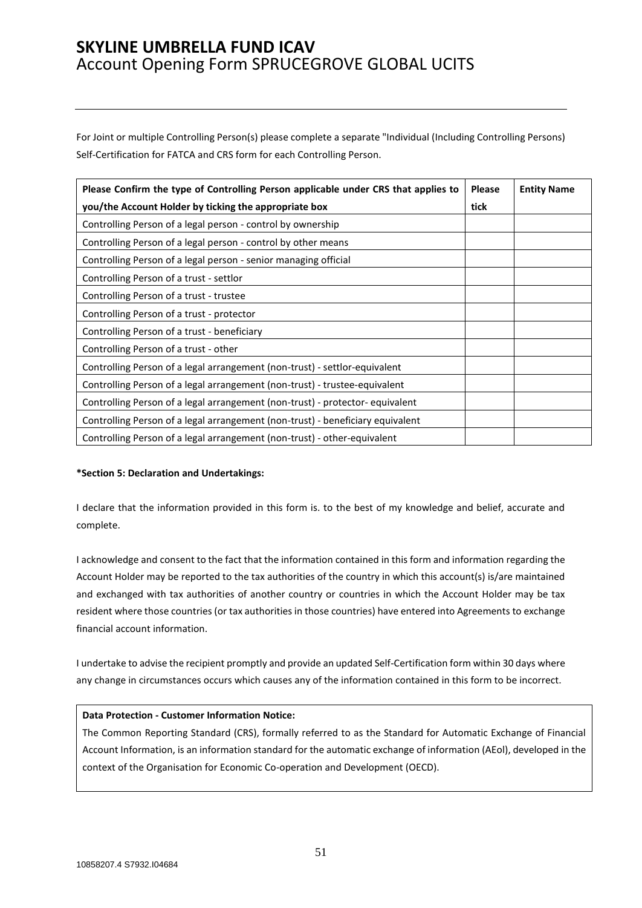For Joint or multiple Controlling Person(s) please complete a separate "Individual (Including Controlling Persons) Self-Certification for FATCA and CRS form for each Controlling Person.

| Please Confirm the type of Controlling Person applicable under CRS that applies to you/the Account Holder by ticking the appropriate box | Please tick | Entity Name |
|---|---|---|
| Controlling Person of a legal person - control by ownership | | |
| Controlling Person of a legal person - control by other means | | |
| Controlling Person of a legal person - senior managing official | | |
| Controlling Person of a trust - settlor | | |
| Controlling Person of a trust - trustee | | |
| Controlling Person of a trust - protector | | |
| Controlling Person of a trust - beneficiary | | |
| Controlling Person of a trust - other | | |
| Controlling Person of a legal arrangement (non-trust) - settlor-equivalent | | |
| Controlling Person of a legal arrangement (non-trust) - trustee-equivalent | | |
| Controlling Person of a legal arrangement (non-trust) - protector- equivalent | | |
| Controlling Person of a legal arrangement (non-trust) - beneficiary equivalent | | |
| Controlling Person of a legal arrangement (non-trust) - other-equivalent | | |

**\*Section 5: Declaration and Undertakings:**

I declare that the information provided in this form is. to the best of my knowledge and belief, accurate and complete.

I acknowledge and consent to the fact that the information contained in this form and information regarding the Account Holder may be reported to the tax authorities of the country in which this account(s) is/are maintained and exchanged with tax authorities of another country or countries in which the Account Holder may be tax resident where those countries (or tax authorities in those countries) have entered into Agreements to exchange financial account information.

I undertake to advise the recipient promptly and provide an updated Self-Certification form within 30 days where any change in circumstances occurs which causes any of the information contained in this form to be incorrect.

**Data Protection - Customer Information Notice:**

The Common Reporting Standard (CRS), formally referred to as the Standard for Automatic Exchange of Financial Account Information, is an information standard for the automatic exchange of information (AEoI), developed in the context of the Organisation for Economic Co-operation and Development (OECD).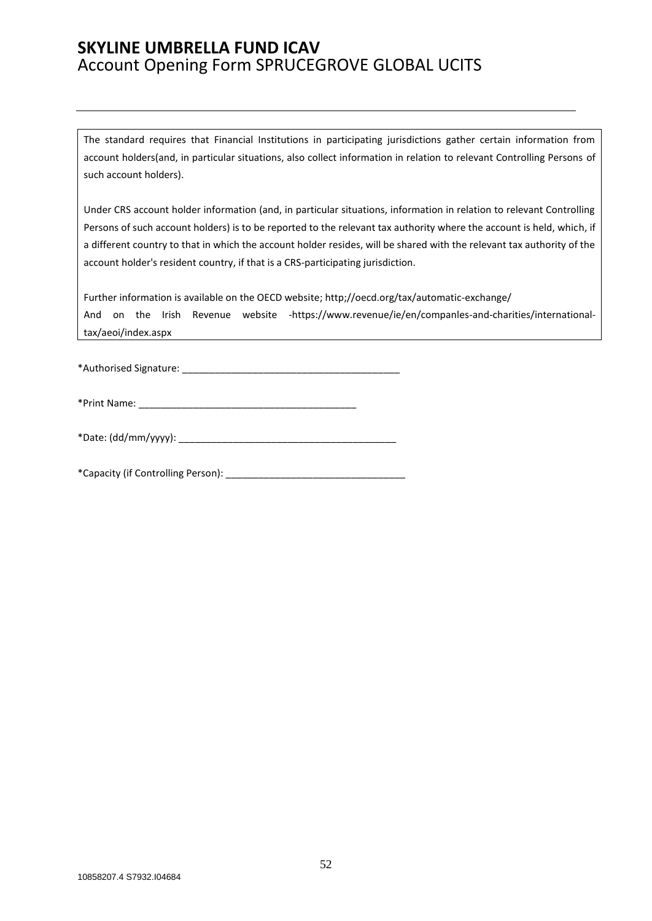The standard requires that Financial Institutions in participating jurisdictions gather certain information from account holders(and, in particular situations, also collect information in relation to relevant Controlling Persons of such account holders).

Under CRS account holder information (and, in particular situations, information in relation to relevant Controlling Persons of such account holders) is to be reported to the relevant tax authority where the account is held, which, if a different country to that in which the account holder resides, will be shared with the relevant tax authority of the account holder's resident country, if that is a CRS-participating jurisdiction.

Further information is available on the OECD website; http;//oecd.org/tax/automatic-exchange/
And on the Irish Revenue website -https://www.revenue/ie/en/companles-and-charities/international-tax/aeoi/index.aspx

*Authorised Signature: ________________________________________

*Print Name: ________________________________________

*Date: (dd/mm/yyyy): ________________________________________

*Capacity (if Controlling Person): ________________________________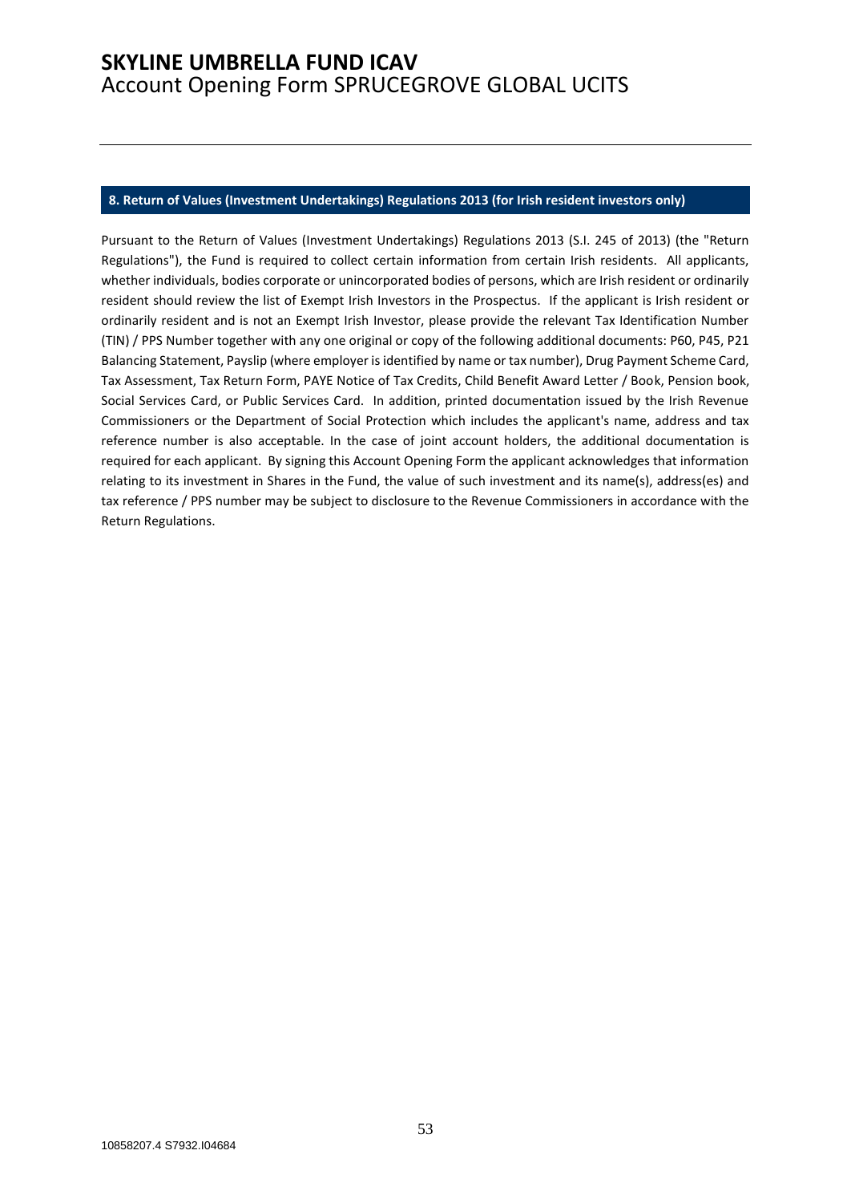## 8. Return of Values (Investment Undertakings) Regulations 2013 (for Irish resident investors only)

Pursuant to the Return of Values (Investment Undertakings) Regulations 2013 (S.I. 245 of 2013) (the "Return Regulations"), the Fund is required to collect certain information from certain Irish residents. All applicants, whether individuals, bodies corporate or unincorporated bodies of persons, which are Irish resident or ordinarily resident should review the list of Exempt Irish Investors in the Prospectus. If the applicant is Irish resident or ordinarily resident and is not an Exempt Irish Investor, please provide the relevant Tax Identification Number (TIN) / PPS Number together with any one original or copy of the following additional documents: P60, P45, P21 Balancing Statement, Payslip (where employer is identified by name or tax number), Drug Payment Scheme Card, Tax Assessment, Tax Return Form, PAYE Notice of Tax Credits, Child Benefit Award Letter / Book, Pension book, Social Services Card, or Public Services Card. In addition, printed documentation issued by the Irish Revenue Commissioners or the Department of Social Protection which includes the applicant's name, address and tax reference number is also acceptable. In the case of joint account holders, the additional documentation is required for each applicant. By signing this Account Opening Form the applicant acknowledges that information relating to its investment in Shares in the Fund, the value of such investment and its name(s), address(es) and tax reference / PPS number may be subject to disclosure to the Revenue Commissioners in accordance with the Return Regulations.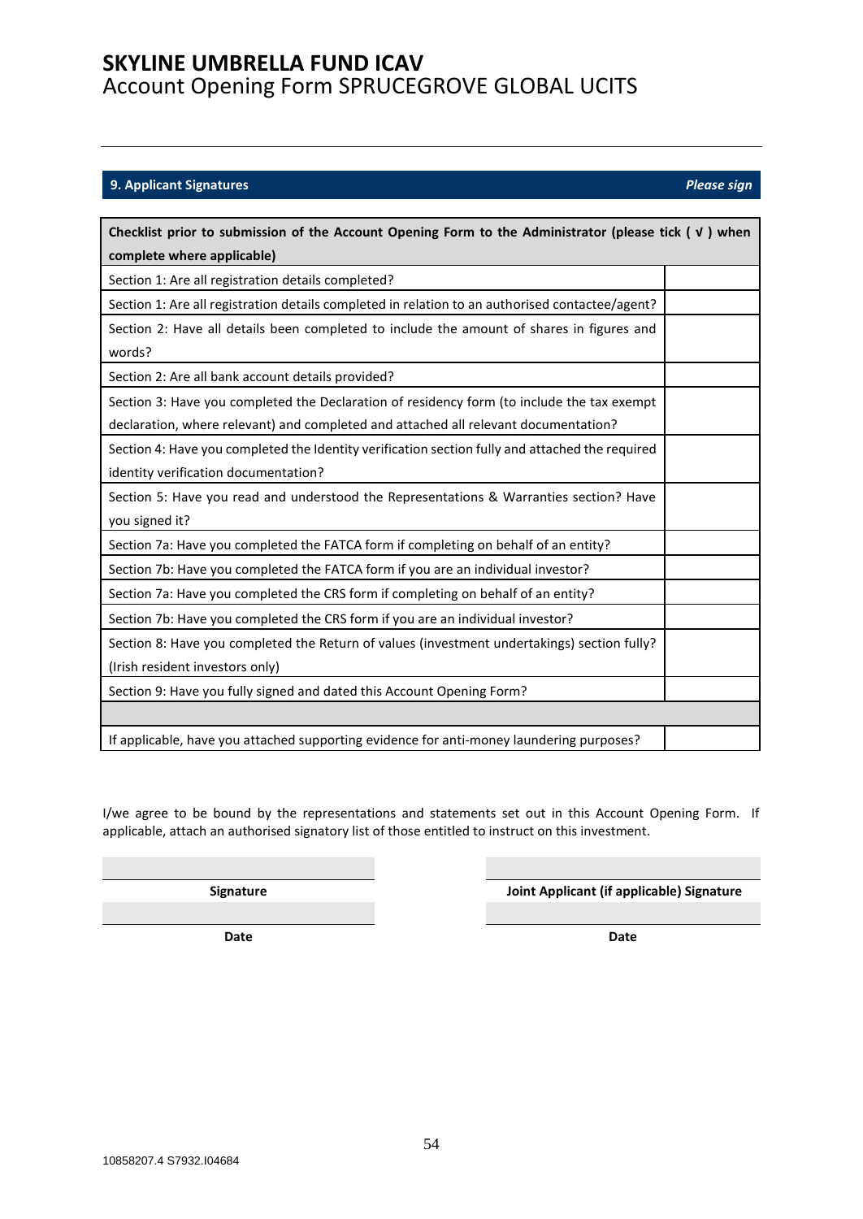## 9. Applicant Signatures

*Please sign*

| Checklist prior to submission of the Account Opening Form to the Administrator (please tick ( √ ) when complete where applicable) | |
|---|---|
| Section 1: Are all registration details completed? | |
| Section 1: Are all registration details completed in relation to an authorised contactee/agent? | |
| Section 2: Have all details been completed to include the amount of shares in figures and words? | |
| Section 2: Are all bank account details provided? | |
| Section 3: Have you completed the Declaration of residency form (to include the tax exempt declaration, where relevant) and completed and attached all relevant documentation? | |
| Section 4: Have you completed the Identity verification section fully and attached the required identity verification documentation? | |
| Section 5: Have you read and understood the Representations & Warranties section? Have you signed it? | |
| Section 7a: Have you completed the FATCA form if completing on behalf of an entity? | |
| Section 7b: Have you completed the FATCA form if you are an individual investor? | |
| Section 7a: Have you completed the CRS form if completing on behalf of an entity? | |
| Section 7b: Have you completed the CRS form if you are an individual investor? | |
| Section 8: Have you completed the Return of values (investment undertakings) section fully? (Irish resident investors only) | |
| Section 9: Have you fully signed and dated this Account Opening Form? | |
| | |
| If applicable, have you attached supporting evidence for anti-money laundering purposes? | |

I/we agree to be bound by the representations and statements set out in this Account Opening Form. If applicable, attach an authorised signatory list of those entitled to instruct on this investment.

| | |
|---|---|
| | |
| **Signature** | **Joint Applicant (if applicable) Signature** |
| | |
| **Date** | **Date** |

10858207.4 S7932.I04684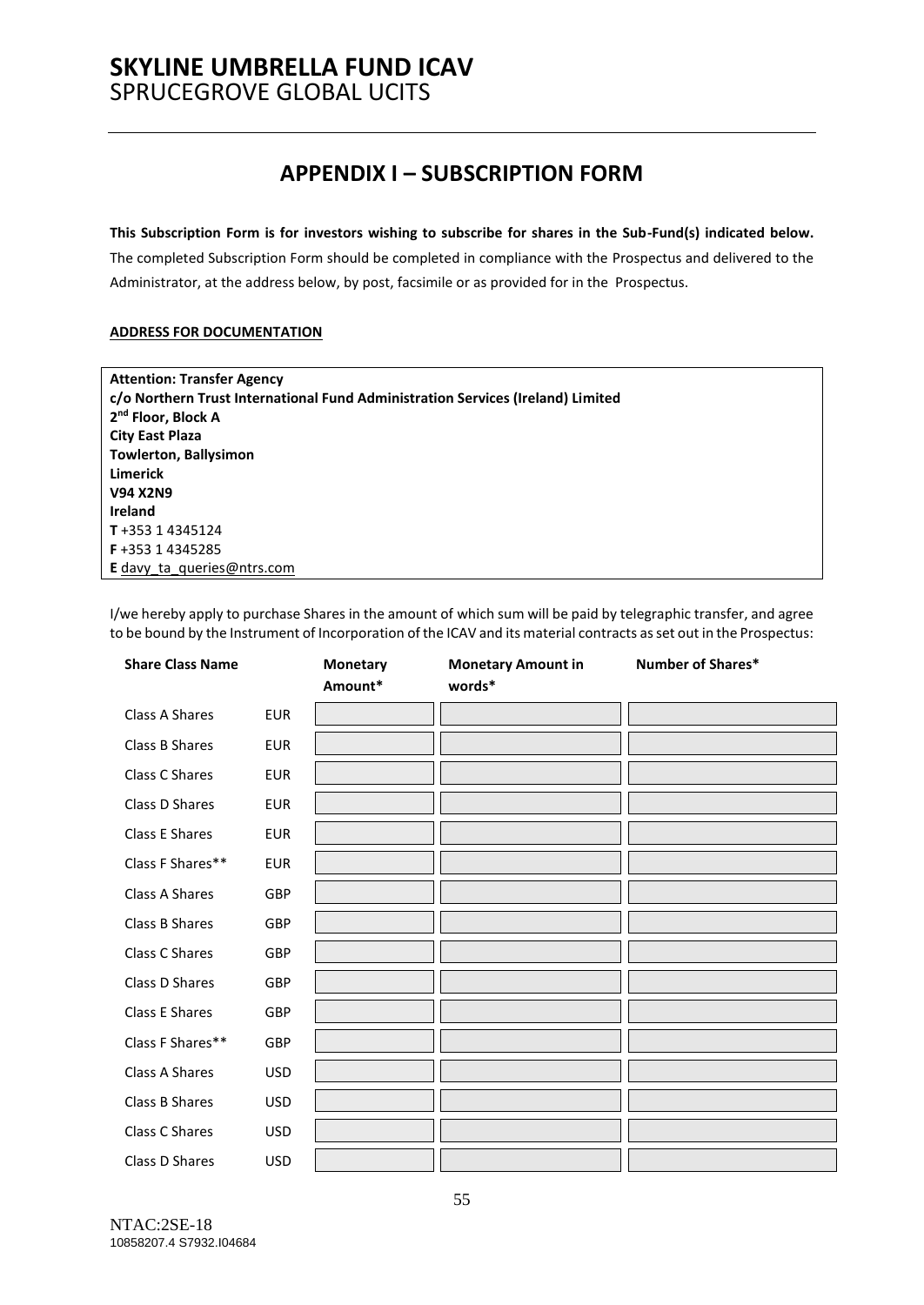# SKYLINE UMBRELLA FUND ICAV

SPRUCEGROVE GLOBAL UCITS

## APPENDIX I – SUBSCRIPTION FORM

**This Subscription Form is for investors wishing to subscribe for shares in the Sub-Fund(s) indicated below.** The completed Subscription Form should be completed in compliance with the Prospectus and delivered to the Administrator, at the address below, by post, facsimile or as provided for in the Prospectus.

**ADDRESS FOR DOCUMENTATION**

**Attention: Transfer Agency**
**c/o Northern Trust International Fund Administration Services (Ireland) Limited**
**2nd Floor, Block A**
**City East Plaza**
**Towlerton, Ballysimon**
**Limerick**
**V94 X2N9**
**Ireland**
**T** +353 1 4345124
**F** +353 1 4345285
**E** davy_ta_queries@ntrs.com

I/we hereby apply to purchase Shares in the amount of which sum will be paid by telegraphic transfer, and agree to be bound by the Instrument of Incorporation of the ICAV and its material contracts as set out in the Prospectus:

| Share Class Name | | Monetary Amount* | Monetary Amount in words* | Number of Shares* |
|---|---|---|---|---|
| Class A Shares | EUR | | | |
| Class B Shares | EUR | | | |
| Class C Shares | EUR | | | |
| Class D Shares | EUR | | | |
| Class E Shares | EUR | | | |
| Class F Shares** | EUR | | | |
| Class A Shares | GBP | | | |
| Class B Shares | GBP | | | |
| Class C Shares | GBP | | | |
| Class D Shares | GBP | | | |
| Class E Shares | GBP | | | |
| Class F Shares** | GBP | | | |
| Class A Shares | USD | | | |
| Class B Shares | USD | | | |
| Class C Shares | USD | | | |
| Class D Shares | USD | | | |

NTAC:2SE-18
10858207.4 S7932.I04684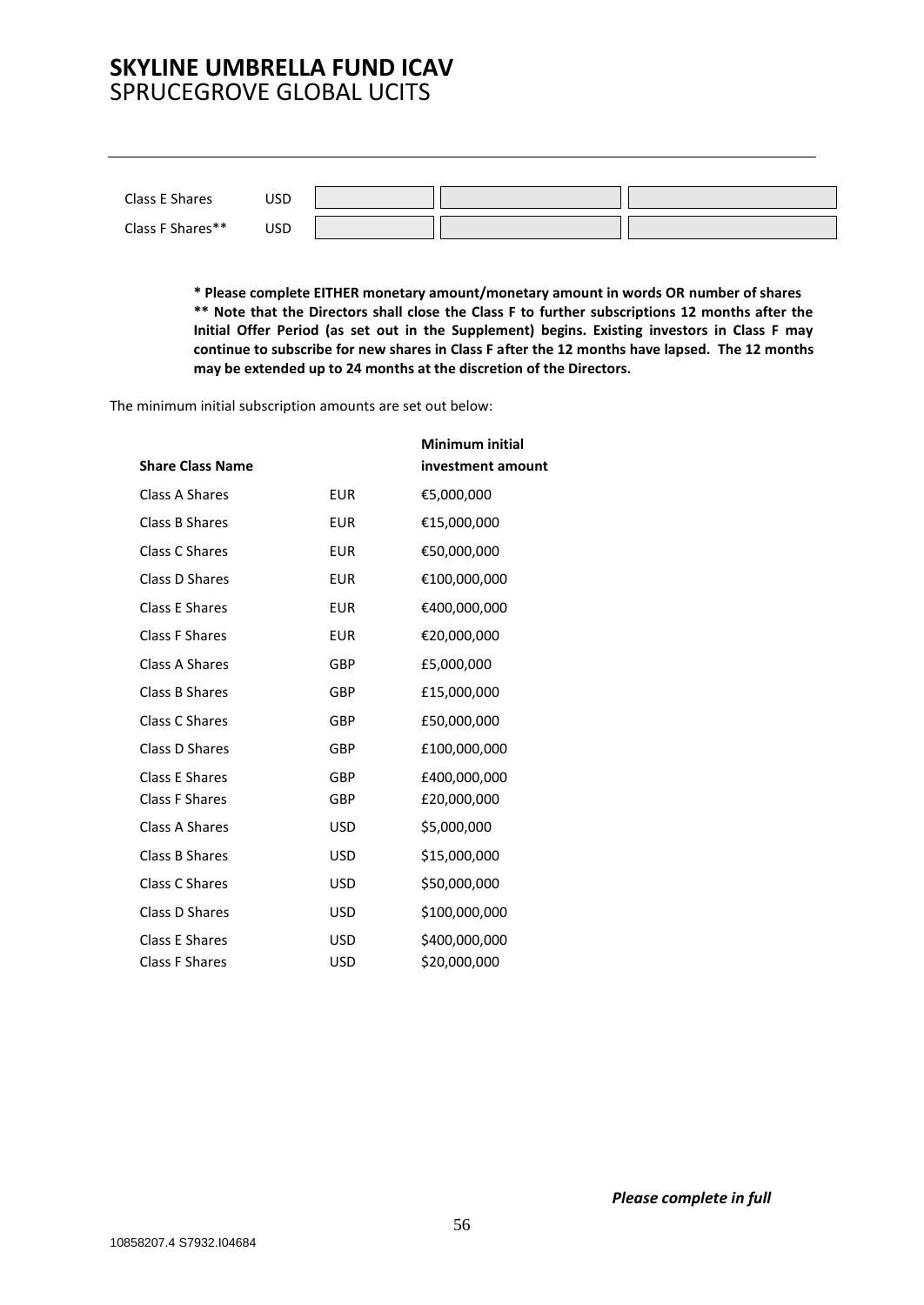| | | | | |
|---|---|---|---|---|
| Class E Shares | USD | | | |
| Class F Shares** | USD | | | |

**\* Please complete EITHER monetary amount/monetary amount in words OR number of shares**
**\*\* Note that the Directors shall close the Class F to further subscriptions 12 months after the Initial Offer Period (as set out in the Supplement) begins. Existing investors in Class F may continue to subscribe for new shares in Class F after the 12 months have lapsed. The 12 months may be extended up to 24 months at the discretion of the Directors.**

The minimum initial subscription amounts are set out below:

| Share Class Name | | Minimum initial investment amount |
|---|---|---|
| Class A Shares | EUR | €5,000,000 |
| Class B Shares | EUR | €15,000,000 |
| Class C Shares | EUR | €50,000,000 |
| Class D Shares | EUR | €100,000,000 |
| Class E Shares | EUR | €400,000,000 |
| Class F Shares | EUR | €20,000,000 |
| Class A Shares | GBP | £5,000,000 |
| Class B Shares | GBP | £15,000,000 |
| Class C Shares | GBP | £50,000,000 |
| Class D Shares | GBP | £100,000,000 |
| Class E Shares | GBP | £400,000,000 |
| Class F Shares | GBP | £20,000,000 |
| Class A Shares | USD | $5,000,000 |
| Class B Shares | USD | $15,000,000 |
| Class C Shares | USD | $50,000,000 |
| Class D Shares | USD | $100,000,000 |
| Class E Shares | USD | $400,000,000 |
| Class F Shares | USD | $20,000,000 |

***Please complete in full***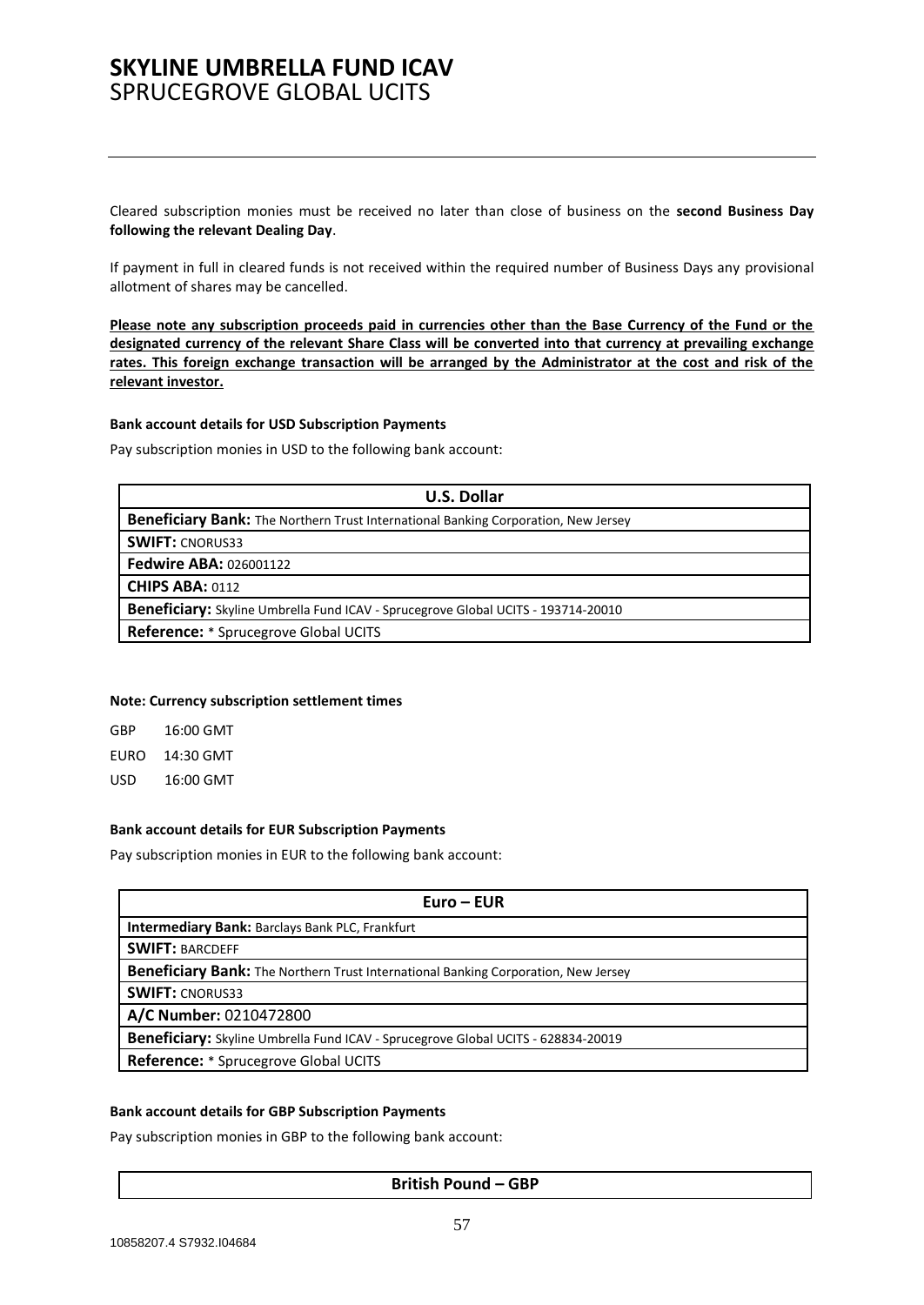Cleared subscription monies must be received no later than close of business on the **second Business Day following the relevant Dealing Day**.

If payment in full in cleared funds is not received within the required number of Business Days any provisional allotment of shares may be cancelled.

**Please note any subscription proceeds paid in currencies other than the Base Currency of the Fund or the designated currency of the relevant Share Class will be converted into that currency at prevailing exchange rates. This foreign exchange transaction will be arranged by the Administrator at the cost and risk of the relevant investor.**

**Bank account details for USD Subscription Payments**

Pay subscription monies in USD to the following bank account:

| U.S. Dollar |
|---|
| **Beneficiary Bank:** The Northern Trust International Banking Corporation, New Jersey |
| **SWIFT:** CNORUS33 |
| **Fedwire ABA:** 026001122 |
| **CHIPS ABA:** 0112 |
| **Beneficiary:** Skyline Umbrella Fund ICAV - Sprucegrove Global UCITS - 193714-20010 |
| **Reference:** * Sprucegrove Global UCITS |

**Note: Currency subscription settlement times**

GBP 16:00 GMT

EURO 14:30 GMT

USD 16:00 GMT

**Bank account details for EUR Subscription Payments**

Pay subscription monies in EUR to the following bank account:

| Euro – EUR |
|---|
| **Intermediary Bank:** Barclays Bank PLC, Frankfurt |
| **SWIFT:** BARCDEFF |
| **Beneficiary Bank:** The Northern Trust International Banking Corporation, New Jersey |
| **SWIFT:** CNORUS33 |
| **A/C Number:** 0210472800 |
| **Beneficiary:** Skyline Umbrella Fund ICAV - Sprucegrove Global UCITS - 628834-20019 |
| **Reference:** * Sprucegrove Global UCITS |

**Bank account details for GBP Subscription Payments**

Pay subscription monies in GBP to the following bank account:

| British Pound – GBP |
|---|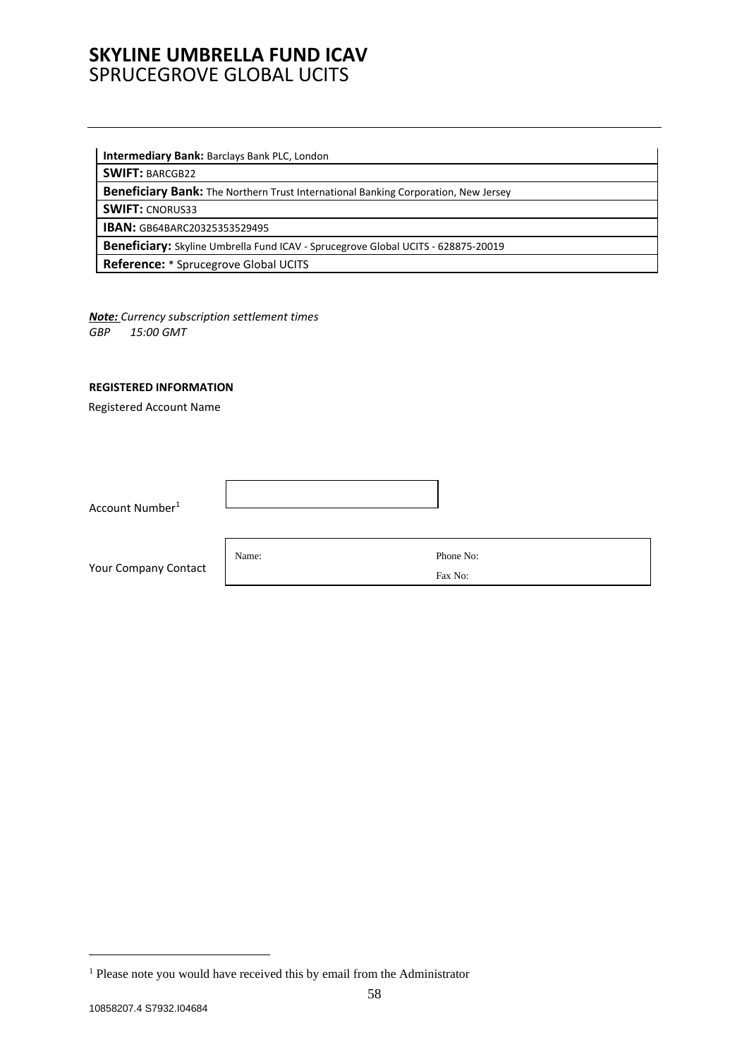# SKYLINE UMBRELLA FUND ICAV
SPRUCEGROVE GLOBAL UCITS

| |
|---|
| **Intermediary Bank:** Barclays Bank PLC, London |
| **SWIFT:** BARCGB22 |
| **Beneficiary Bank:** The Northern Trust International Banking Corporation, New Jersey |
| **SWIFT:** CNORUS33 |
| **IBAN:** GB64BARC20325353529495 |
| **Beneficiary:** Skyline Umbrella Fund ICAV - Sprucegrove Global UCITS - 628875-20019 |
| **Reference:** * Sprucegrove Global UCITS |

***Note:*** *Currency subscription settlement times*
*GBP 15:00 GMT*

**REGISTERED INFORMATION**

Registered Account Name

Account Number[1]

Your Company Contact

| Name: | Phone No: |
|---|---|
| | Fax No: |

[1] Please note you would have received this by email from the Administrator

10858207.4 S7932.I04684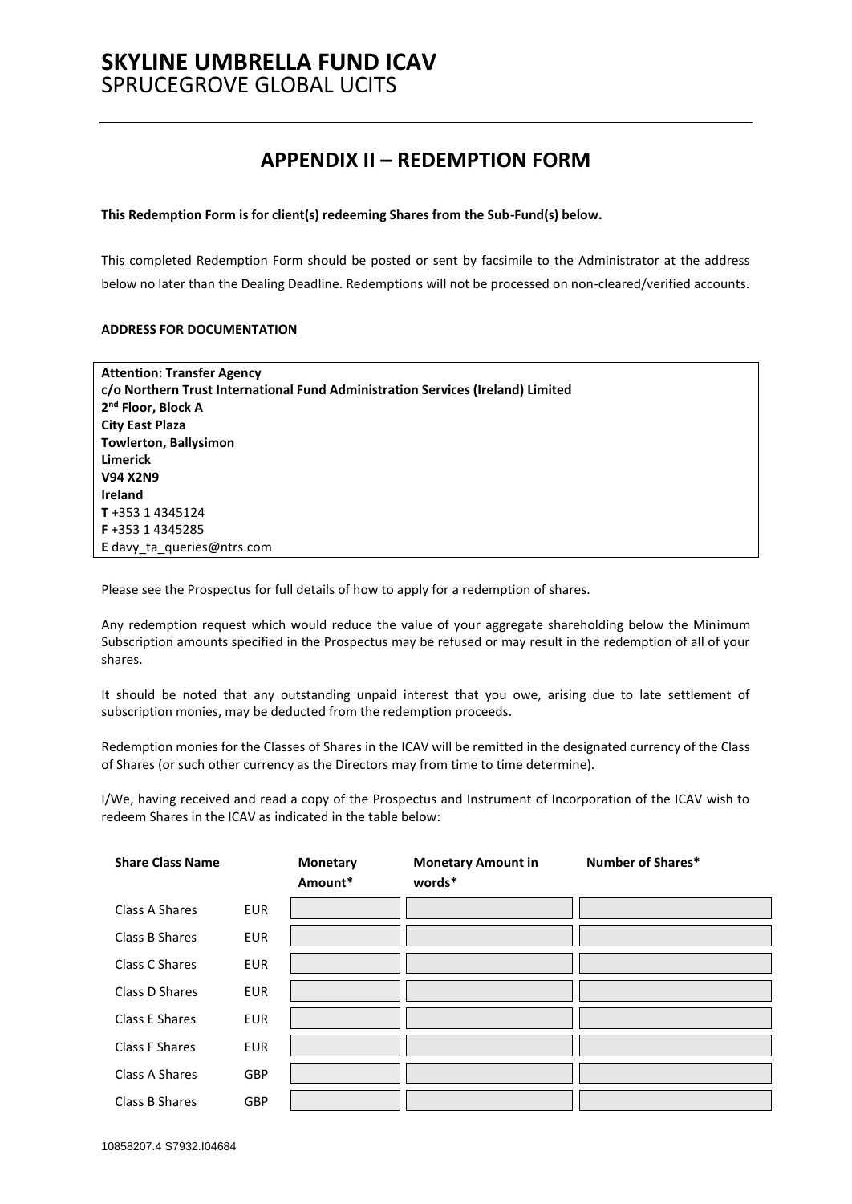# SKYLINE UMBRELLA FUND ICAV
SPRUCEGROVE GLOBAL UCITS

## APPENDIX II – REDEMPTION FORM

**This Redemption Form is for client(s) redeeming Shares from the Sub-Fund(s) below.**

This completed Redemption Form should be posted or sent by facsimile to the Administrator at the address below no later than the Dealing Deadline. Redemptions will not be processed on non-cleared/verified accounts.

**ADDRESS FOR DOCUMENTATION**

**Attention: Transfer Agency**
**c/o Northern Trust International Fund Administration Services (Ireland) Limited**
**2nd Floor, Block A**
**City East Plaza**
**Towlerton, Ballysimon**
**Limerick**
**V94 X2N9**
**Ireland**
**T** +353 1 4345124
**F** +353 1 4345285
**E** davy_ta_queries@ntrs.com

Please see the Prospectus for full details of how to apply for a redemption of shares.

Any redemption request which would reduce the value of your aggregate shareholding below the Minimum Subscription amounts specified in the Prospectus may be refused or may result in the redemption of all of your shares.

It should be noted that any outstanding unpaid interest that you owe, arising due to late settlement of subscription monies, may be deducted from the redemption proceeds.

Redemption monies for the Classes of Shares in the ICAV will be remitted in the designated currency of the Class of Shares (or such other currency as the Directors may from time to time determine).

I/We, having received and read a copy of the Prospectus and Instrument of Incorporation of the ICAV wish to redeem Shares in the ICAV as indicated in the table below:

| Share Class Name | | Monetary Amount* | Monetary Amount in words* | Number of Shares* |
|---|---|---|---|---|
| Class A Shares | EUR | | | |
| Class B Shares | EUR | | | |
| Class C Shares | EUR | | | |
| Class D Shares | EUR | | | |
| Class E Shares | EUR | | | |
| Class F Shares | EUR | | | |
| Class A Shares | GBP | | | |
| Class B Shares | GBP | | | |

10858207.4 S7932.I04684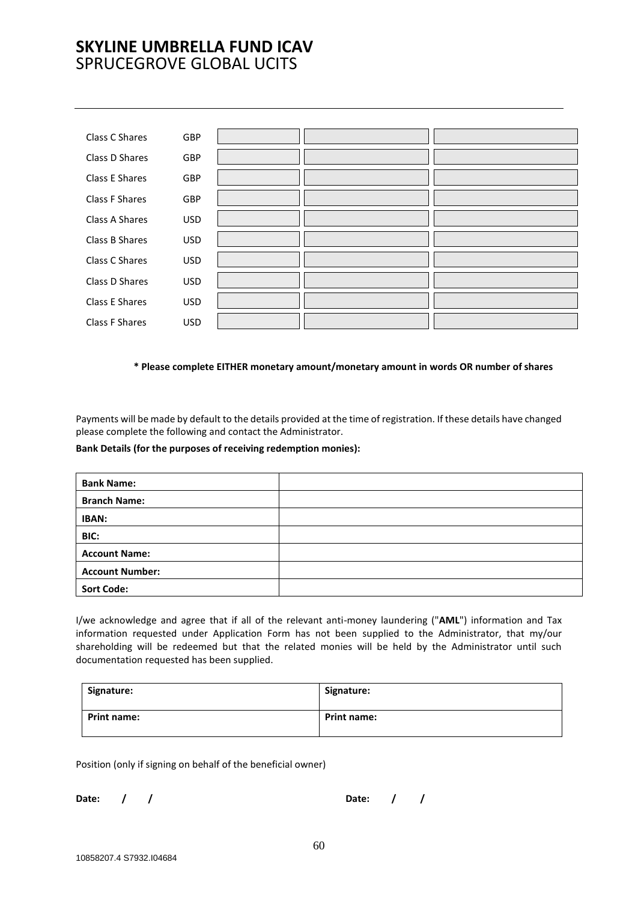# SKYLINE UMBRELLA FUND ICAV
SPRUCEGROVE GLOBAL UCITS

| | | | | |
|---|---|---|---|---|
| Class C Shares | GBP | | | |
| Class D Shares | GBP | | | |
| Class E Shares | GBP | | | |
| Class F Shares | GBP | | | |
| Class A Shares | USD | | | |
| Class B Shares | USD | | | |
| Class C Shares | USD | | | |
| Class D Shares | USD | | | |
| Class E Shares | USD | | | |
| Class F Shares | USD | | | |

**\* Please complete EITHER monetary amount/monetary amount in words OR number of shares**

Payments will be made by default to the details provided at the time of registration. If these details have changed please complete the following and contact the Administrator.

**Bank Details (for the purposes of receiving redemption monies):**

| | |
|---|---|
| **Bank Name:** | |
| **Branch Name:** | |
| **IBAN:** | |
| **BIC:** | |
| **Account Name:** | |
| **Account Number:** | |
| **Sort Code:** | |

I/we acknowledge and agree that if all of the relevant anti-money laundering ("**AML**") information and Tax information requested under Application Form has not been supplied to the Administrator, that my/our shareholding will be redeemed but that the related monies will be held by the Administrator until such documentation requested has been supplied.

| | |
|---|---|
| **Signature:** | **Signature:** |
| **Print name:** | **Print name:** |

Position (only if signing on behalf of the beneficial owner)

**Date: / /** &nbsp;&nbsp;&nbsp;&nbsp;&nbsp;&nbsp;&nbsp;&nbsp; **Date: / /**

10858207.4 S7932.I04684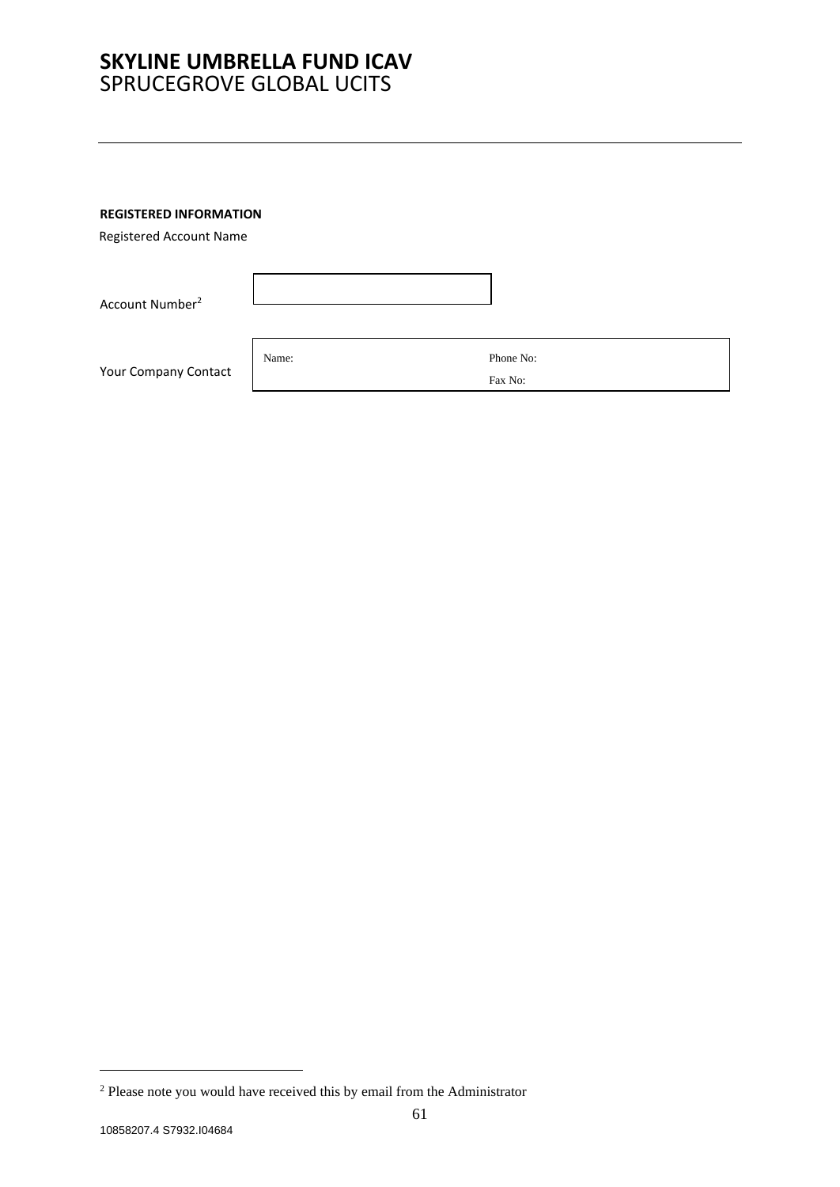**SKYLINE UMBRELLA FUND ICAV**
SPRUCEGROVE GLOBAL UCITS

---

**REGISTERED INFORMATION**

Registered Account Name

| | |
|---|---|
| Account Number[2] | |

| | | |
|---|---|---|
| Your Company Contact | Name: | Phone No:<br>Fax No: |

[2] Please note you would have received this by email from the Administrator

10858207.4 S7932.I04684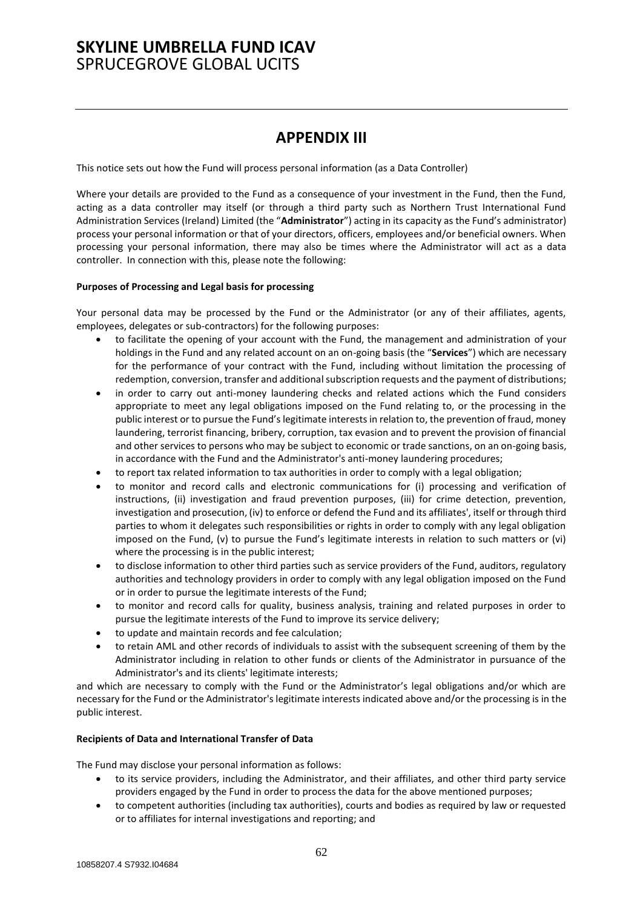# APPENDIX III

This notice sets out how the Fund will process personal information (as a Data Controller)

Where your details are provided to the Fund as a consequence of your investment in the Fund, then the Fund, acting as a data controller may itself (or through a third party such as Northern Trust International Fund Administration Services (Ireland) Limited (the "**Administrator**") acting in its capacity as the Fund's administrator) process your personal information or that of your directors, officers, employees and/or beneficial owners. When processing your personal information, there may also be times where the Administrator will act as a data controller. In connection with this, please note the following:

**Purposes of Processing and Legal basis for processing**

Your personal data may be processed by the Fund or the Administrator (or any of their affiliates, agents, employees, delegates or sub-contractors) for the following purposes:

- to facilitate the opening of your account with the Fund, the management and administration of your holdings in the Fund and any related account on an on-going basis (the "**Services**") which are necessary for the performance of your contract with the Fund, including without limitation the processing of redemption, conversion, transfer and additional subscription requests and the payment of distributions;
- in order to carry out anti-money laundering checks and related actions which the Fund considers appropriate to meet any legal obligations imposed on the Fund relating to, or the processing in the public interest or to pursue the Fund's legitimate interests in relation to, the prevention of fraud, money laundering, terrorist financing, bribery, corruption, tax evasion and to prevent the provision of financial and other services to persons who may be subject to economic or trade sanctions, on an on-going basis, in accordance with the Fund and the Administrator's anti-money laundering procedures;
- to report tax related information to tax authorities in order to comply with a legal obligation;
- to monitor and record calls and electronic communications for (i) processing and verification of instructions, (ii) investigation and fraud prevention purposes, (iii) for crime detection, prevention, investigation and prosecution, (iv) to enforce or defend the Fund and its affiliates', itself or through third parties to whom it delegates such responsibilities or rights in order to comply with any legal obligation imposed on the Fund, (v) to pursue the Fund's legitimate interests in relation to such matters or (vi) where the processing is in the public interest;
- to disclose information to other third parties such as service providers of the Fund, auditors, regulatory authorities and technology providers in order to comply with any legal obligation imposed on the Fund or in order to pursue the legitimate interests of the Fund;
- to monitor and record calls for quality, business analysis, training and related purposes in order to pursue the legitimate interests of the Fund to improve its service delivery;
- to update and maintain records and fee calculation;
- to retain AML and other records of individuals to assist with the subsequent screening of them by the Administrator including in relation to other funds or clients of the Administrator in pursuance of the Administrator's and its clients' legitimate interests;

and which are necessary to comply with the Fund or the Administrator's legal obligations and/or which are necessary for the Fund or the Administrator's legitimate interests indicated above and/or the processing is in the public interest.

**Recipients of Data and International Transfer of Data**

The Fund may disclose your personal information as follows:

- to its service providers, including the Administrator, and their affiliates, and other third party service providers engaged by the Fund in order to process the data for the above mentioned purposes;
- to competent authorities (including tax authorities), courts and bodies as required by law or requested or to affiliates for internal investigations and reporting; and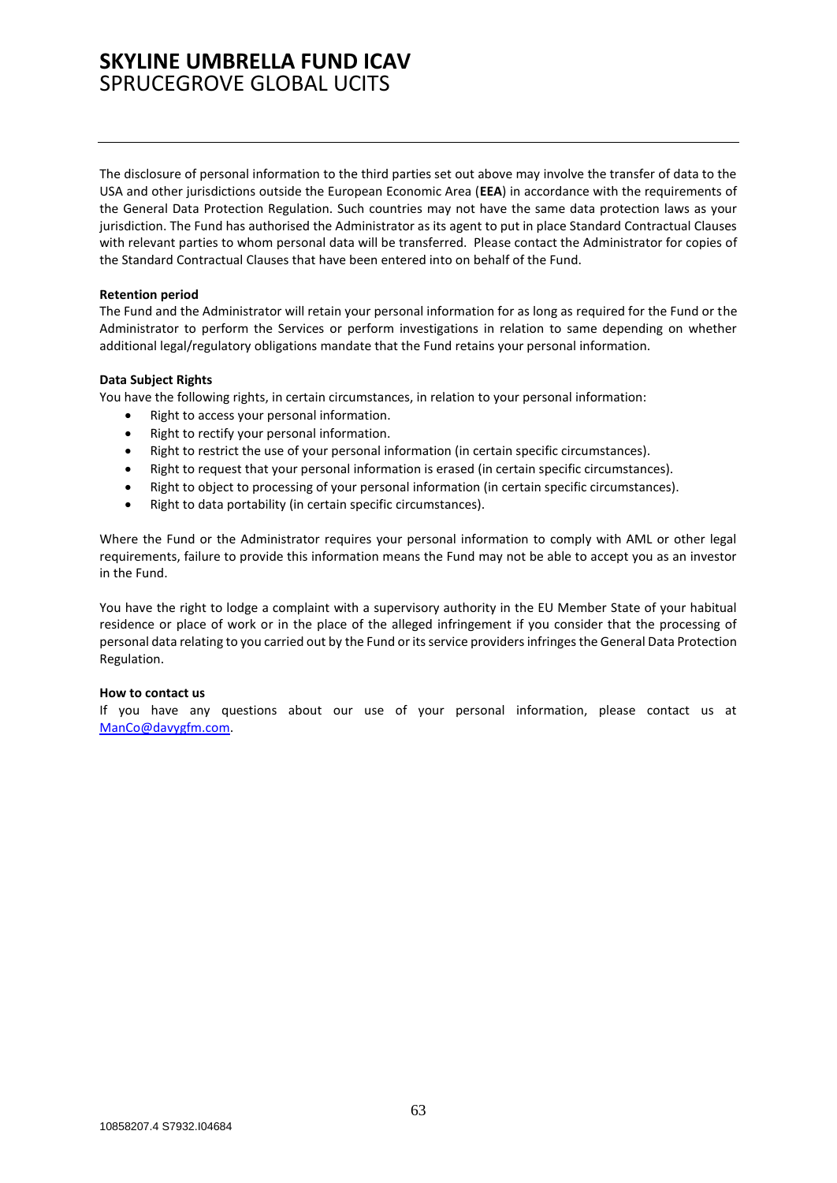The disclosure of personal information to the third parties set out above may involve the transfer of data to the USA and other jurisdictions outside the European Economic Area (**EEA**) in accordance with the requirements of the General Data Protection Regulation. Such countries may not have the same data protection laws as your jurisdiction. The Fund has authorised the Administrator as its agent to put in place Standard Contractual Clauses with relevant parties to whom personal data will be transferred. Please contact the Administrator for copies of the Standard Contractual Clauses that have been entered into on behalf of the Fund.

**Retention period**

The Fund and the Administrator will retain your personal information for as long as required for the Fund or the Administrator to perform the Services or perform investigations in relation to same depending on whether additional legal/regulatory obligations mandate that the Fund retains your personal information.

**Data Subject Rights**

You have the following rights, in certain circumstances, in relation to your personal information:

- Right to access your personal information.
- Right to rectify your personal information.
- Right to restrict the use of your personal information (in certain specific circumstances).
- Right to request that your personal information is erased (in certain specific circumstances).
- Right to object to processing of your personal information (in certain specific circumstances).
- Right to data portability (in certain specific circumstances).

Where the Fund or the Administrator requires your personal information to comply with AML or other legal requirements, failure to provide this information means the Fund may not be able to accept you as an investor in the Fund.

You have the right to lodge a complaint with a supervisory authority in the EU Member State of your habitual residence or place of work or in the place of the alleged infringement if you consider that the processing of personal data relating to you carried out by the Fund or its service providers infringes the General Data Protection Regulation.

**How to contact us**

If you have any questions about our use of your personal information, please contact us at ManCo@davygfm.com.